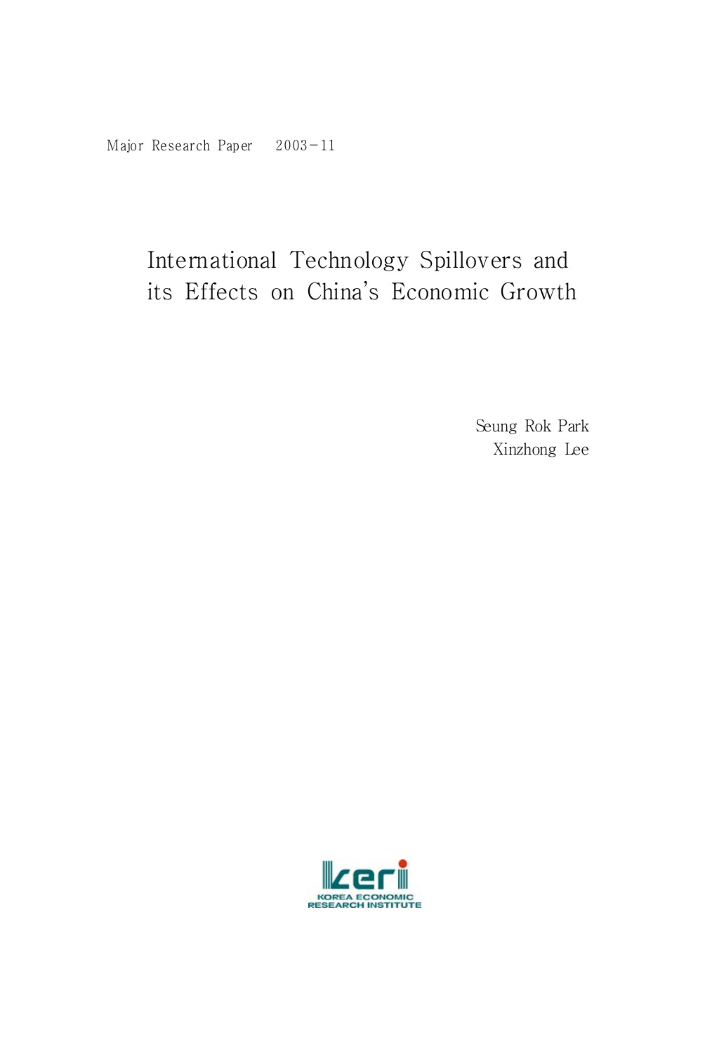Major Research Paper 2003-11

# International Technology Spillovers and its Effects on China's Economic Growth

Seung Rok Park
Xinzhong Lee

KOREA ECONOMIC RESEARCH INSTITUTE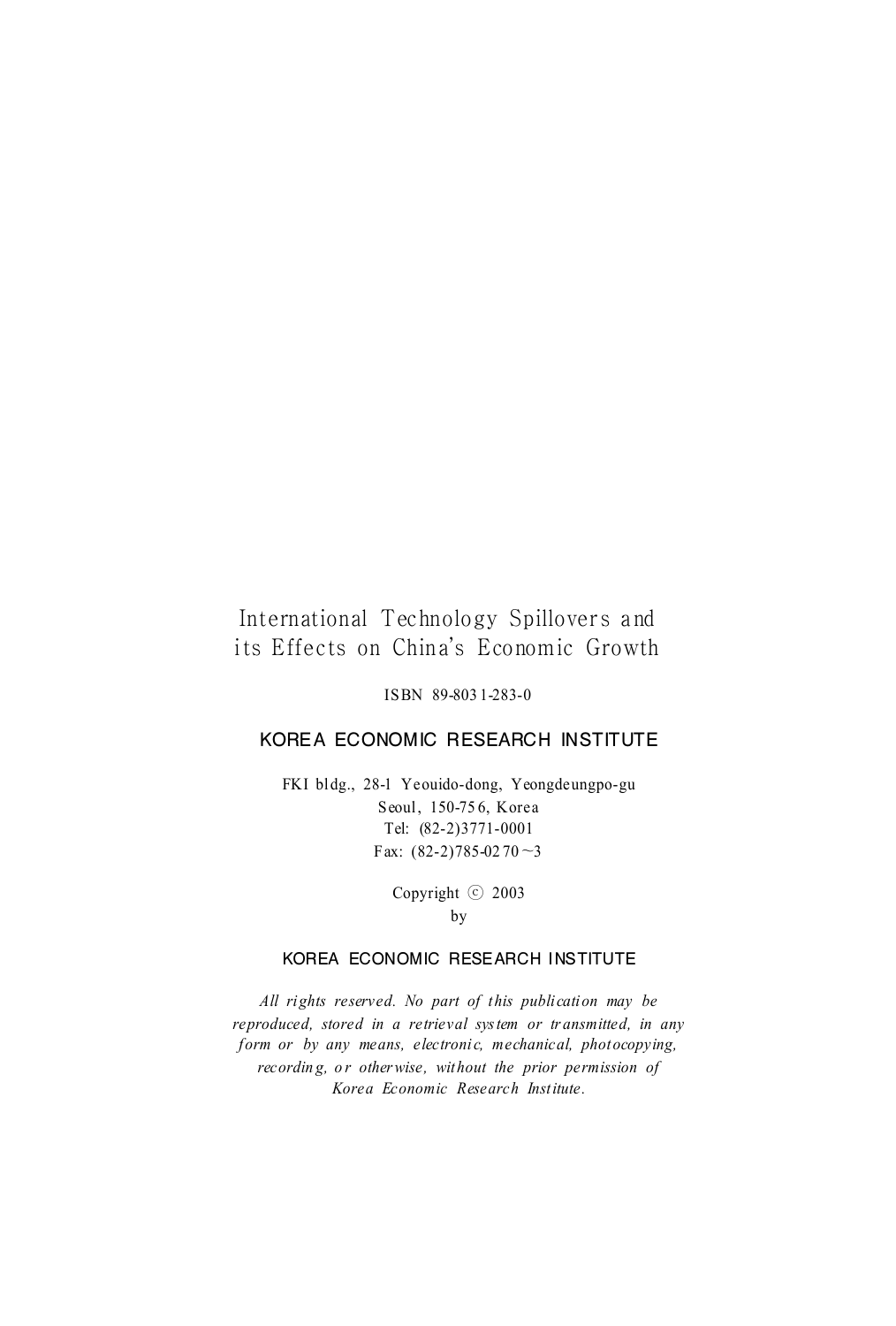# International Technology Spillovers and its Effects on China's Economic Growth

ISBN 89-8031-283-0

**KOREA ECONOMIC RESEARCH INSTITUTE**

FKI bldg., 28-1 Yeouido-dong, Yeongdeungpo-gu
Seoul, 150-756, Korea
Tel: (82-2)3771-0001
Fax: (82-2)785-0270~3

Copyright ⓒ 2003
by

**KOREA ECONOMIC RESEARCH INSTITUTE**

*All rights reserved. No part of this publication may be reproduced, stored in a retrieval system or transmitted, in any form or by any means, electronic, mechanical, photocopying, recording, or otherwise, without the prior permission of Korea Economic Research Institute.*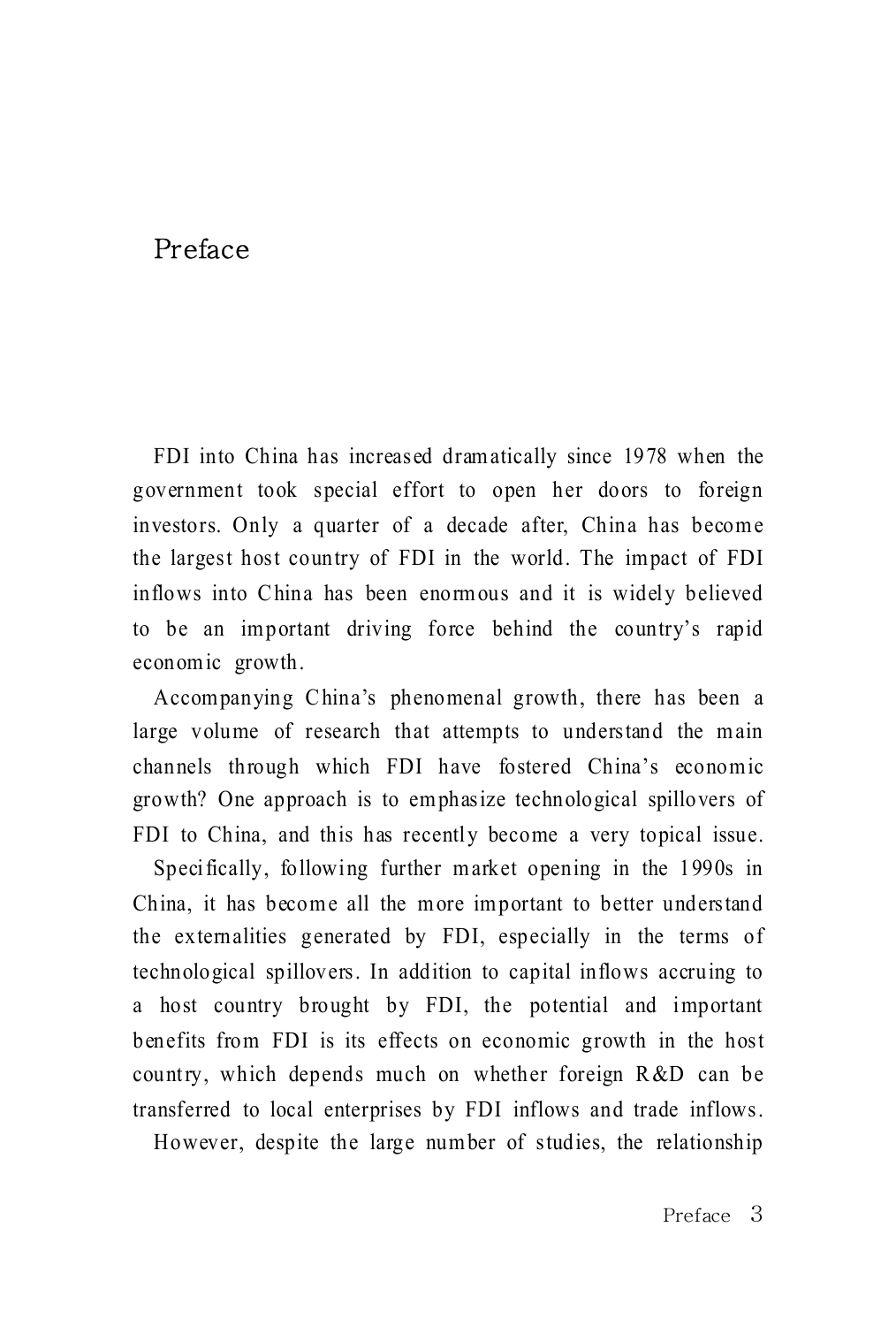# Preface

FDI into China has increased dramatically since 1978 when the government took special effort to open her doors to foreign investors. Only a quarter of a decade after, China has become the largest host country of FDI in the world. The impact of FDI inflows into China has been enormous and it is widely believed to be an important driving force behind the country's rapid economic growth.

Accompanying China's phenomenal growth, there has been a large volume of research that attempts to understand the main channels through which FDI have fostered China's economic growth? One approach is to emphasize technological spillovers of FDI to China, and this has recently become a very topical issue.

Specifically, following further market opening in the 1990s in China, it has become all the more important to better understand the externalities generated by FDI, especially in the terms of technological spillovers. In addition to capital inflows accruing to a host country brought by FDI, the potential and important benefits from FDI is its effects on economic growth in the host country, which depends much on whether foreign R&D can be transferred to local enterprises by FDI inflows and trade inflows.

However, despite the large number of studies, the relationship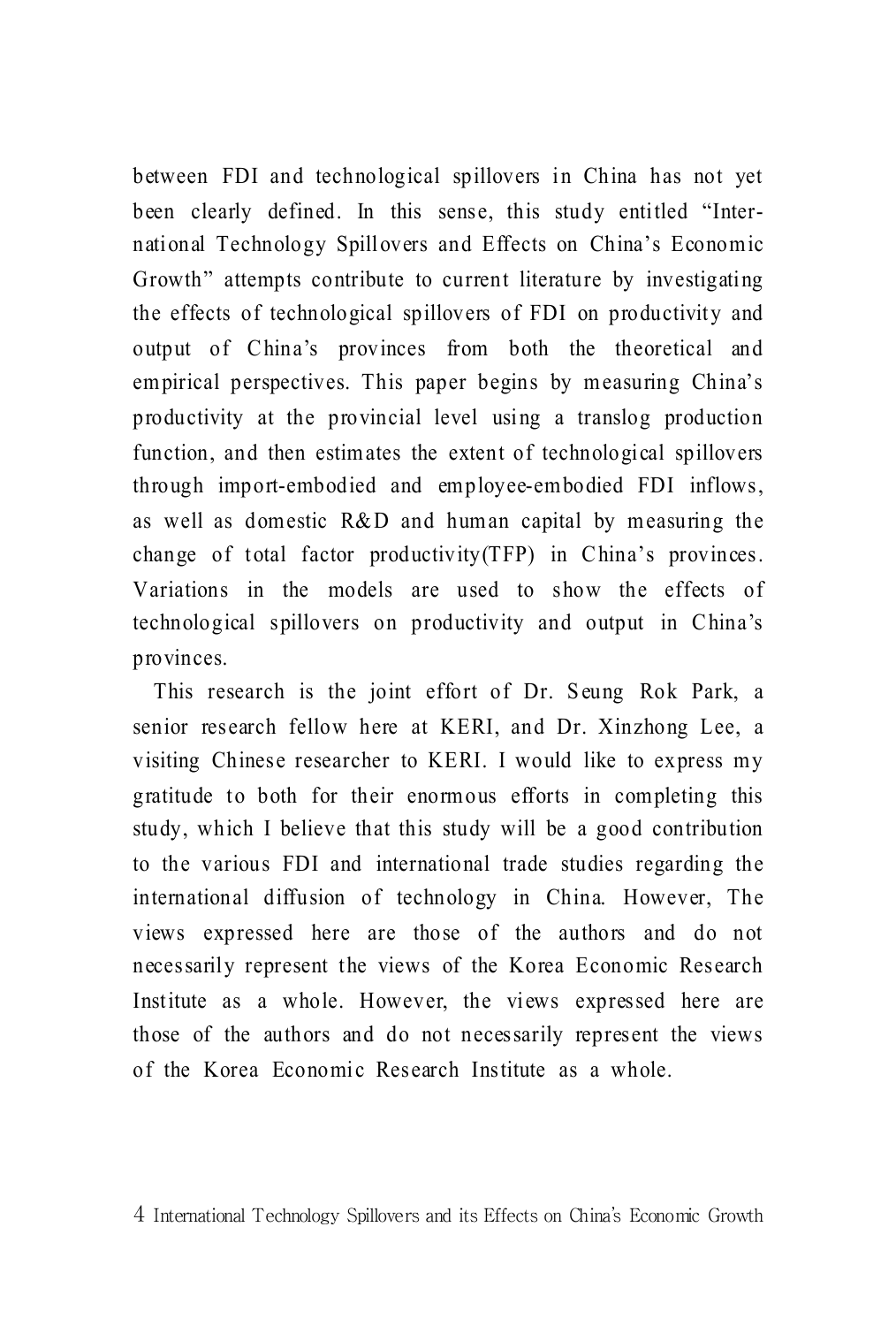between FDI and technological spillovers in China has not yet been clearly defined. In this sense, this study entitled "International Technology Spillovers and Effects on China's Economic Growth" attempts contribute to current literature by investigating the effects of technological spillovers of FDI on productivity and output of China's provinces from both the theoretical and empirical perspectives. This paper begins by measuring China's productivity at the provincial level using a translog production function, and then estimates the extent of technological spillovers through import-embodied and employee-embodied FDI inflows, as well as domestic R&D and human capital by measuring the change of total factor productivity(TFP) in China's provinces. Variations in the models are used to show the effects of technological spillovers on productivity and output in China's provinces.

This research is the joint effort of Dr. Seung Rok Park, a senior research fellow here at KERI, and Dr. Xinzhong Lee, a visiting Chinese researcher to KERI. I would like to express my gratitude to both for their enormous efforts in completing this study, which I believe that this study will be a good contribution to the various FDI and international trade studies regarding the international diffusion of technology in China. However, The views expressed here are those of the authors and do not necessarily represent the views of the Korea Economic Research Institute as a whole. However, the views expressed here are those of the authors and do not necessarily represent the views of the Korea Economic Research Institute as a whole.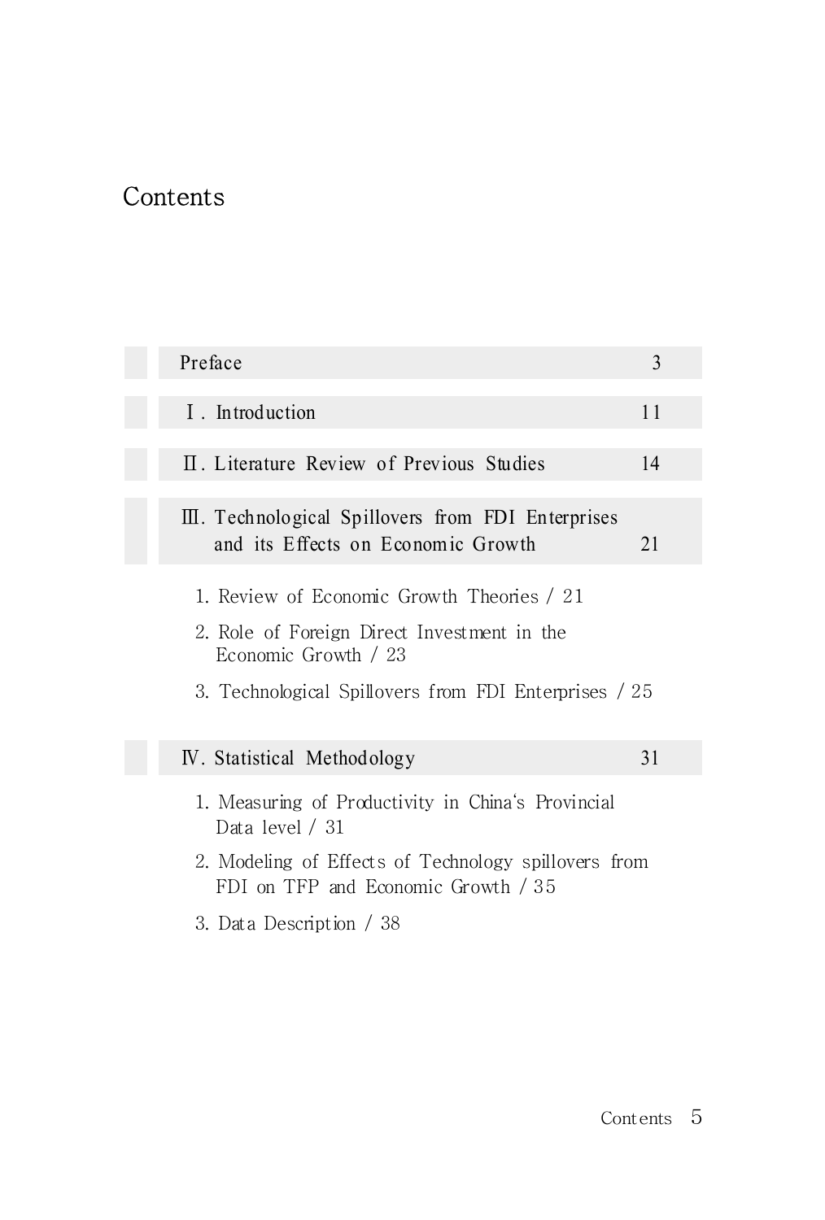# Contents

Preface 3

Ⅰ. Introduction 11

Ⅱ. Literature Review of Previous Studies 14

Ⅲ. Technological Spillovers from FDI Enterprises and its Effects on Economic Growth 21

1. Review of Economic Growth Theories / 21
2. Role of Foreign Direct Investment in the Economic Growth / 23
3. Technological Spillovers from FDI Enterprises / 25

Ⅳ. Statistical Methodology 31

1. Measuring of Productivity in China's Provincial Data level / 31
2. Modeling of Effects of Technology spillovers from FDI on TFP and Economic Growth / 35
3. Data Description / 38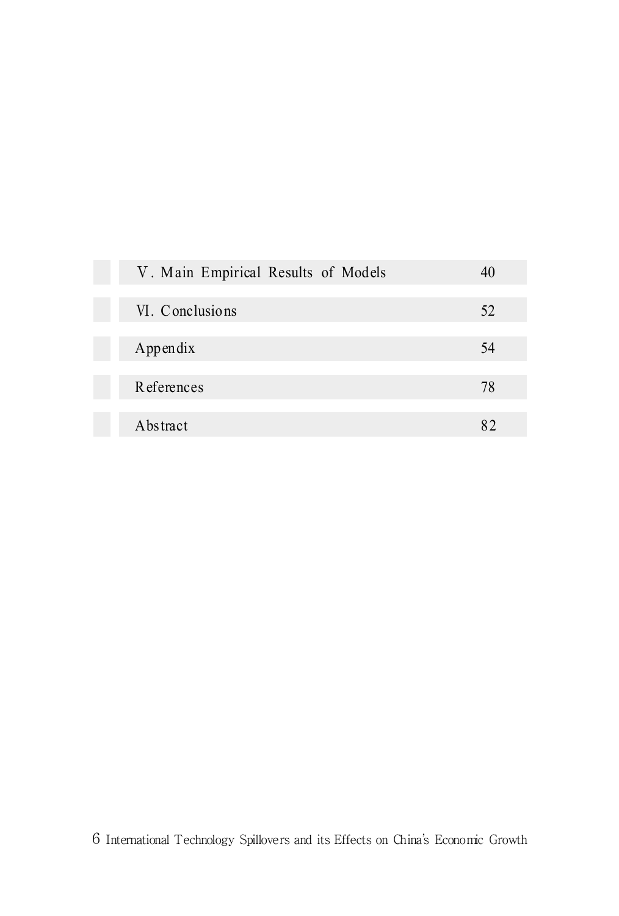| | |
|---|---|
| Ⅴ. Main Empirical Results of Models | 40 |
| Ⅵ. Conclusions | 52 |
| Appendix | 54 |
| References | 78 |
| Abstract | 82 |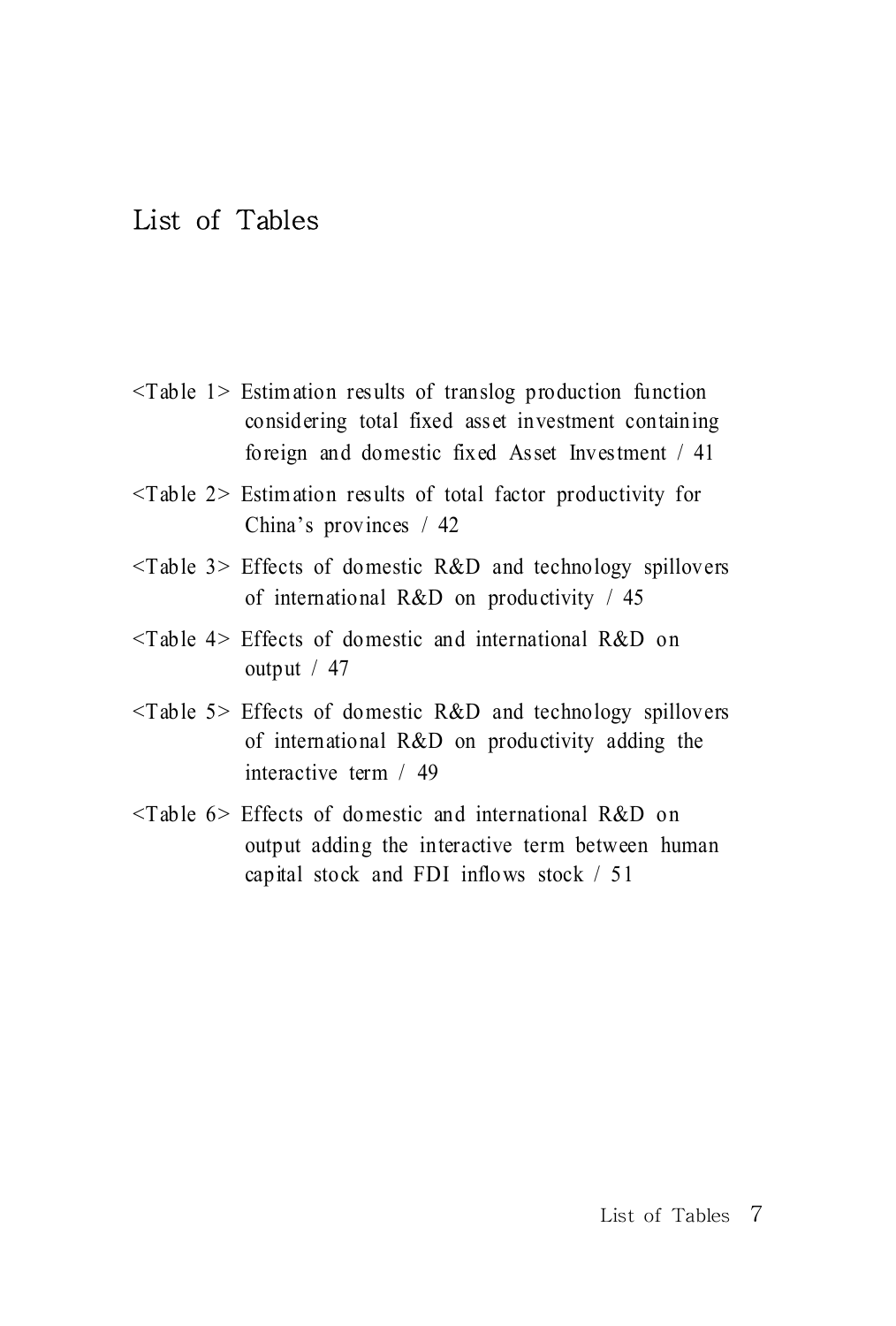# List of Tables

<Table 1> Estimation results of translog production function considering total fixed asset investment containing foreign and domestic fixed Asset Investment / 41

<Table 2> Estimation results of total factor productivity for China's provinces / 42

<Table 3> Effects of domestic R&D and technology spillovers of international R&D on productivity / 45

<Table 4> Effects of domestic and international R&D on output / 47

<Table 5> Effects of domestic R&D and technology spillovers of international R&D on productivity adding the interactive term / 49

<Table 6> Effects of domestic and international R&D on output adding the interactive term between human capital stock and FDI inflows stock / 51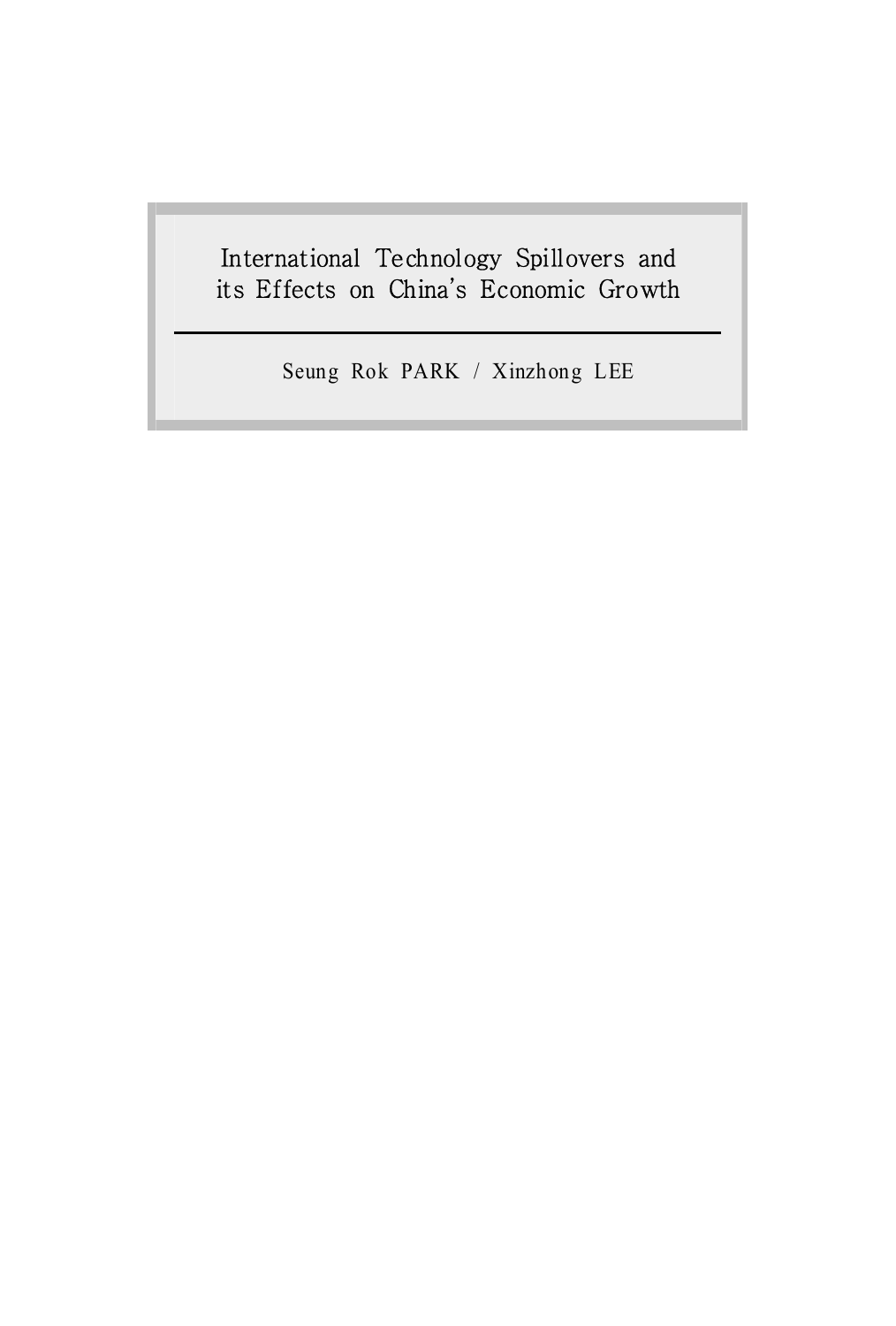# International Technology Spillovers and its Effects on China's Economic Growth

Seung Rok PARK / Xinzhong LEE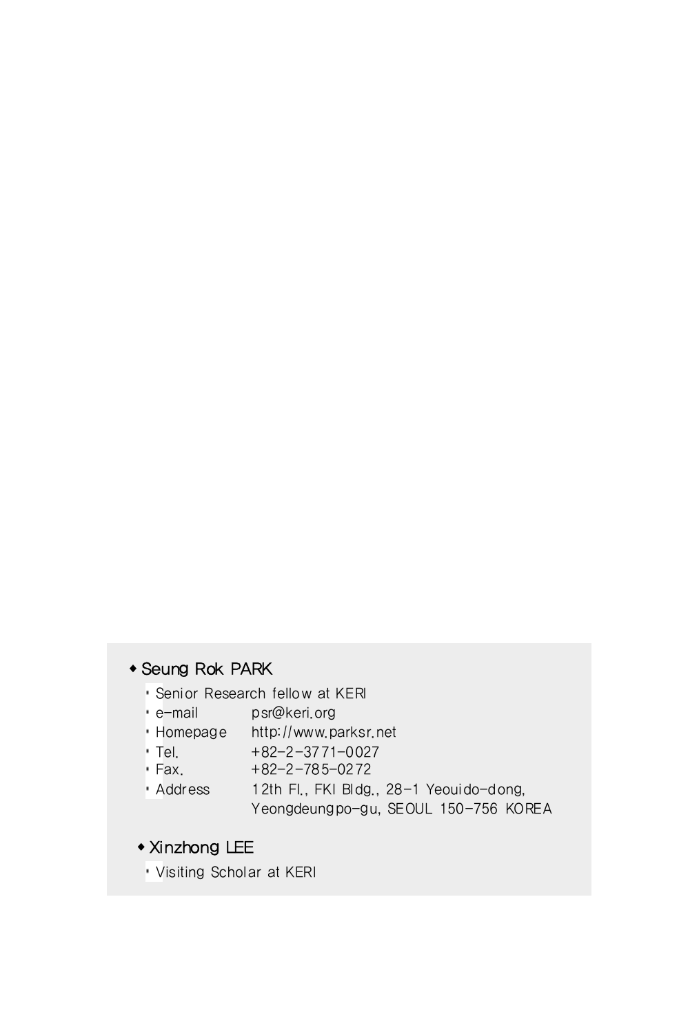◆ **Seung Rok PARK**

- Senior Research fellow at KERI
- e-mail psr@keri.org
- Homepage http://www.parksr.net
- Tel. +82-2-3771-0027
- Fax. +82-2-785-0272
- Address 12th Fl., FKI Bldg., 28-1 Yeouido-dong, Yeongdeungpo-gu, SEOUL 150-756 KOREA

◆ **Xinzhong LEE**

- Visiting Scholar at KERI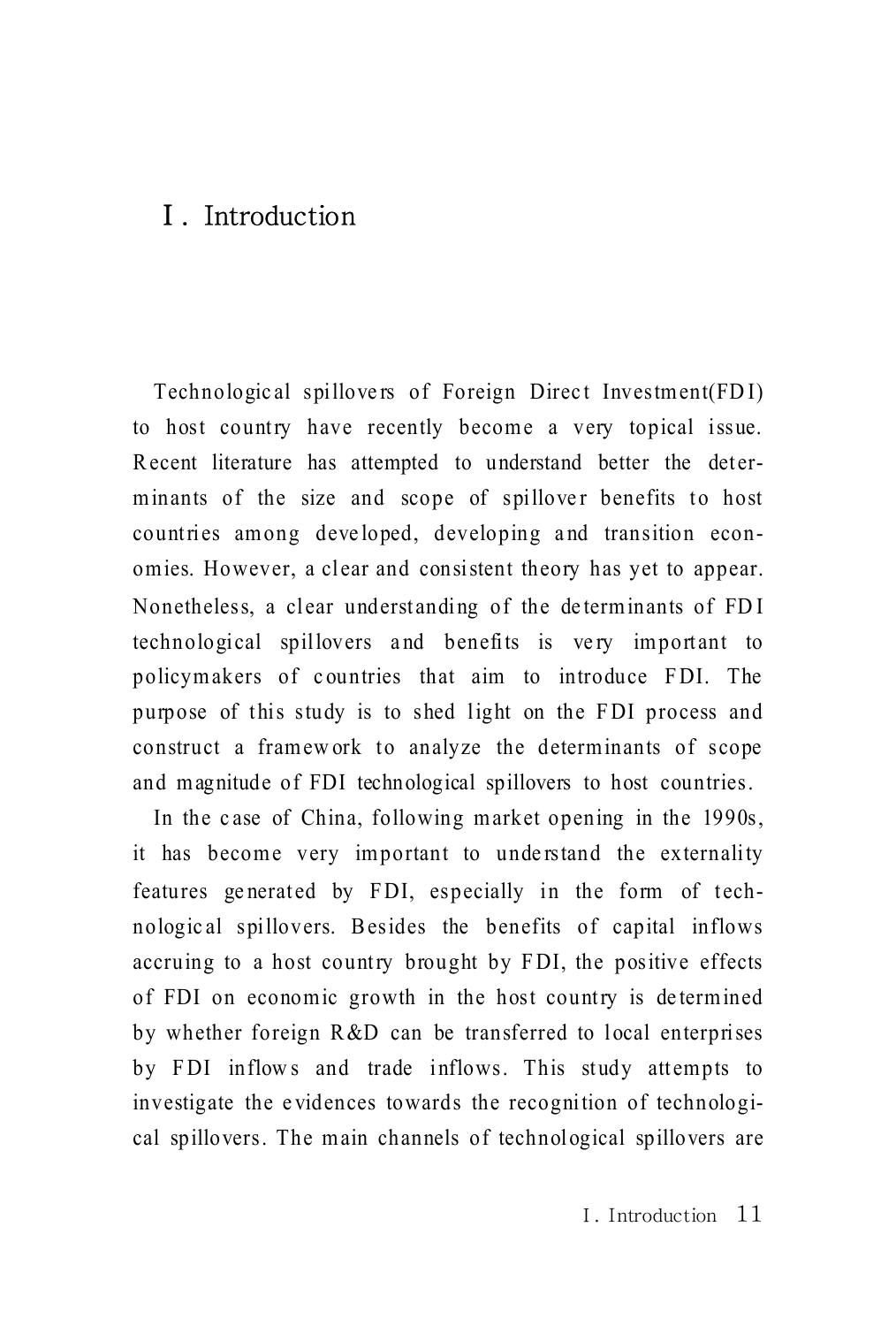# Ⅰ. Introduction

Technological spillovers of Foreign Direct Investment(FDI) to host country have recently become a very topical issue. Recent literature has attempted to understand better the determinants of the size and scope of spillover benefits to host countries among developed, developing and transition economies. However, a clear and consistent theory has yet to appear. Nonetheless, a clear understanding of the determinants of FDI technological spillovers and benefits is very important to policymakers of countries that aim to introduce FDI. The purpose of this study is to shed light on the FDI process and construct a framework to analyze the determinants of scope and magnitude of FDI technological spillovers to host countries.

In the case of China, following market opening in the 1990s, it has become very important to understand the externality features generated by FDI, especially in the form of technological spillovers. Besides the benefits of capital inflows accruing to a host country brought by FDI, the positive effects of FDI on economic growth in the host country is determined by whether foreign R&D can be transferred to local enterprises by FDI inflows and trade inflows. This study attempts to investigate the evidences towards the recognition of technological spillovers. The main channels of technological spillovers are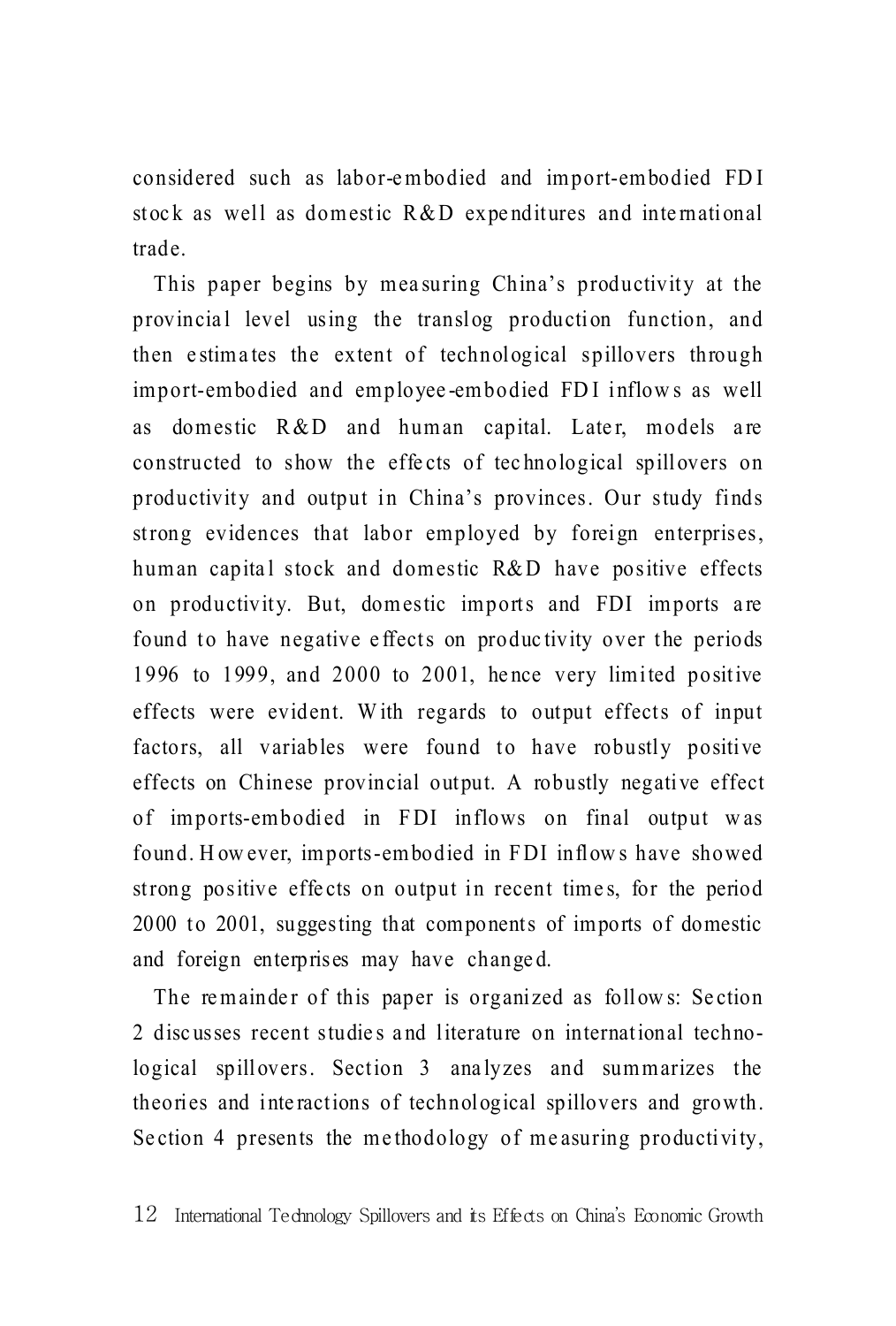considered such as labor-embodied and import-embodied FDI stock as well as domestic R&D expenditures and international trade.

This paper begins by measuring China's productivity at the provincial level using the translog production function, and then estimates the extent of technological spillovers through import-embodied and employee-embodied FDI inflows as well as domestic R&D and human capital. Later, models are constructed to show the effects of technological spillovers on productivity and output in China's provinces. Our study finds strong evidences that labor employed by foreign enterprises, human capital stock and domestic R&D have positive effects on productivity. But, domestic imports and FDI imports are found to have negative effects on productivity over the periods 1996 to 1999, and 2000 to 2001, hence very limited positive effects were evident. With regards to output effects of input factors, all variables were found to have robustly positive effects on Chinese provincial output. A robustly negative effect of imports-embodied in FDI inflows on final output was found. However, imports-embodied in FDI inflows have showed strong positive effects on output in recent times, for the period 2000 to 2001, suggesting that components of imports of domestic and foreign enterprises may have changed.

The remainder of this paper is organized as follows: Section 2 discusses recent studies and literature on international technological spillovers. Section 3 analyzes and summarizes the theories and interactions of technological spillovers and growth. Section 4 presents the methodology of measuring productivity,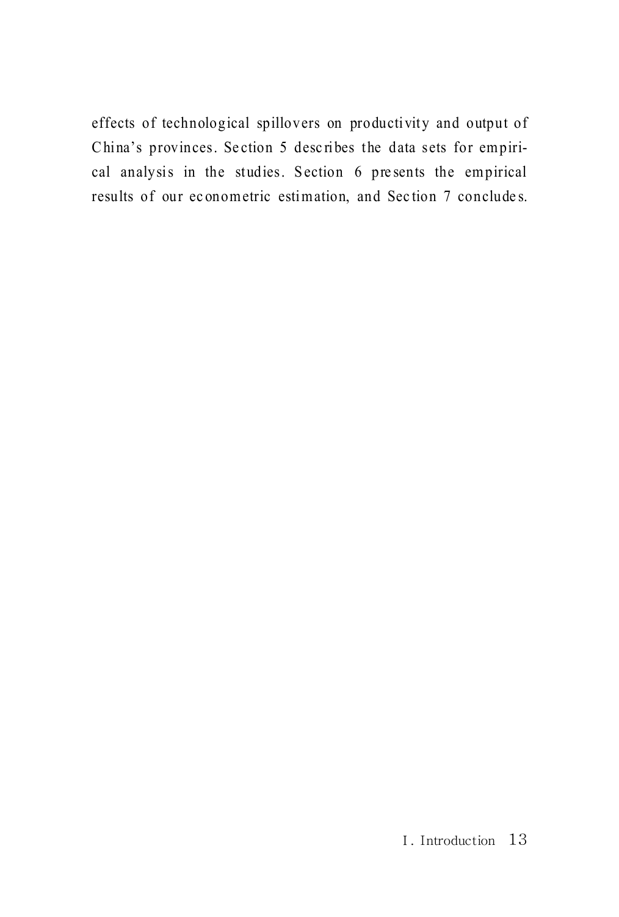effects of technological spillovers on productivity and output of China's provinces. Section 5 describes the data sets for empirical analysis in the studies. Section 6 presents the empirical results of our econometric estimation, and Section 7 concludes.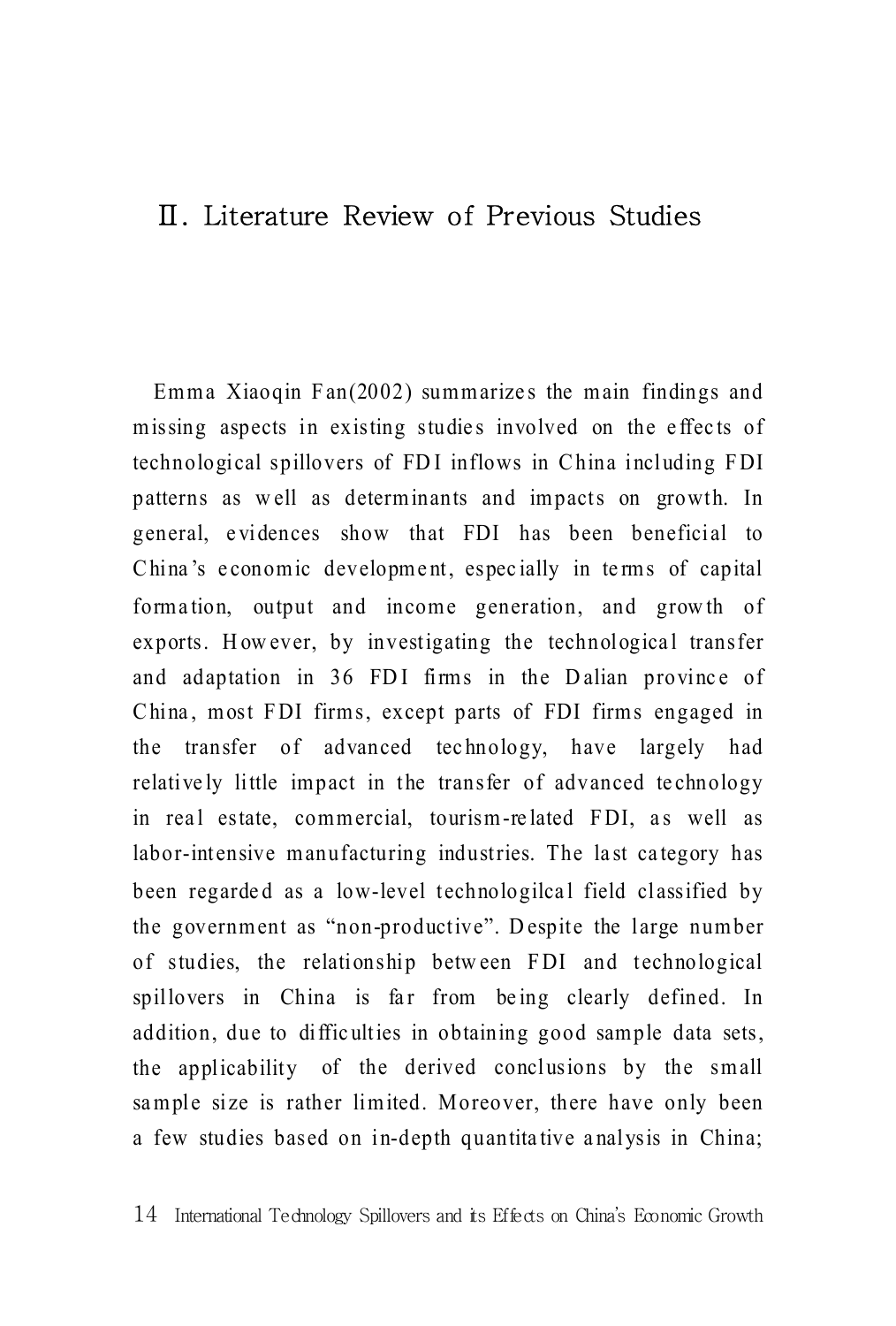# Ⅱ. Literature Review of Previous Studies

Emma Xiaoqin Fan(2002) summarizes the main findings and missing aspects in existing studies involved on the effects of technological spillovers of FDI inflows in China including FDI patterns as well as determinants and impacts on growth. In general, evidences show that FDI has been beneficial to China's economic development, especially in terms of capital formation, output and income generation, and growth of exports. However, by investigating the technological transfer and adaptation in 36 FDI firms in the Dalian province of China, most FDI firms, except parts of FDI firms engaged in the transfer of advanced technology, have largely had relatively little impact in the transfer of advanced technology in real estate, commercial, tourism-related FDI, as well as labor-intensive manufacturing industries. The last category has been regarded as a low-level technologilcal field classified by the government as "non-productive". Despite the large number of studies, the relationship between FDI and technological spillovers in China is far from being clearly defined. In addition, due to difficulties in obtaining good sample data sets, the applicability of the derived conclusions by the small sample size is rather limited. Moreover, there have only been a few studies based on in-depth quantitative analysis in China;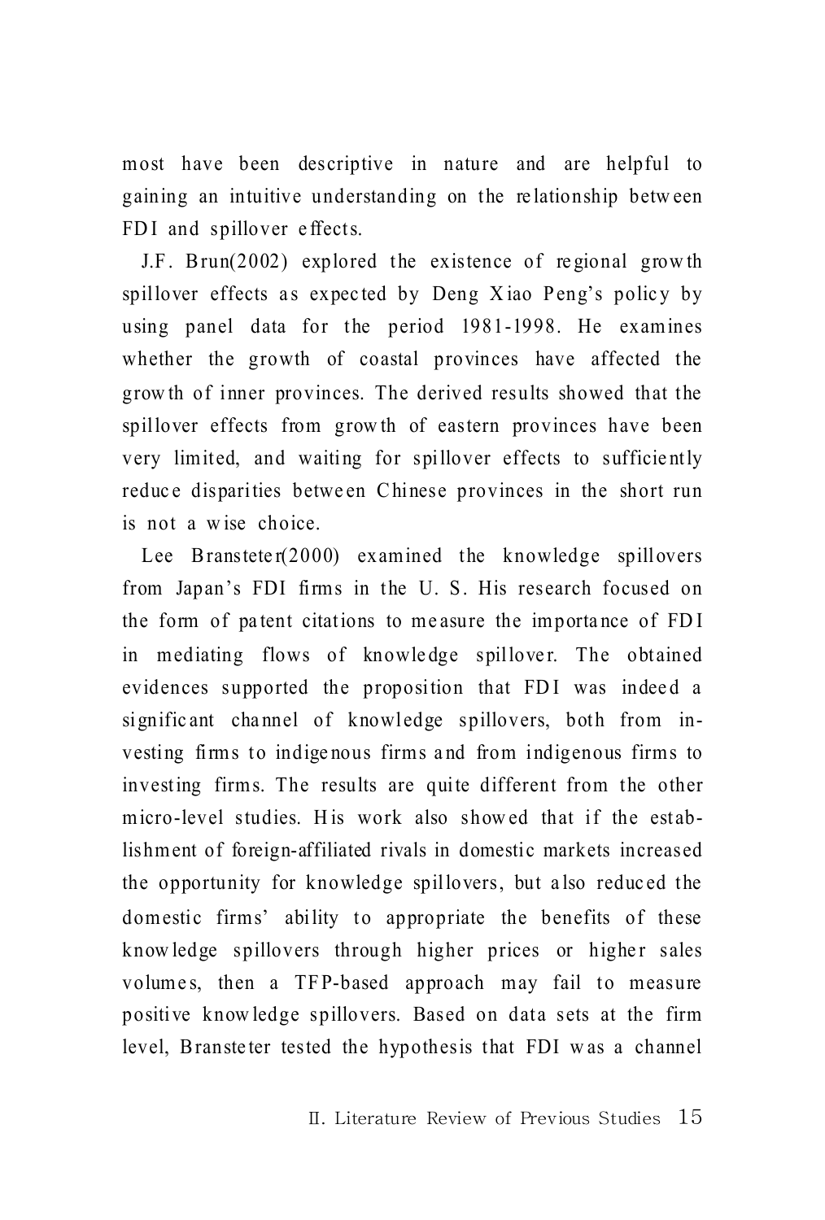most have been descriptive in nature and are helpful to gaining an intuitive understanding on the relationship between FDI and spillover effects.

J.F. Brun(2002) explored the existence of regional growth spillover effects as expected by Deng Xiao Peng's policy by using panel data for the period 1981-1998. He examines whether the growth of coastal provinces have affected the growth of inner provinces. The derived results showed that the spillover effects from growth of eastern provinces have been very limited, and waiting for spillover effects to sufficiently reduce disparities between Chinese provinces in the short run is not a wise choice.

Lee Bransteter(2000) examined the knowledge spillovers from Japan's FDI firms in the U. S. His research focused on the form of patent citations to measure the importance of FDI in mediating flows of knowledge spillover. The obtained evidences supported the proposition that FDI was indeed a significant channel of knowledge spillovers, both from investing firms to indigenous firms and from indigenous firms to investing firms. The results are quite different from the other micro-level studies. His work also showed that if the establishment of foreign-affiliated rivals in domestic markets increased the opportunity for knowledge spillovers, but also reduced the domestic firms' ability to appropriate the benefits of these knowledge spillovers through higher prices or higher sales volumes, then a TFP-based approach may fail to measure positive knowledge spillovers. Based on data sets at the firm level, Bransteter tested the hypothesis that FDI was a channel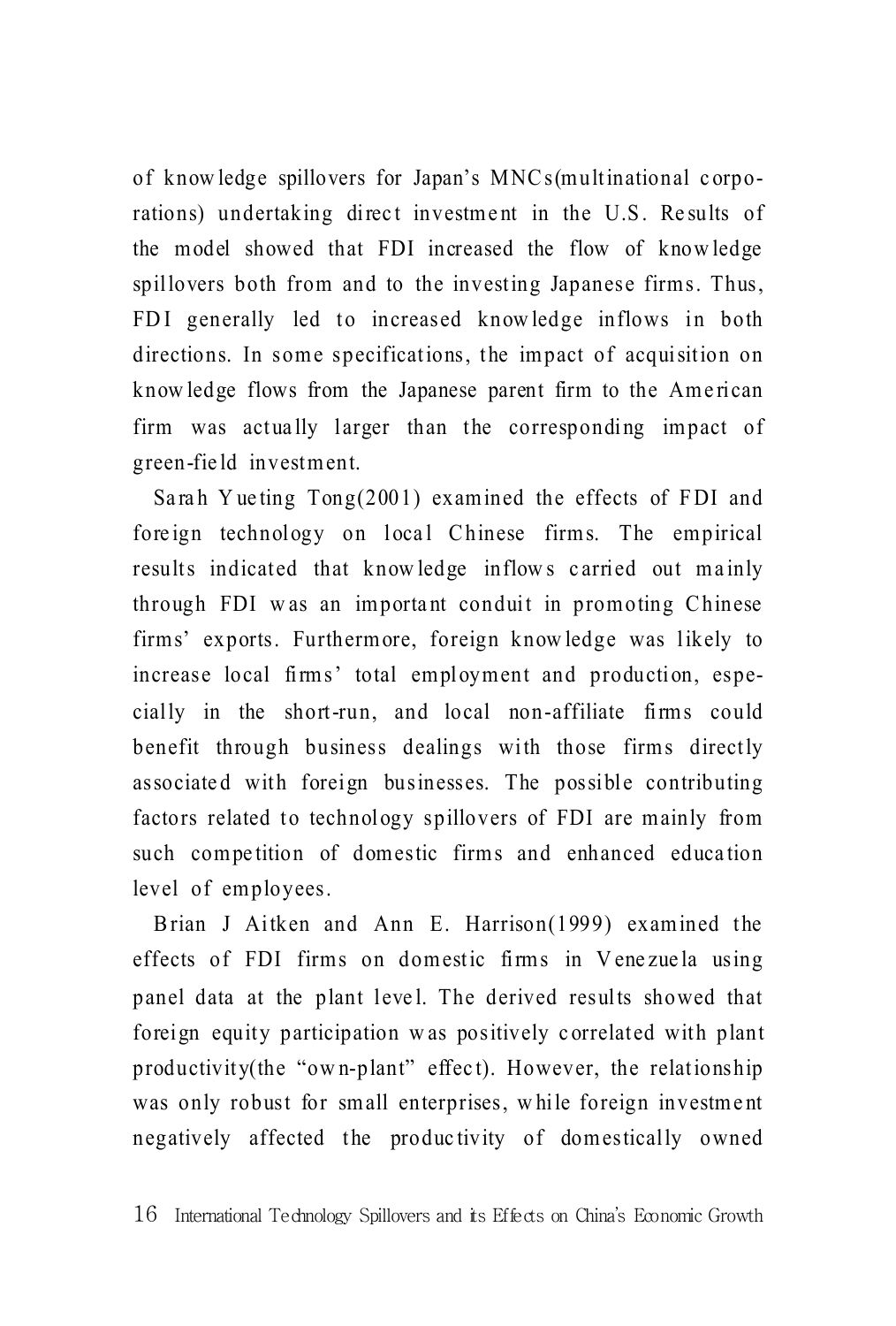of knowledge spillovers for Japan's MNCs(multinational corporations) undertaking direct investment in the U.S. Results of the model showed that FDI increased the flow of knowledge spillovers both from and to the investing Japanese firms. Thus, FDI generally led to increased knowledge inflows in both directions. In some specifications, the impact of acquisition on knowledge flows from the Japanese parent firm to the American firm was actually larger than the corresponding impact of green-field investment.

Sarah Yueting Tong(2001) examined the effects of FDI and foreign technology on local Chinese firms. The empirical results indicated that knowledge inflows carried out mainly through FDI was an important conduit in promoting Chinese firms' exports. Furthermore, foreign knowledge was likely to increase local firms' total employment and production, especially in the short-run, and local non-affiliate firms could benefit through business dealings with those firms directly associated with foreign businesses. The possible contributing factors related to technology spillovers of FDI are mainly from such competition of domestic firms and enhanced education level of employees.

Brian J Aitken and Ann E. Harrison(1999) examined the effects of FDI firms on domestic firms in Venezuela using panel data at the plant level. The derived results showed that foreign equity participation was positively correlated with plant productivity(the "own-plant" effect). However, the relationship was only robust for small enterprises, while foreign investment negatively affected the productivity of domestically owned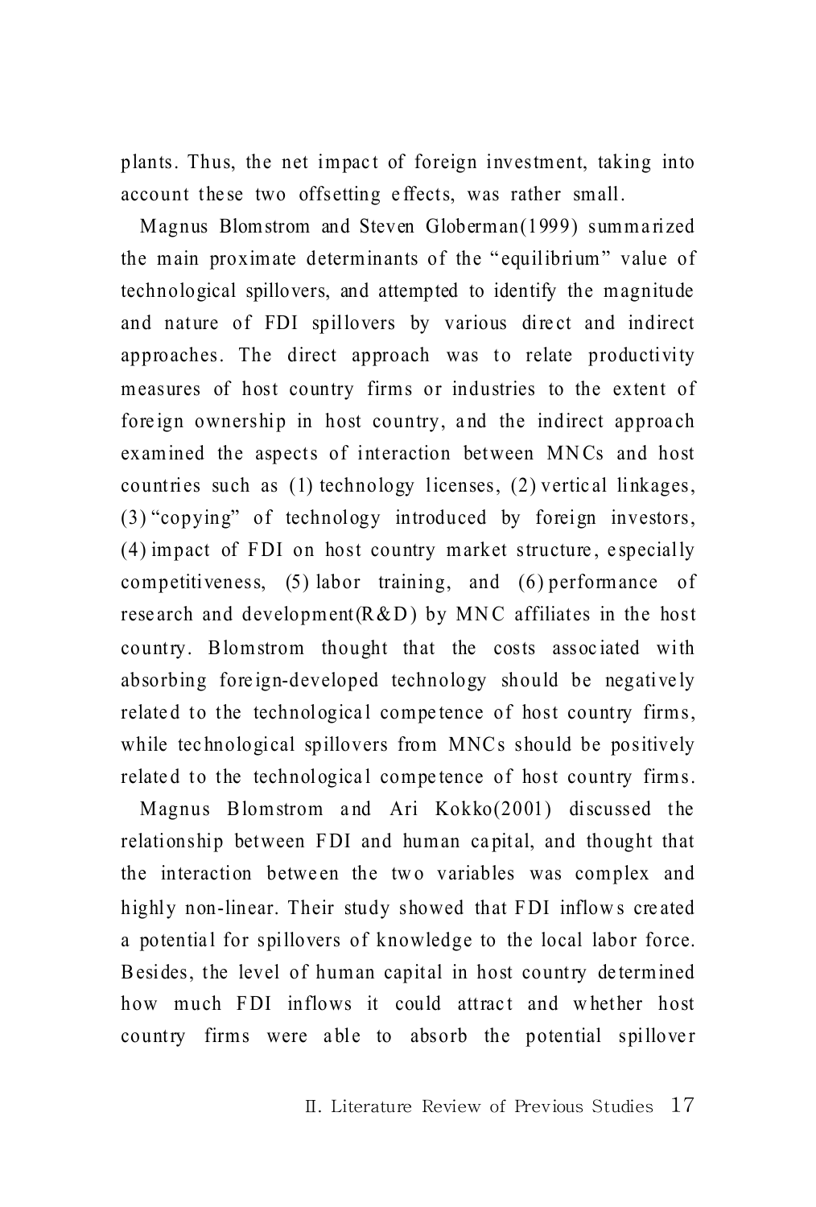plants. Thus, the net impact of foreign investment, taking into account these two offsetting effects, was rather small.

Magnus Blomstrom and Steven Globerman(1999) summarized the main proximate determinants of the "equilibrium" value of technological spillovers, and attempted to identify the magnitude and nature of FDI spillovers by various direct and indirect approaches. The direct approach was to relate productivity measures of host country firms or industries to the extent of foreign ownership in host country, and the indirect approach examined the aspects of interaction between MNCs and host countries such as (1) technology licenses, (2) vertical linkages, (3) "copying" of technology introduced by foreign investors, (4) impact of FDI on host country market structure, especially competitiveness, (5) labor training, and (6) performance of research and development(R&D) by MNC affiliates in the host country. Blomstrom thought that the costs associated with absorbing foreign-developed technology should be negatively related to the technological competence of host country firms, while technological spillovers from MNCs should be positively related to the technological competence of host country firms.

Magnus Blomstrom and Ari Kokko(2001) discussed the relationship between FDI and human capital, and thought that the interaction between the two variables was complex and highly non-linear. Their study showed that FDI inflows created a potential for spillovers of knowledge to the local labor force. Besides, the level of human capital in host country determined how much FDI inflows it could attract and whether host country firms were able to absorb the potential spillover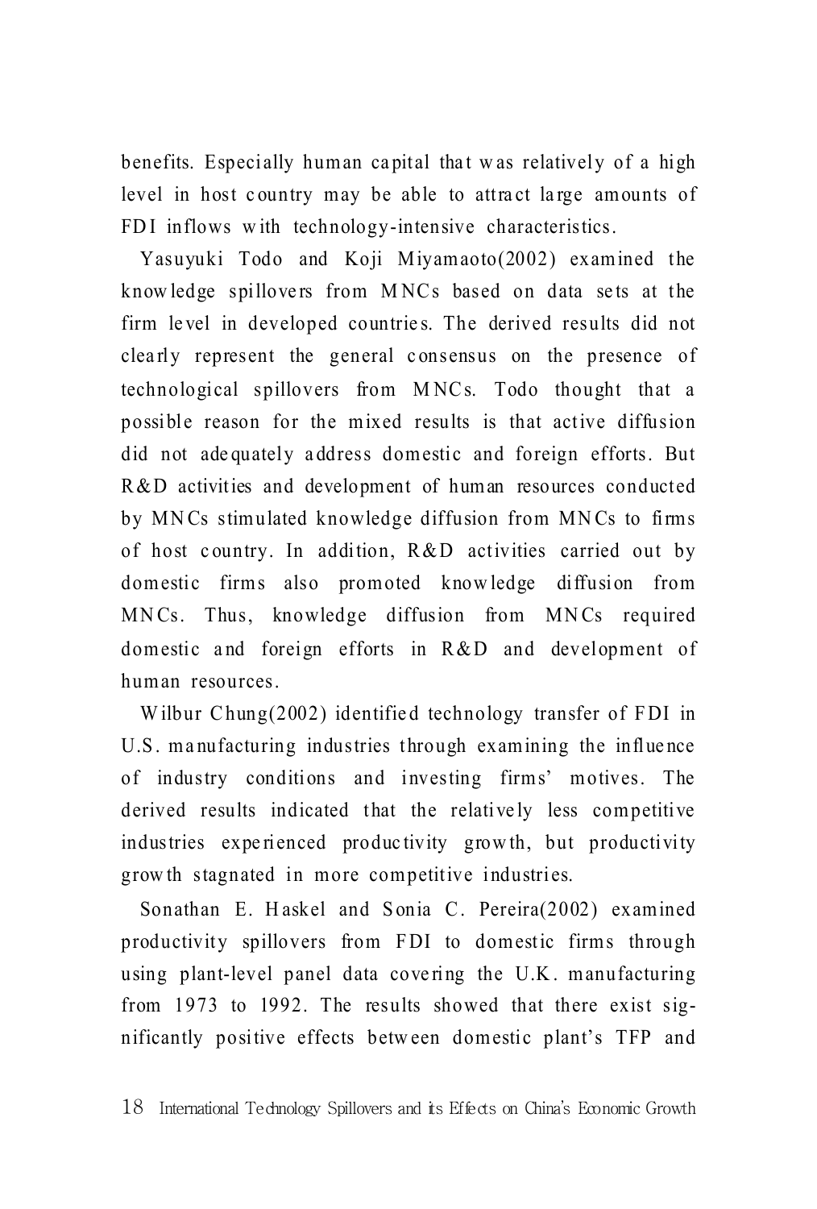benefits. Especially human capital that was relatively of a high level in host country may be able to attract large amounts of FDI inflows with technology-intensive characteristics.

Yasuyuki Todo and Koji Miyamaoto(2002) examined the knowledge spillovers from MNCs based on data sets at the firm level in developed countries. The derived results did not clearly represent the general consensus on the presence of technological spillovers from MNCs. Todo thought that a possible reason for the mixed results is that active diffusion did not adequately address domestic and foreign efforts. But R&D activities and development of human resources conducted by MNCs stimulated knowledge diffusion from MNCs to firms of host country. In addition, R&D activities carried out by domestic firms also promoted knowledge diffusion from MNCs. Thus, knowledge diffusion from MNCs required domestic and foreign efforts in R&D and development of human resources.

Wilbur Chung(2002) identified technology transfer of FDI in U.S. manufacturing industries through examining the influence of industry conditions and investing firms' motives. The derived results indicated that the relatively less competitive industries experienced productivity growth, but productivity growth stagnated in more competitive industries.

Sonathan E. Haskel and Sonia C. Pereira(2002) examined productivity spillovers from FDI to domestic firms through using plant-level panel data covering the U.K. manufacturing from 1973 to 1992. The results showed that there exist significantly positive effects between domestic plant's TFP and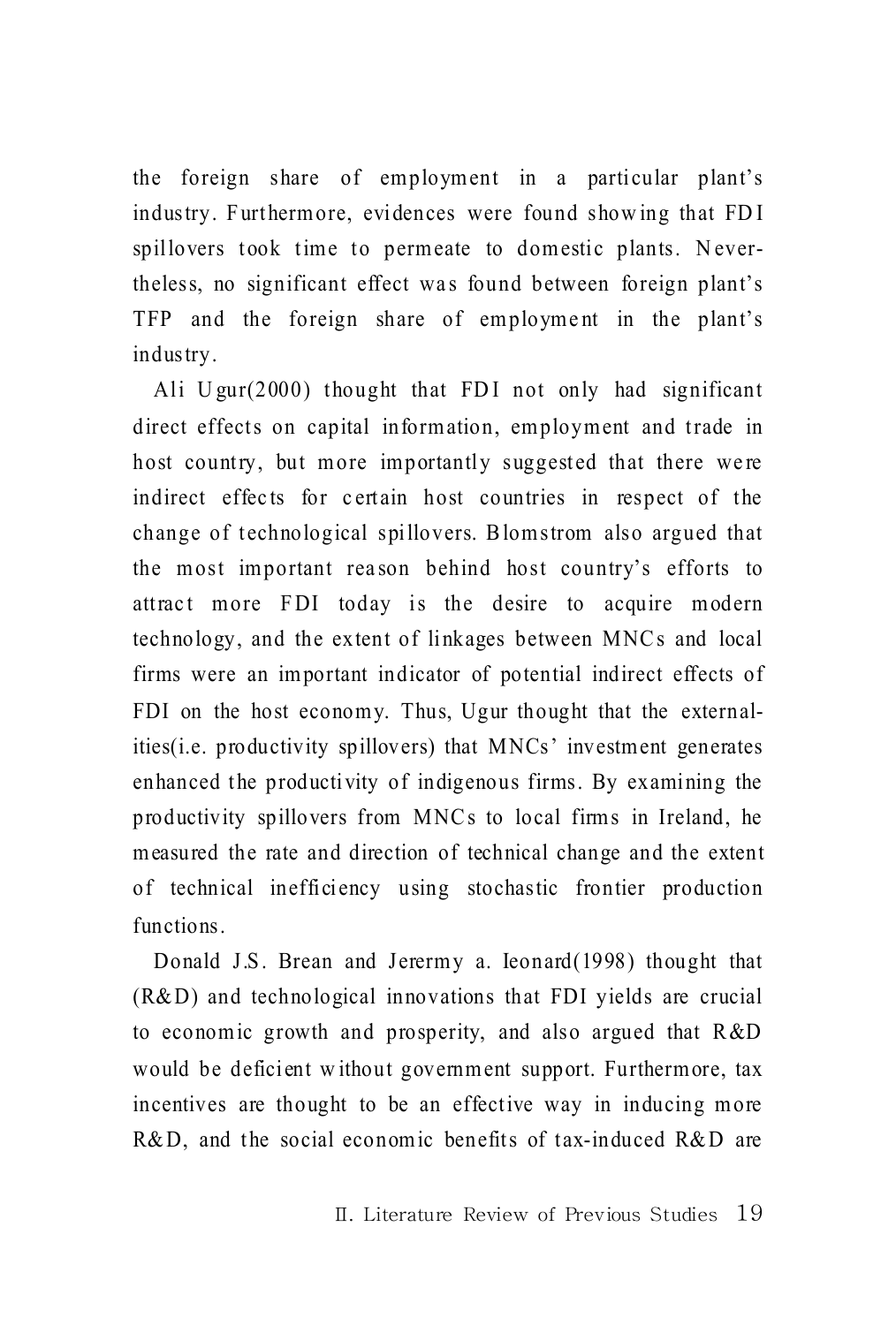the foreign share of employment in a particular plant's industry. Furthermore, evidences were found showing that FDI spillovers took time to permeate to domestic plants. Nevertheless, no significant effect was found between foreign plant's TFP and the foreign share of employment in the plant's industry.

Ali Ugur(2000) thought that FDI not only had significant direct effects on capital information, employment and trade in host country, but more importantly suggested that there were indirect effects for certain host countries in respect of the change of technological spillovers. Blomstrom also argued that the most important reason behind host country's efforts to attract more FDI today is the desire to acquire modern technology, and the extent of linkages between MNCs and local firms were an important indicator of potential indirect effects of FDI on the host economy. Thus, Ugur thought that the externalities(i.e. productivity spillovers) that MNCs' investment generates enhanced the productivity of indigenous firms. By examining the productivity spillovers from MNCs to local firms in Ireland, he measured the rate and direction of technical change and the extent of technical inefficiency using stochastic frontier production functions.

Donald J.S. Brean and Jerermy a. leonard(1998) thought that (R&D) and technological innovations that FDI yields are crucial to economic growth and prosperity, and also argued that R&D would be deficient without government support. Furthermore, tax incentives are thought to be an effective way in inducing more R&D, and the social economic benefits of tax-induced R&D are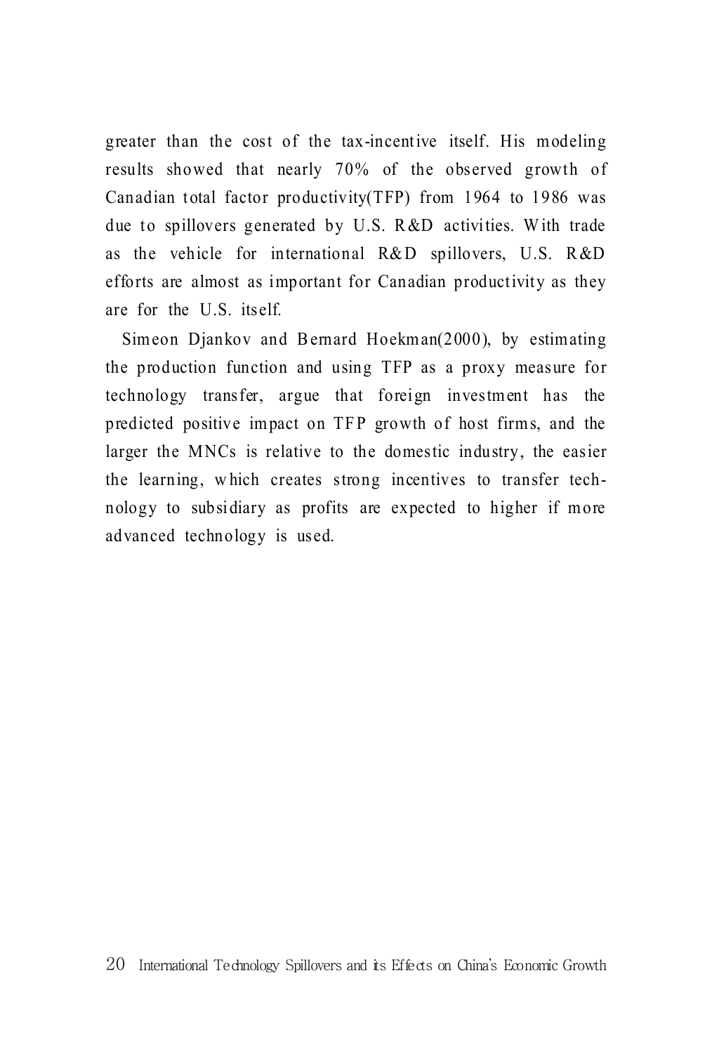greater than the cost of the tax-incentive itself. His modeling results showed that nearly 70% of the observed growth of Canadian total factor productivity(TFP) from 1964 to 1986 was due to spillovers generated by U.S. R&D activities. With trade as the vehicle for international R&D spillovers, U.S. R&D efforts are almost as important for Canadian productivity as they are for the U.S. itself.

Simeon Djankov and Bernard Hoekman(2000), by estimating the production function and using TFP as a proxy measure for technology transfer, argue that foreign investment has the predicted positive impact on TFP growth of host firms, and the larger the MNCs is relative to the domestic industry, the easier the learning, which creates strong incentives to transfer technology to subsidiary as profits are expected to higher if more advanced technology is used.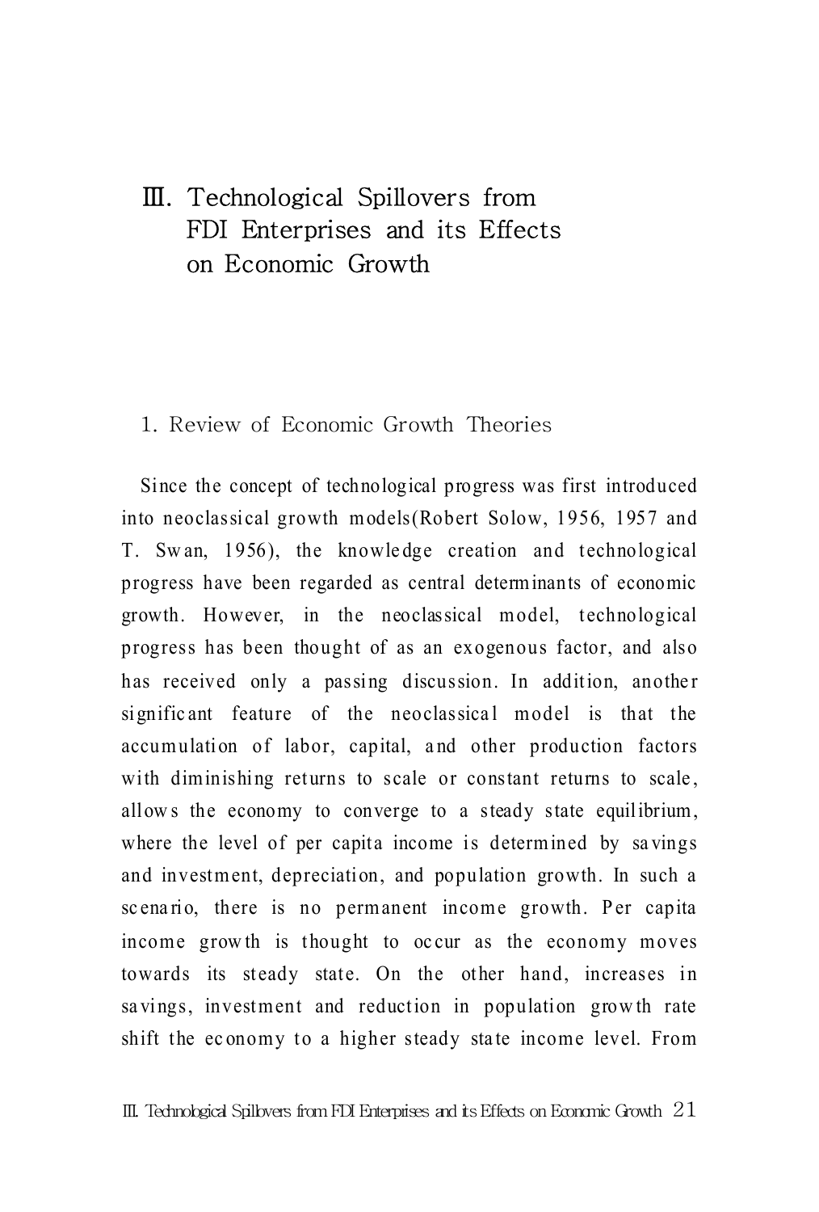# Ⅲ. Technological Spillovers from FDI Enterprises and its Effects on Economic Growth

## 1. Review of Economic Growth Theories

Since the concept of technological progress was first introduced into neoclassical growth models(Robert Solow, 1956, 1957 and T. Swan, 1956), the knowledge creation and technological progress have been regarded as central determinants of economic growth. However, in the neoclassical model, technological progress has been thought of as an exogenous factor, and also has received only a passing discussion. In addition, another significant feature of the neoclassical model is that the accumulation of labor, capital, and other production factors with diminishing returns to scale or constant returns to scale, allows the economy to converge to a steady state equilibrium, where the level of per capita income is determined by savings and investment, depreciation, and population growth. In such a scenario, there is no permanent income growth. Per capita income growth is thought to occur as the economy moves towards its steady state. On the other hand, increases in savings, investment and reduction in population growth rate shift the economy to a higher steady state income level. From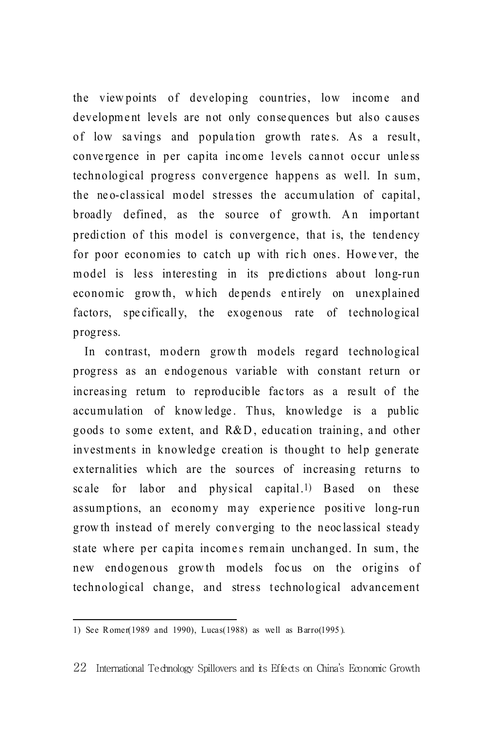the viewpoints of developing countries, low income and development levels are not only consequences but also causes of low savings and population growth rates. As a result, convergence in per capita income levels cannot occur unless technological progress convergence happens as well. In sum, the neo-classical model stresses the accumulation of capital, broadly defined, as the source of growth. An important prediction of this model is convergence, that is, the tendency for poor economies to catch up with rich ones. However, the model is less interesting in its predictions about long-run economic growth, which depends entirely on unexplained factors, specifically, the exogenous rate of technological progress.

In contrast, modern growth models regard technological progress as an endogenous variable with constant return or increasing return to reproducible factors as a result of the accumulation of knowledge. Thus, knowledge is a public goods to some extent, and R&D, education training, and other investments in knowledge creation is thought to help generate externalities which are the sources of increasing returns to scale for labor and physical capital.[1] Based on these assumptions, an economy may experience positive long-run growth instead of merely converging to the neoclassical steady state where per capita incomes remain unchanged. In sum, the new endogenous growth models focus on the origins of technological change, and stress technological advancement

---

1) See Romer(1989 and 1990), Lucas(1988) as well as Barro(1995).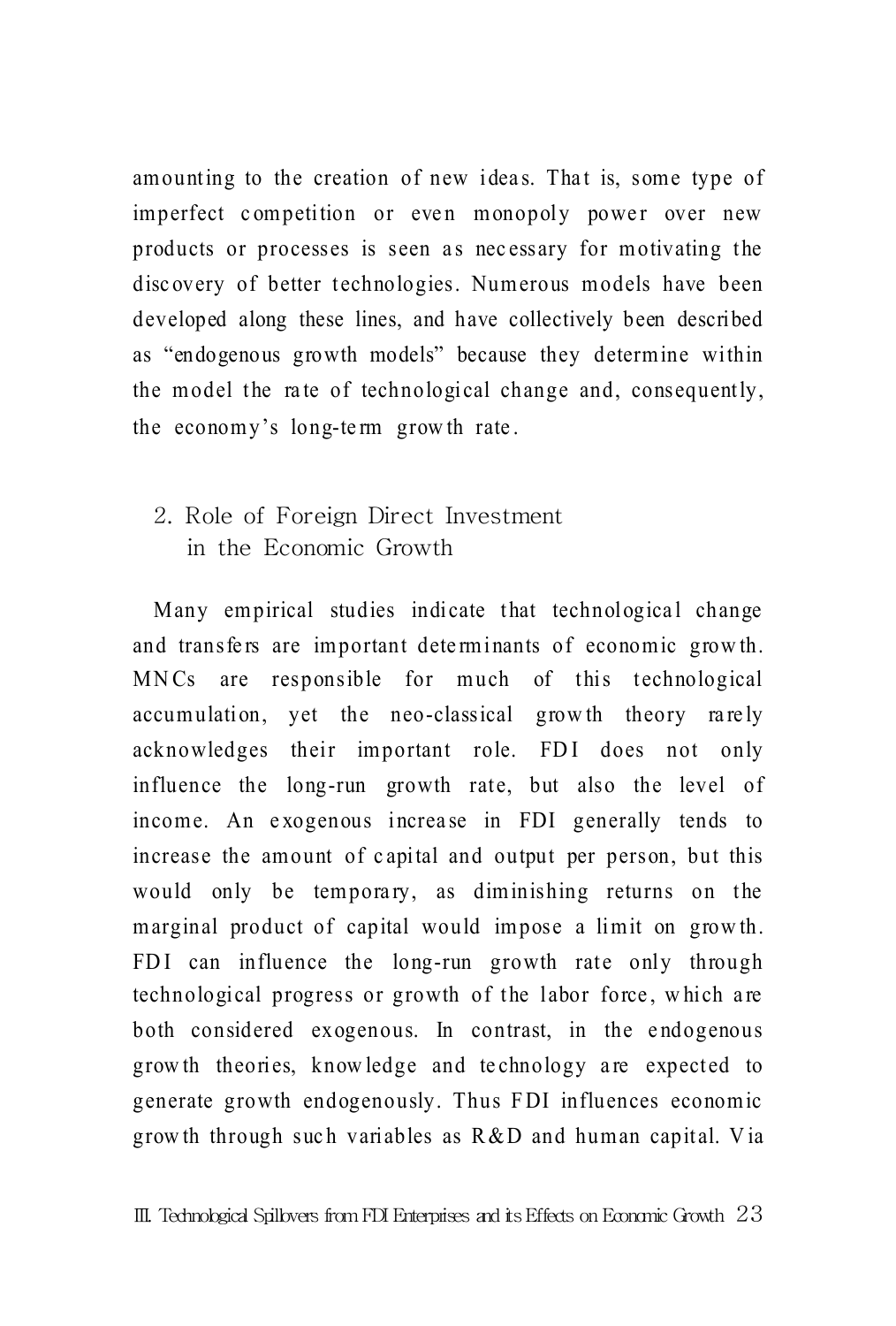amounting to the creation of new ideas. That is, some type of imperfect competition or even monopoly power over new products or processes is seen as necessary for motivating the discovery of better technologies. Numerous models have been developed along these lines, and have collectively been described as “endogenous growth models” because they determine within the model the rate of technological change and, consequently, the economy’s long-term growth rate.

## 2. Role of Foreign Direct Investment in the Economic Growth

Many empirical studies indicate that technological change and transfers are important determinants of economic growth. MNCs are responsible for much of this technological accumulation, yet the neo-classical growth theory rarely acknowledges their important role. FDI does not only influence the long-run growth rate, but also the level of income. An exogenous increase in FDI generally tends to increase the amount of capital and output per person, but this would only be temporary, as diminishing returns on the marginal product of capital would impose a limit on growth. FDI can influence the long-run growth rate only through technological progress or growth of the labor force, which are both considered exogenous. In contrast, in the endogenous growth theories, knowledge and technology are expected to generate growth endogenously. Thus FDI influences economic growth through such variables as R&D and human capital. Via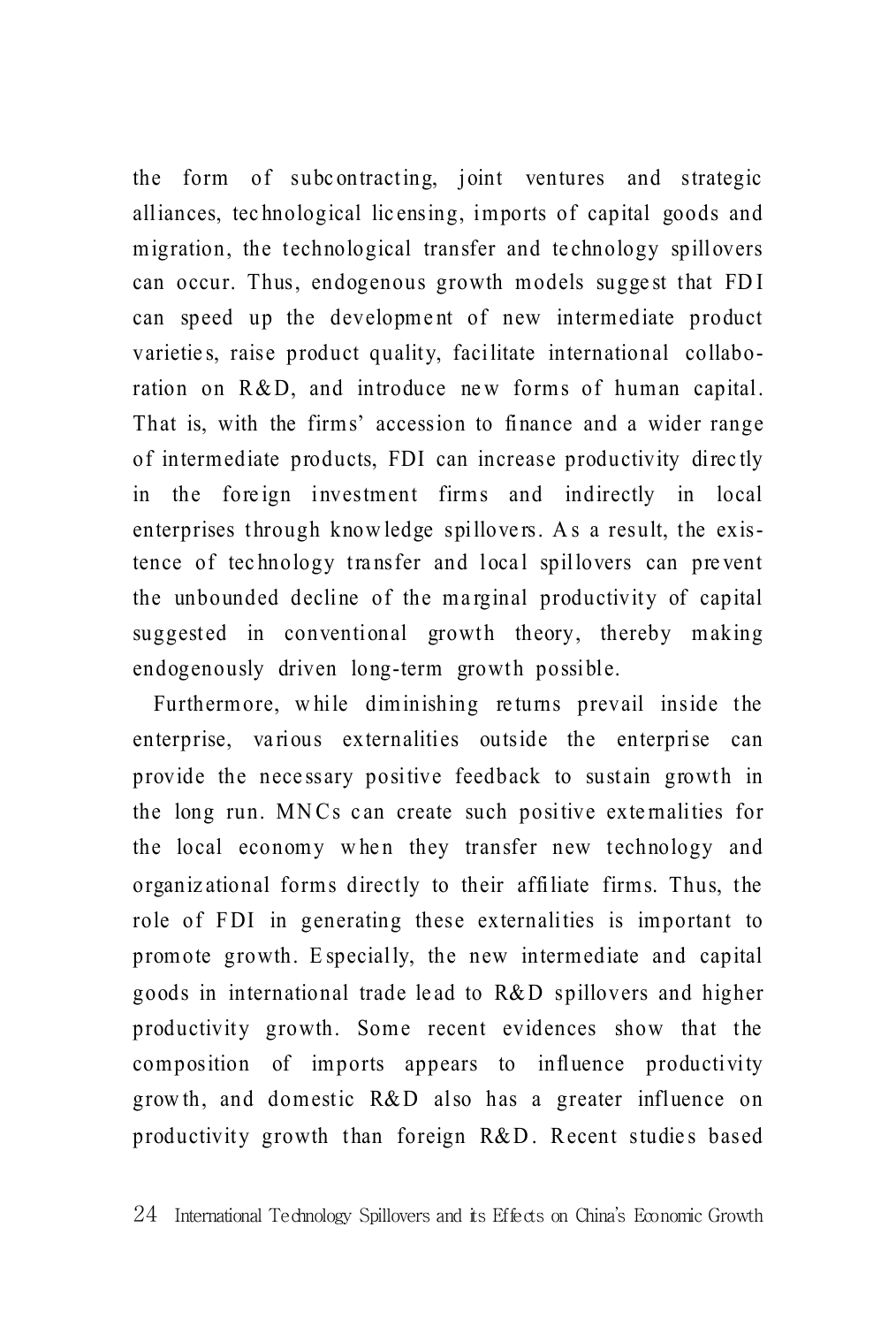the form of subcontracting, joint ventures and strategic alliances, technological licensing, imports of capital goods and migration, the technological transfer and technology spillovers can occur. Thus, endogenous growth models suggest that FDI can speed up the development of new intermediate product varieties, raise product quality, facilitate international collaboration on R&D, and introduce new forms of human capital. That is, with the firms' accession to finance and a wider range of intermediate products, FDI can increase productivity directly in the foreign investment firms and indirectly in local enterprises through knowledge spillovers. As a result, the existence of technology transfer and local spillovers can prevent the unbounded decline of the marginal productivity of capital suggested in conventional growth theory, thereby making endogenously driven long-term growth possible.

Furthermore, while diminishing returns prevail inside the enterprise, various externalities outside the enterprise can provide the necessary positive feedback to sustain growth in the long run. MNCs can create such positive externalities for the local economy when they transfer new technology and organizational forms directly to their affiliate firms. Thus, the role of FDI in generating these externalities is important to promote growth. Especially, the new intermediate and capital goods in international trade lead to R&D spillovers and higher productivity growth. Some recent evidences show that the composition of imports appears to influence productivity growth, and domestic R&D also has a greater influence on productivity growth than foreign R&D. Recent studies based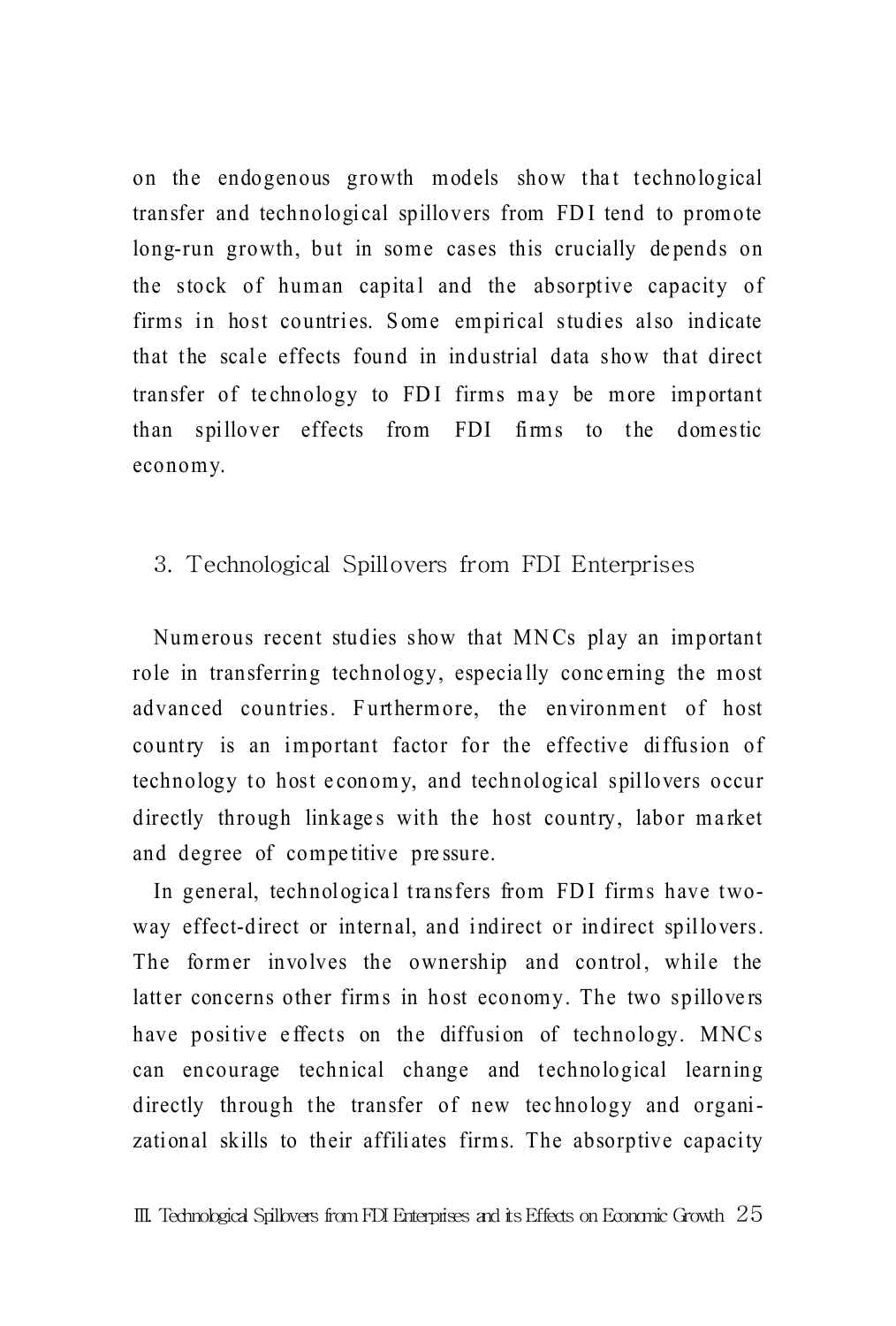on the endogenous growth models show that technological transfer and technological spillovers from FDI tend to promote long-run growth, but in some cases this crucially depends on the stock of human capital and the absorptive capacity of firms in host countries. Some empirical studies also indicate that the scale effects found in industrial data show that direct transfer of technology to FDI firms may be more important than spillover effects from FDI firms to the domestic economy.

## 3. Technological Spillovers from FDI Enterprises

Numerous recent studies show that MNCs play an important role in transferring technology, especially concerning the most advanced countries. Furthermore, the environment of host country is an important factor for the effective diffusion of technology to host economy, and technological spillovers occur directly through linkages with the host country, labor market and degree of competitive pressure.

In general, technological transfers from FDI firms have two-way effect-direct or internal, and indirect or indirect spillovers. The former involves the ownership and control, while the latter concerns other firms in host economy. The two spillovers have positive effects on the diffusion of technology. MNCs can encourage technical change and technological learning directly through the transfer of new technology and organizational skills to their affiliates firms. The absorptive capacity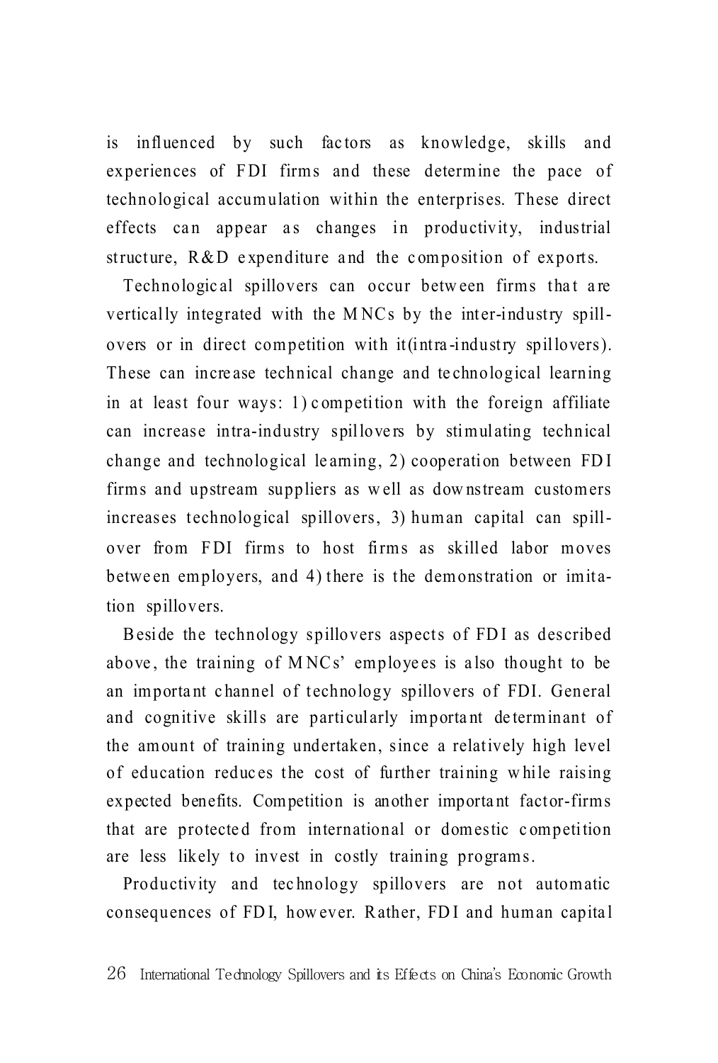is influenced by such factors as knowledge, skills and experiences of FDI firms and these determine the pace of technological accumulation within the enterprises. These direct effects can appear as changes in productivity, industrial structure, R&D expenditure and the composition of exports.

Technological spillovers can occur between firms that are vertically integrated with the MNCs by the inter-industry spill-overs or in direct competition with it(intra-industry spillovers). These can increase technical change and technological learning in at least four ways: 1) competition with the foreign affiliate can increase intra-industry spillovers by stimulating technical change and technological learning, 2) cooperation between FDI firms and upstream suppliers as well as downstream customers increases technological spillovers, 3) human capital can spill-over from FDI firms to host firms as skilled labor moves between employers, and 4) there is the demonstration or imitation spillovers.

Beside the technology spillovers aspects of FDI as described above, the training of MNCs' employees is also thought to be an important channel of technology spillovers of FDI. General and cognitive skills are particularly important determinant of the amount of training undertaken, since a relatively high level of education reduces the cost of further training while raising expected benefits. Competition is another important factor-firms that are protected from international or domestic competition are less likely to invest in costly training programs.

Productivity and technology spillovers are not automatic consequences of FDI, however. Rather, FDI and human capital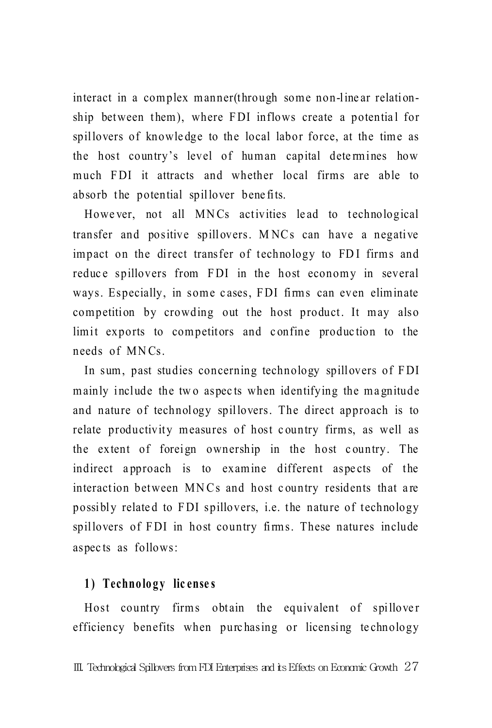interact in a complex manner(through some non-linear relationship between them), where FDI inflows create a potential for spillovers of knowledge to the local labor force, at the time as the host country's level of human capital determines how much FDI it attracts and whether local firms are able to absorb the potential spillover benefits.

However, not all MNCs activities lead to technological transfer and positive spillovers. MNCs can have a negative impact on the direct transfer of technology to FDI firms and reduce spillovers from FDI in the host economy in several ways. Especially, in some cases, FDI firms can even eliminate competition by crowding out the host product. It may also limit exports to competitors and confine production to the needs of MNCs.

In sum, past studies concerning technology spillovers of FDI mainly include the two aspects when identifying the magnitude and nature of technology spillovers. The direct approach is to relate productivity measures of host country firms, as well as the extent of foreign ownership in the host country. The indirect approach is to examine different aspects of the interaction between MNCs and host country residents that are possibly related to FDI spillovers, i.e. the nature of technology spillovers of FDI in host country firms. These natures include aspects as follows:

### 1) Technology licenses

Host country firms obtain the equivalent of spillover efficiency benefits when purchasing or licensing technology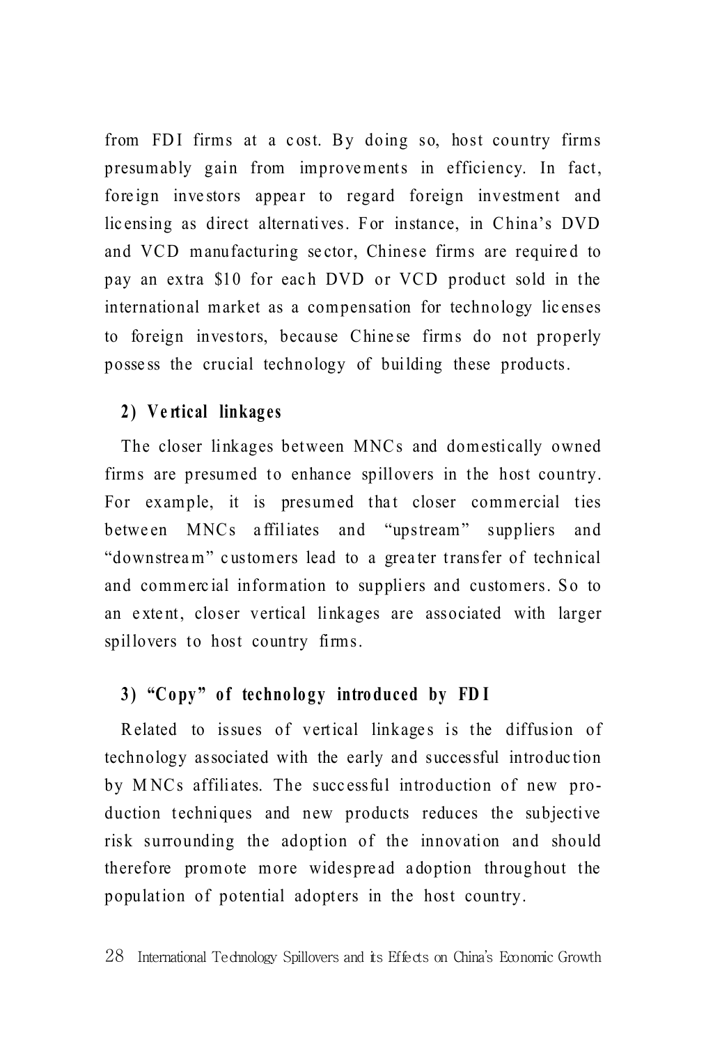from FDI firms at a cost. By doing so, host country firms presumably gain from improvements in efficiency. In fact, foreign investors appear to regard foreign investment and licensing as direct alternatives. For instance, in China's DVD and VCD manufacturing sector, Chinese firms are required to pay an extra $10 for each DVD or VCD product sold in the international market as a compensation for technology licenses to foreign investors, because Chinese firms do not properly possess the crucial technology of building these products.

### 2) Vertical linkages

The closer linkages between MNCs and domestically owned firms are presumed to enhance spillovers in the host country. For example, it is presumed that closer commercial ties between MNCs affiliates and "upstream" suppliers and "downstream" customers lead to a greater transfer of technical and commercial information to suppliers and customers. So to an extent, closer vertical linkages are associated with larger spillovers to host country firms.

### 3) "Copy" of technology introduced by FDI

Related to issues of vertical linkages is the diffusion of technology associated with the early and successful introduction by MNCs affiliates. The successful introduction of new production techniques and new products reduces the subjective risk surrounding the adoption of the innovation and should therefore promote more widespread adoption throughout the population of potential adopters in the host country.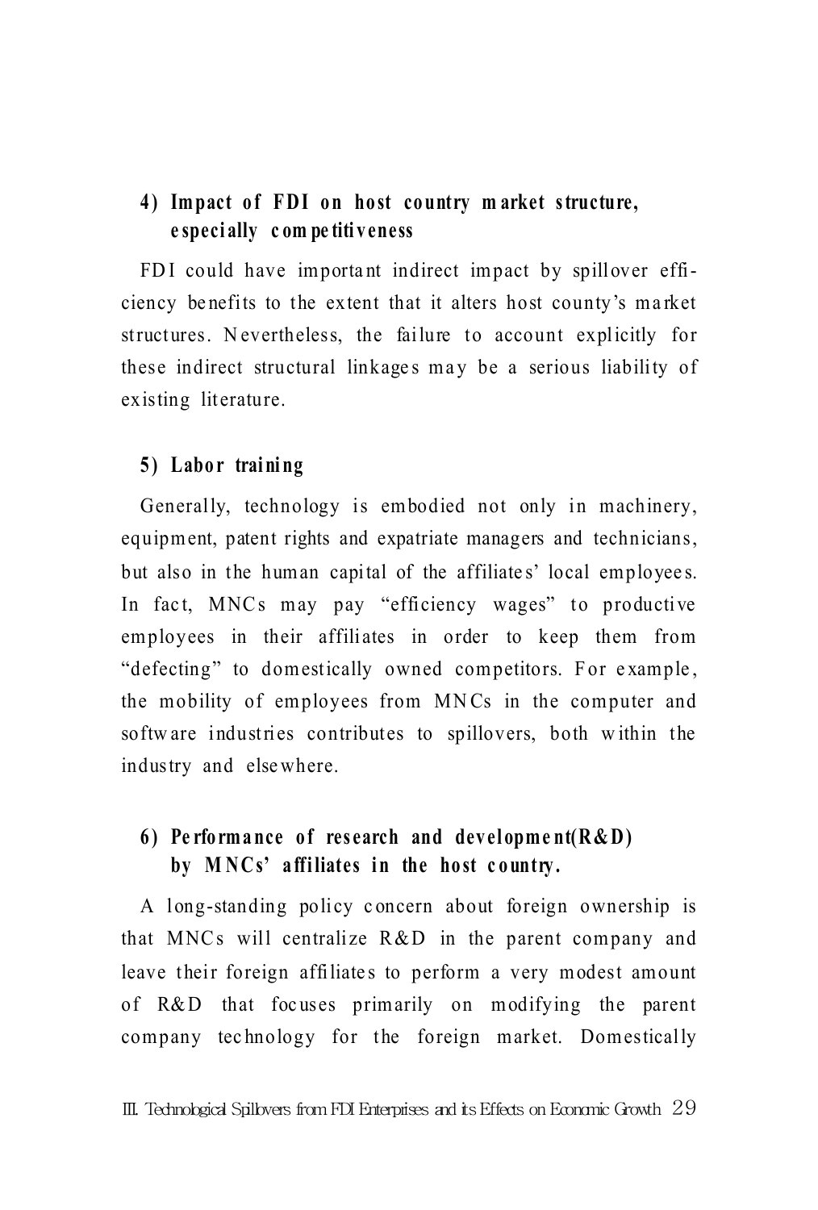#### 4) Impact of FDI on host country market structure, especially competitiveness

FDI could have important indirect impact by spillover efficiency benefits to the extent that it alters host county's market structures. Nevertheless, the failure to account explicitly for these indirect structural linkages may be a serious liability of existing literature.

#### 5) Labor training

Generally, technology is embodied not only in machinery, equipment, patent rights and expatriate managers and technicians, but also in the human capital of the affiliates' local employees. In fact, MNCs may pay "efficiency wages" to productive employees in their affiliates in order to keep them from "defecting" to domestically owned competitors. For example, the mobility of employees from MNCs in the computer and software industries contributes to spillovers, both within the industry and elsewhere.

#### 6) Performance of research and development(R&D) by MNCs' affiliates in the host country.

A long-standing policy concern about foreign ownership is that MNCs will centralize R&D in the parent company and leave their foreign affiliates to perform a very modest amount of R&D that focuses primarily on modifying the parent company technology for the foreign market. Domestically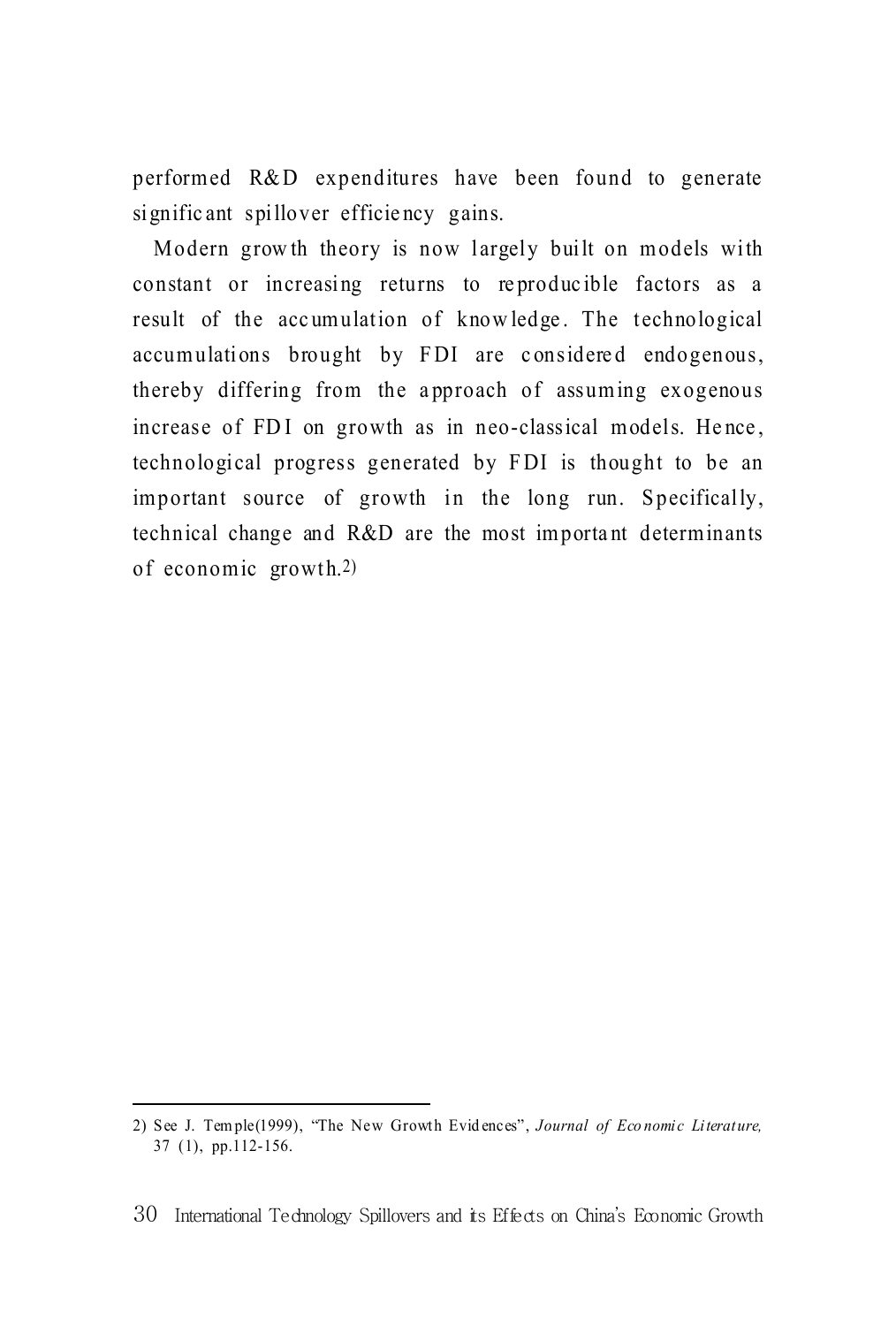performed R&D expenditures have been found to generate significant spillover efficiency gains.

Modern growth theory is now largely built on models with constant or increasing returns to reproducible factors as a result of the accumulation of knowledge. The technological accumulations brought by FDI are considered endogenous, thereby differing from the approach of assuming exogenous increase of FDI on growth as in neo-classical models. Hence, technological progress generated by FDI is thought to be an important source of growth in the long run. Specifically, technical change and R&D are the most important determinants of economic growth.[2)]

---

2) See J. Temple(1999), "The New Growth Evidences", *Journal of Economic Literature,* 37 (1), pp.112-156.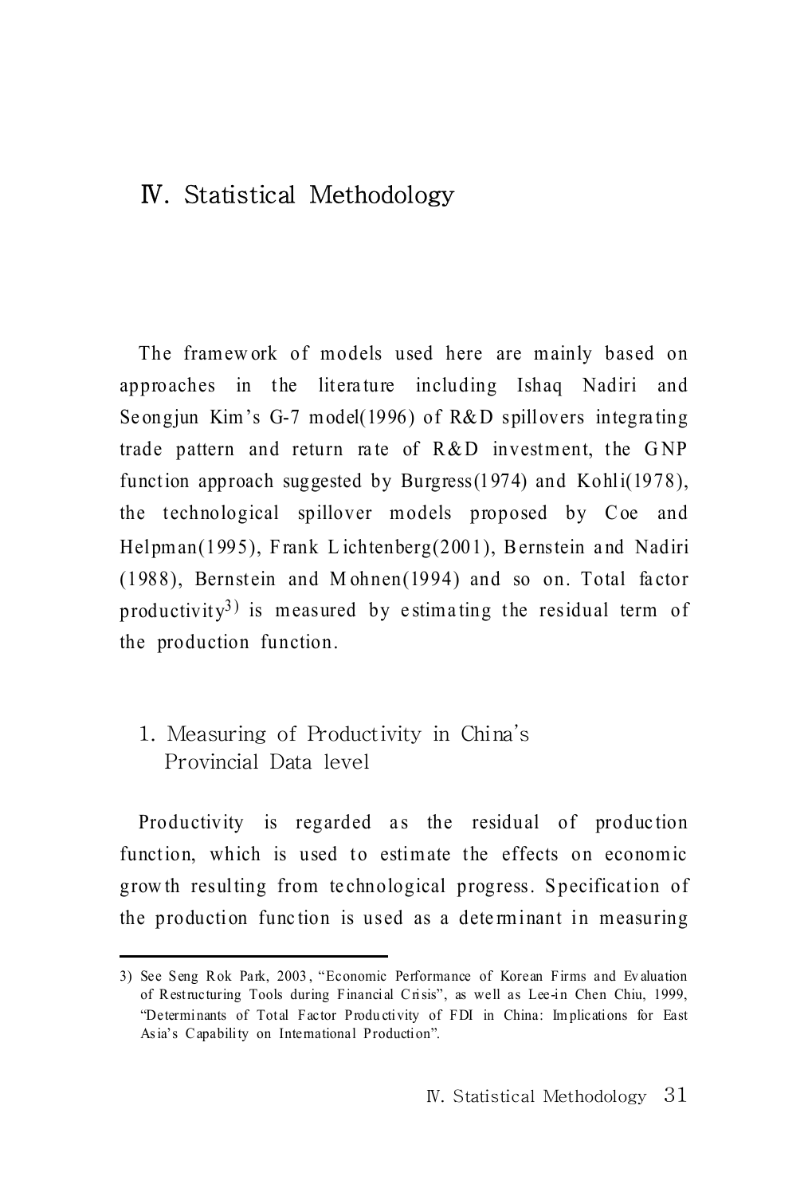# Ⅳ. Statistical Methodology

The framework of models used here are mainly based on approaches in the literature including Ishaq Nadiri and Seongjun Kim's G-7 model(1996) of R&D spillovers integrating trade pattern and return rate of R&D investment, the GNP function approach suggested by Burgress(1974) and Kohli(1978), the technological spillover models proposed by Coe and Helpman(1995), Frank Lichtenberg(2001), Bernstein and Nadiri (1988), Bernstein and Mohnen(1994) and so on. Total factor productivity[3] is measured by estimating the residual term of the production function.

## 1. Measuring of Productivity in China's Provincial Data level

Productivity is regarded as the residual of production function, which is used to estimate the effects on economic growth resulting from technological progress. Specification of the production function is used as a determinant in measuring

---

3) See Seng Rok Park, 2003, "Economic Performance of Korean Firms and Evaluation of Restructuring Tools during Financial Crisis", as well as Lee-in Chen Chiu, 1999, "Determinants of Total Factor Productivity of FDI in China: Implications for East Asia's Capability on International Production".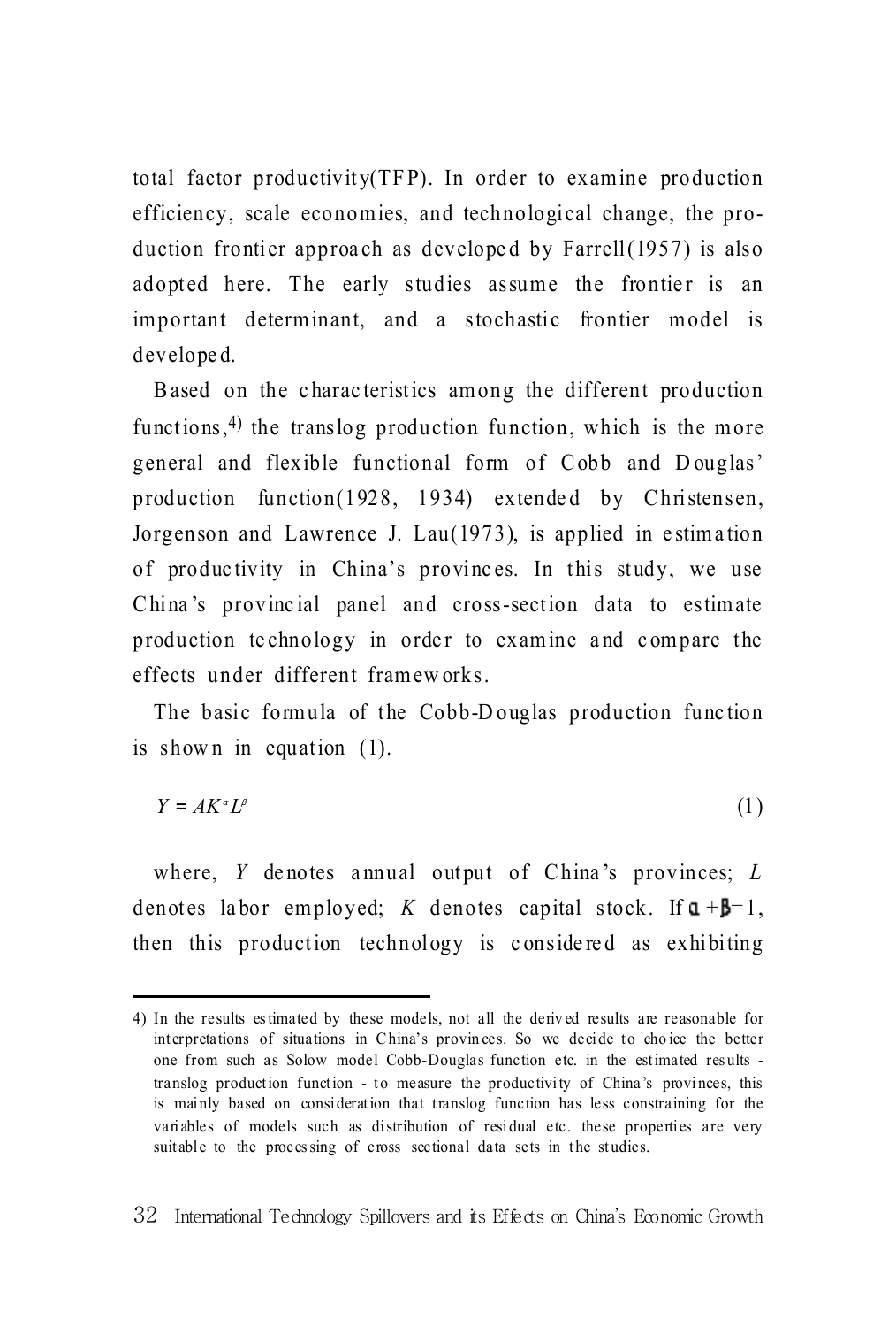total factor productivity(TFP). In order to examine production efficiency, scale economies, and technological change, the production frontier approach as developed by Farrell(1957) is also adopted here. The early studies assume the frontier is an important determinant, and a stochastic frontier model is developed.

Based on the characteristics among the different production functions,[4] the translog production function, which is the more general and flexible functional form of Cobb and Douglas' production function(1928, 1934) extended by Christensen, Jorgenson and Lawrence J. Lau(1973), is applied in estimation of productivity in China's provinces. In this study, we use China's provincial panel and cross-section data to estimate production technology in order to examine and compare the effects under different frameworks.

The basic formula of the Cobb-Douglas production function is shown in equation (1).

$$Y = AK^{\alpha}L^{\beta} \tag{1}$$

where, $Y$ denotes annual output of China's provinces; $L$ denotes labor employed; $K$ denotes capital stock. If $\alpha+\beta=1$, then this production technology is considered as exhibiting

---

4) In the results estimated by these models, not all the derived results are reasonable for interpretations of situations in China's provinces. So we decide to choice the better one from such as Solow model Cobb-Douglas function etc. in the estimated results - translog production function - to measure the productivity of China's provinces, this is mainly based on consideration that translog function has less constraining for the variables of models such as distribution of residual etc. these properties are very suitable to the processing of cross sectional data sets in the studies.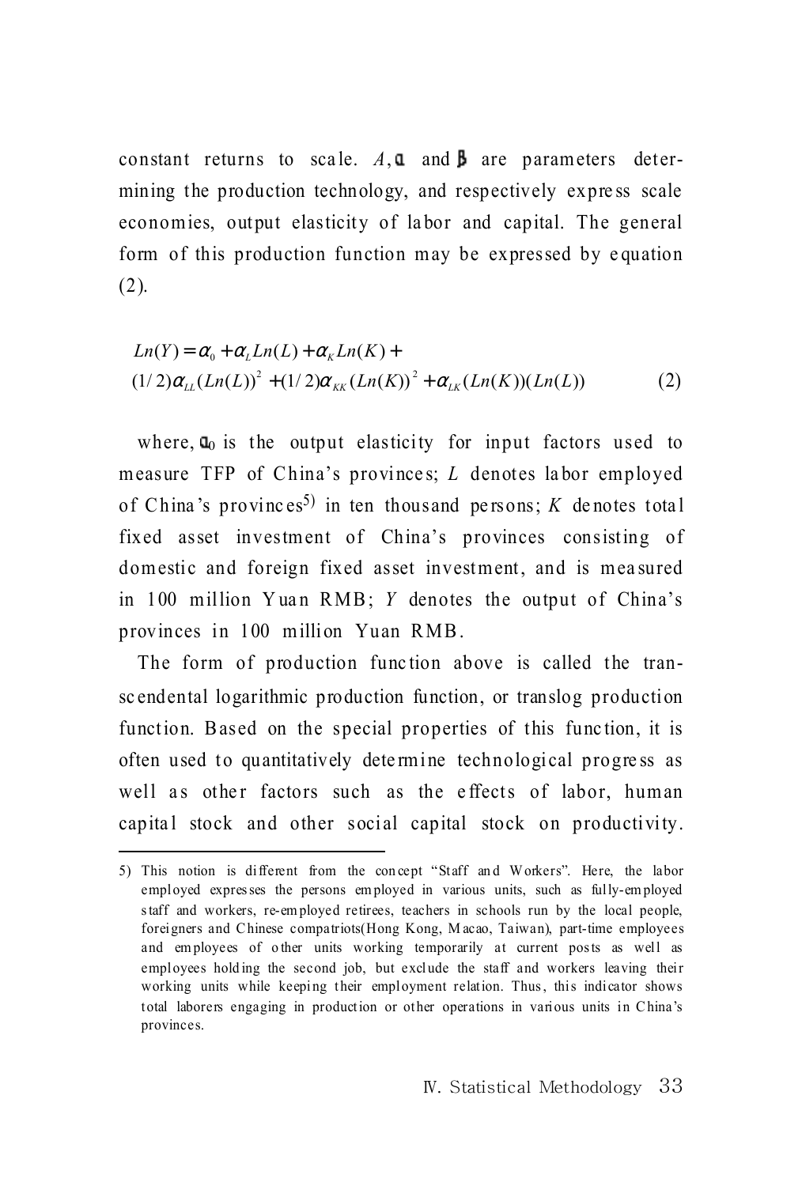constant returns to scale. $A$, $\alpha$ and $\beta$ are parameters determining the production technology, and respectively express scale economies, output elasticity of labor and capital. The general form of this production function may be expressed by equation (2).

$$
\begin{aligned}
Ln(Y) &= \alpha_0 + \alpha_L Ln(L) + \alpha_K Ln(K) + \\
&(1/2)\alpha_{LL}(Ln(L))^2 + (1/2)\alpha_{KK}(Ln(K))^2 + \alpha_{LK}(Ln(K))(Ln(L))
\end{aligned}
\tag{2}
$$

where, $\alpha_0$ is the output elasticity for input factors used to measure TFP of China's provinces; $L$ denotes labor employed of China's provinces[5] in ten thousand persons; $K$ denotes total fixed asset investment of China's provinces consisting of domestic and foreign fixed asset investment, and is measured in 100 million Yuan RMB; $Y$ denotes the output of China's provinces in 100 million Yuan RMB.

The form of production function above is called the transcendental logarithmic production function, or translog production function. Based on the special properties of this function, it is often used to quantitatively determine technological progress as well as other factors such as the effects of labor, human capital stock and other social capital stock on productivity.

---

5) This notion is different from the concept "Staff and Workers". Here, the labor employed expresses the persons employed in various units, such as fully-employed staff and workers, re-employed retirees, teachers in schools run by the local people, foreigners and Chinese compatriots(Hong Kong, Macao, Taiwan), part-time employees and employees of other units working temporarily at current posts as well as employees holding the second job, but exclude the staff and workers leaving their working units while keeping their employment relation. Thus, this indicator shows total laborers engaging in production or other operations in various units in China's provinces.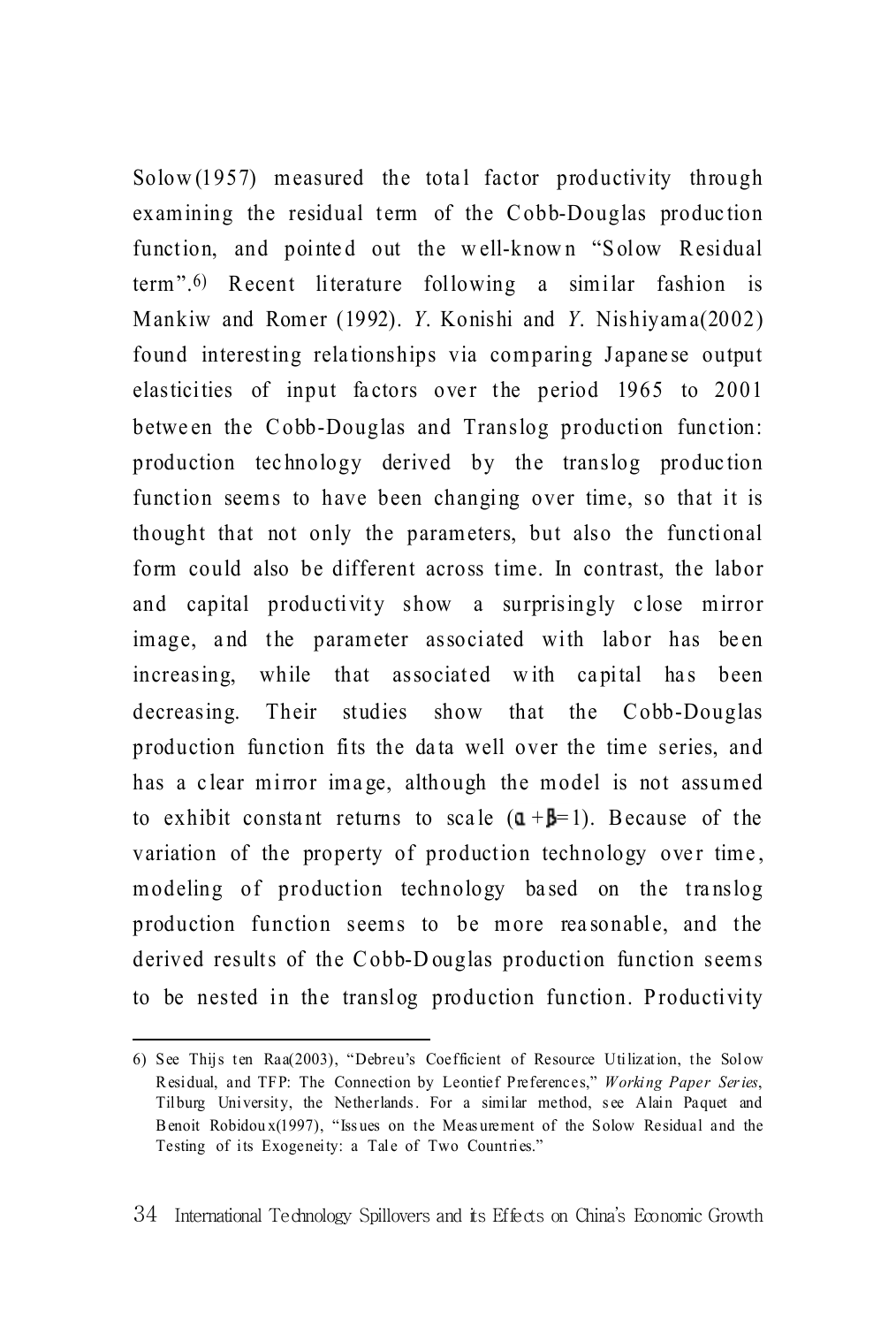Solow(1957) measured the total factor productivity through examining the residual term of the Cobb-Douglas production function, and pointed out the well-known "Solow Residual term".[6] Recent literature following a similar fashion is Mankiw and Romer (1992). *Y*. Konishi and *Y*. Nishiyama(2002) found interesting relationships via comparing Japanese output elasticities of input factors over the period 1965 to 2001 between the Cobb-Douglas and Translog production function: production technology derived by the translog production function seems to have been changing over time, so that it is thought that not only the parameters, but also the functional form could also be different across time. In contrast, the labor and capital productivity show a surprisingly close mirror image, and the parameter associated with labor has been increasing, while that associated with capital has been decreasing. Their studies show that the Cobb-Douglas production function fits the data well over the time series, and has a clear mirror image, although the model is not assumed to exhibit constant returns to scale ($\alpha+\beta=1$). Because of the variation of the property of production technology over time, modeling of production technology based on the translog production function seems to be more reasonable, and the derived results of the Cobb-Douglas production function seems to be nested in the translog production function. Productivity

---

6) See Thijs ten Raa(2003), "Debreu's Coefficient of Resource Utilization, the Solow Residual, and TFP: The Connection by Leontief Preferences," *Working Paper Series*, Tilburg University, the Netherlands. For a similar method, see Alain Paquet and Benoit Robidoux(1997), "Issues on the Measurement of the Solow Residual and the Testing of its Exogeneity: a Tale of Two Countries."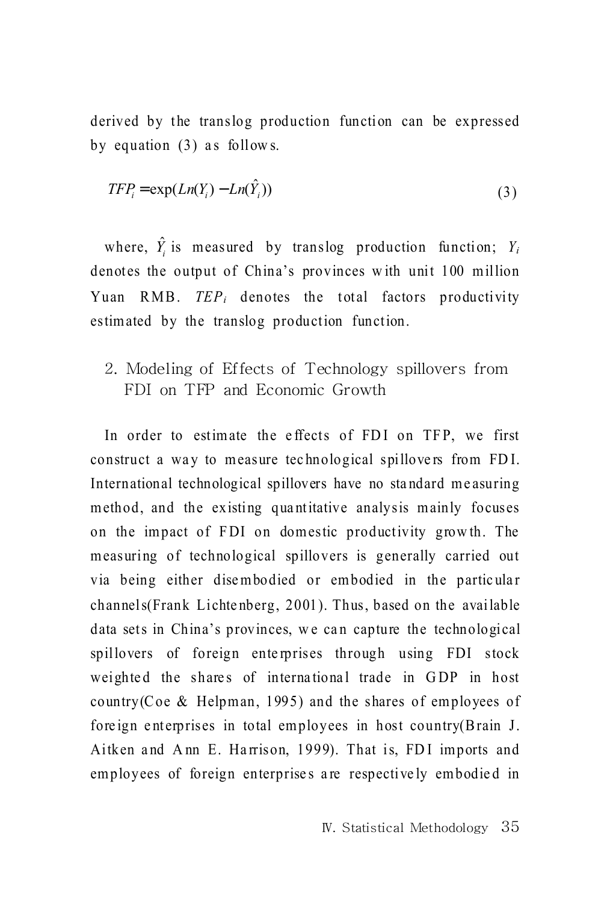derived by the translog production function can be expressed by equation (3) as follows.

$$TFP_i = \exp(Ln(Y_i) - Ln(\hat{Y}_i)) \tag{3}$$

where, $\hat{Y}_i$ is measured by translog production function; $Y_i$ denotes the output of China's provinces with unit 100 million Yuan RMB. $TEP_i$ denotes the total factors productivity estimated by the translog production function.

## 2. Modeling of Effects of Technology spillovers from FDI on TFP and Economic Growth

In order to estimate the effects of FDI on TFP, we first construct a way to measure technological spillovers from FDI. International technological spillovers have no standard measuring method, and the existing quantitative analysis mainly focuses on the impact of FDI on domestic productivity growth. The measuring of technological spillovers is generally carried out via being either disembodied or embodied in the particular channels(Frank Lichtenberg, 2001). Thus, based on the available data sets in China's provinces, we can capture the technological spillovers of foreign enterprises through using FDI stock weighted the shares of international trade in GDP in host country(Coe & Helpman, 1995) and the shares of employees of foreign enterprises in total employees in host country(Brain J. Aitken and Ann E. Harrison, 1999). That is, FDI imports and employees of foreign enterprises are respectively embodied in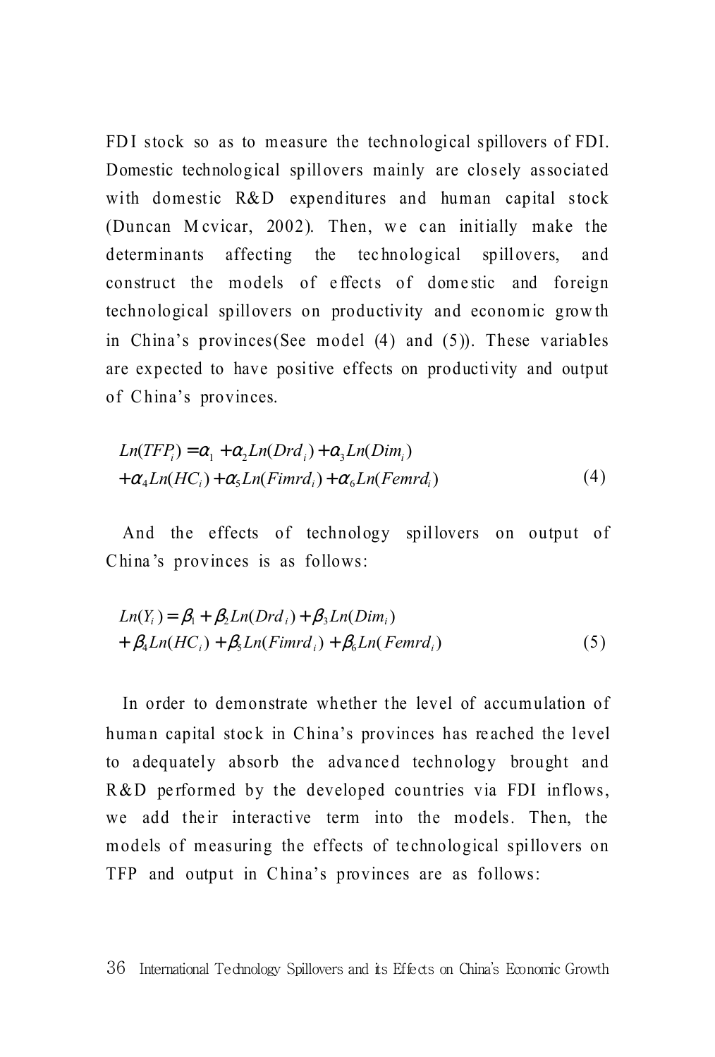FDI stock so as to measure the technological spillovers of FDI. Domestic technological spillovers mainly are closely associated with domestic R&D expenditures and human capital stock (Duncan Mcvicar, 2002). Then, we can initially make the determinants affecting the technological spillovers, and construct the models of effects of domestic and foreign technological spillovers on productivity and economic growth in China's provinces(See model (4) and (5)). These variables are expected to have positive effects on productivity and output of China's provinces.

$$
\begin{aligned}
Ln(TFP_i) &= \alpha_1 + \alpha_2 Ln(Drd_i) + \alpha_3 Ln(Dim_i) \\
&+ \alpha_4 Ln(HC_i) + \alpha_5 Ln(Fimrd_i) + \alpha_6 Ln(Femrd_i)
\end{aligned} \tag{4}
$$

And the effects of technology spillovers on output of China's provinces is as follows:

$$
\begin{aligned}
Ln(Y_i) &= \beta_1 + \beta_2 Ln(Drd_i) + \beta_3 Ln(Dim_i) \\
&+ \beta_4 Ln(HC_i) + \beta_5 Ln(Fimrd_i) + \beta_6 Ln(Femrd_i)
\end{aligned} \tag{5}
$$

In order to demonstrate whether the level of accumulation of human capital stock in China's provinces has reached the level to adequately absorb the advanced technology brought and R&D performed by the developed countries via FDI inflows, we add their interactive term into the models. Then, the models of measuring the effects of technological spillovers on TFP and output in China's provinces are as follows: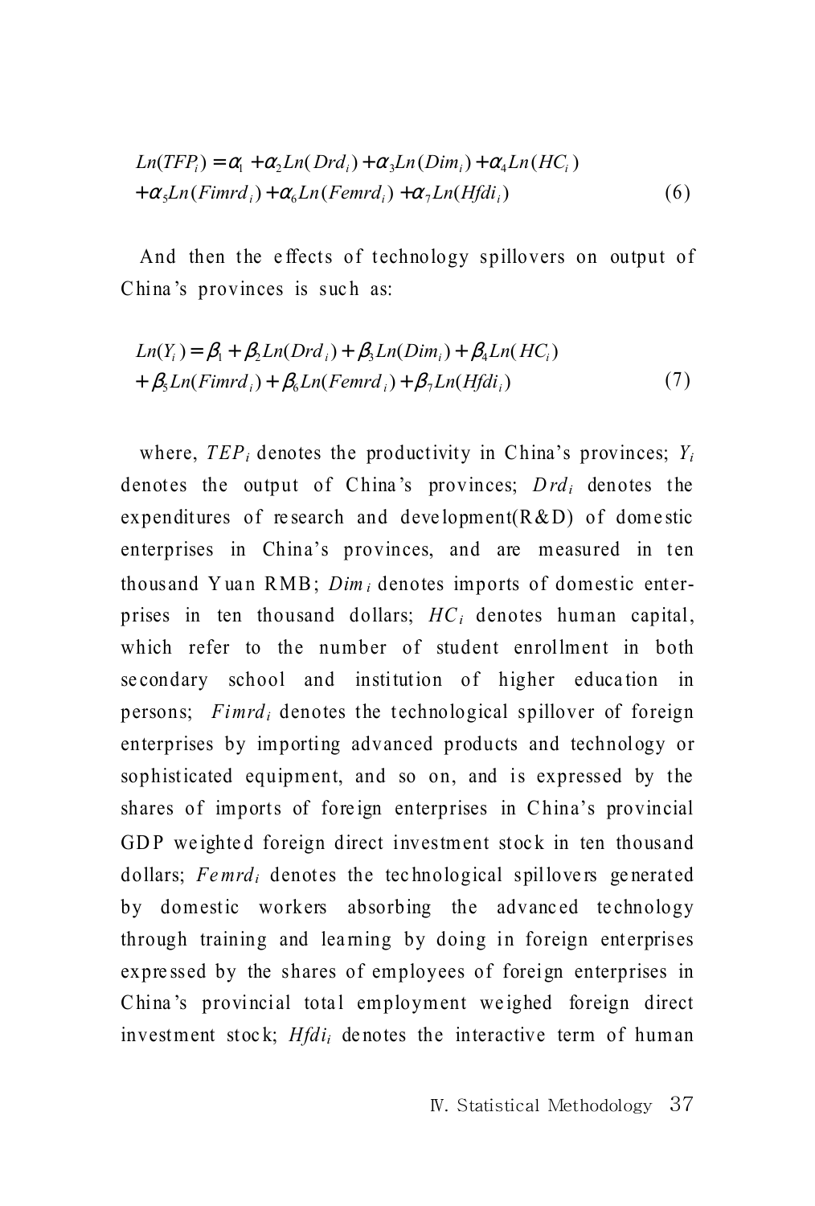$$Ln(TFP_i) = \alpha_1 + \alpha_2 Ln(Drd_i) + \alpha_3 Ln(Dim_i) + \alpha_4 Ln(HC_i) + \alpha_5 Ln(Fimrd_i) + \alpha_6 Ln(Femrd_i) + \alpha_7 Ln(Hfdi_i) \quad (6)$$

And then the effects of technology spillovers on output of China's provinces is such as:

$$Ln(Y_i) = \beta_1 + \beta_2 Ln(Drd_i) + \beta_3 Ln(Dim_i) + \beta_4 Ln(HC_i) + \beta_5 Ln(Fimrd_i) + \beta_6 Ln(Femrd_i) + \beta_7 Ln(Hfdi_i) \quad (7)$$

where, $TEP_i$ denotes the productivity in China's provinces; $Y_i$ denotes the output of China's provinces; $Drd_i$ denotes the expenditures of research and development(R&D) of domestic enterprises in China's provinces, and are measured in ten thousand Yuan RMB; $Dim_i$ denotes imports of domestic enterprises in ten thousand dollars; $HC_i$ denotes human capital, which refer to the number of student enrollment in both secondary school and institution of higher education in persons; $Fimrd_i$ denotes the technological spillover of foreign enterprises by importing advanced products and technology or sophisticated equipment, and so on, and is expressed by the shares of imports of foreign enterprises in China's provincial GDP weighted foreign direct investment stock in ten thousand dollars; $Femrd_i$ denotes the technological spillovers generated by domestic workers absorbing the advanced technology through training and learning by doing in foreign enterprises expressed by the shares of employees of foreign enterprises in China's provincial total employment weighed foreign direct investment stock; $Hfdi_i$ denotes the interactive term of human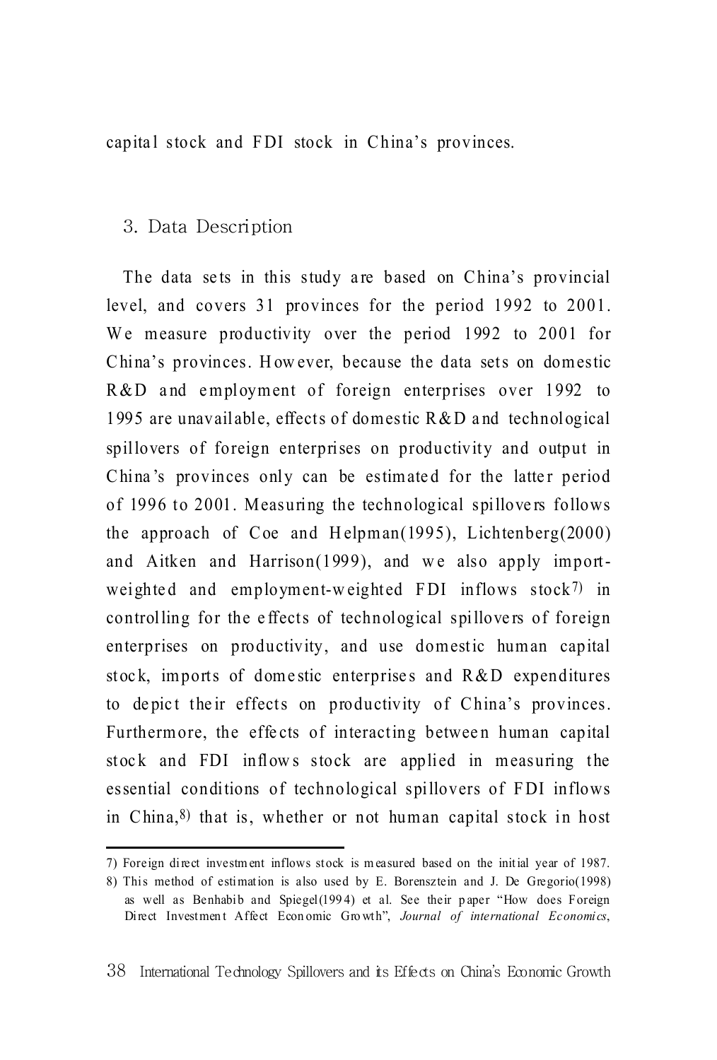capital stock and FDI stock in China's provinces.

## 3. Data Description

The data sets in this study are based on China's provincial level, and covers 31 provinces for the period 1992 to 2001. We measure productivity over the period 1992 to 2001 for China's provinces. However, because the data sets on domestic R&D and employment of foreign enterprises over 1992 to 1995 are unavailable, effects of domestic R&D and technological spillovers of foreign enterprises on productivity and output in China's provinces only can be estimated for the latter period of 1996 to 2001. Measuring the technological spillovers follows the approach of Coe and Helpman(1995), Lichtenberg(2000) and Aitken and Harrison(1999), and we also apply import-weighted and employment-weighted FDI inflows stock[7] in controlling for the effects of technological spillovers of foreign enterprises on productivity, and use domestic human capital stock, imports of domestic enterprises and R&D expenditures to depict their effects on productivity of China's provinces. Furthermore, the effects of interacting between human capital stock and FDI inflows stock are applied in measuring the essential conditions of technological spillovers of FDI inflows in China,[8] that is, whether or not human capital stock in host

---

7) Foreign direct investment inflows stock is measured based on the initial year of 1987.

8) This method of estimation is also used by E. Borensztein and J. De Gregorio(1998) as well as Benhabib and Spiegel(1994) et al. See their paper "How does Foreign Direct Investment Affect Economic Growth", *Journal of international Economics*,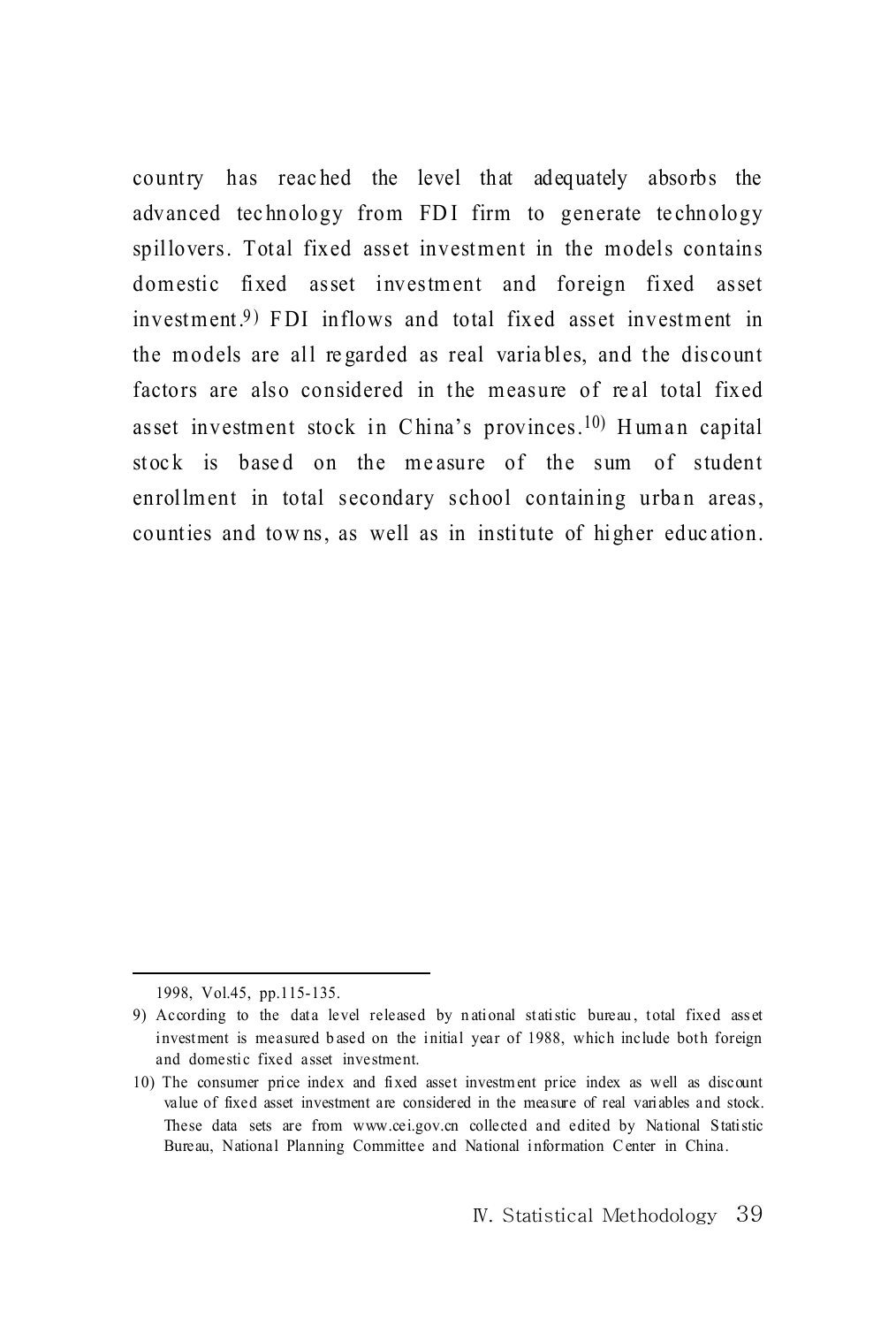country has reached the level that adequately absorbs the advanced technology from FDI firm to generate technology spillovers. Total fixed asset investment in the models contains domestic fixed asset investment and foreign fixed asset investment.[9] FDI inflows and total fixed asset investment in the models are all regarded as real variables, and the discount factors are also considered in the measure of real total fixed asset investment stock in China's provinces.[10] Human capital stock is based on the measure of the sum of student enrollment in total secondary school containing urban areas, counties and towns, as well as in institute of higher education.

---

1998, Vol.45, pp.115-135.

9) According to the data level released by national statistic bureau, total fixed asset investment is measured based on the initial year of 1988, which include both foreign and domestic fixed asset investment.

10) The consumer price index and fixed asset investment price index as well as discount value of fixed asset investment are considered in the measure of real variables and stock. These data sets are from www.cei.gov.cn collected and edited by National Statistic Bureau, National Planning Committee and National information Center in China.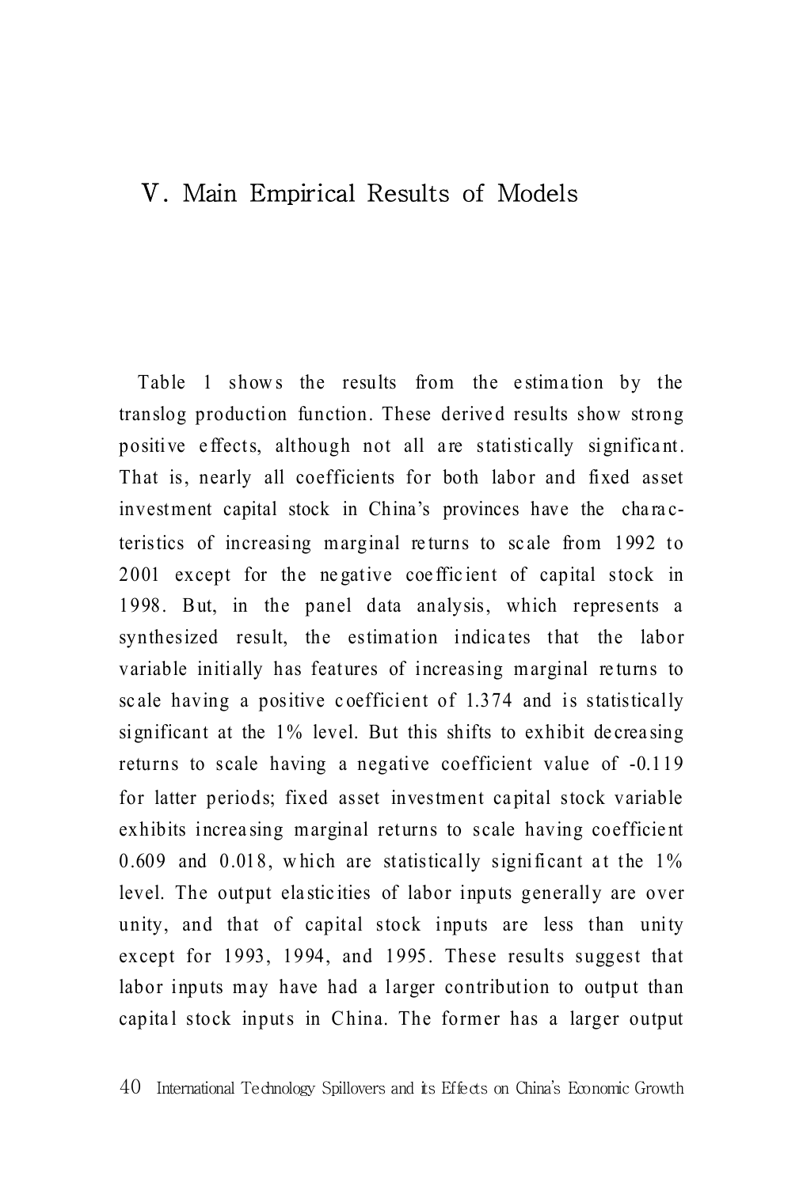# V. Main Empirical Results of Models

Table 1 shows the results from the estimation by the translog production function. These derived results show strong positive effects, although not all are statistically significant. That is, nearly all coefficients for both labor and fixed asset investment capital stock in China's provinces have the characteristics of increasing marginal returns to scale from 1992 to 2001 except for the negative coefficient of capital stock in 1998. But, in the panel data analysis, which represents a synthesized result, the estimation indicates that the labor variable initially has features of increasing marginal returns to scale having a positive coefficient of 1.374 and is statistically significant at the 1% level. But this shifts to exhibit decreasing returns to scale having a negative coefficient value of -0.119 for latter periods; fixed asset investment capital stock variable exhibits increasing marginal returns to scale having coefficient 0.609 and 0.018, which are statistically significant at the 1% level. The output elasticities of labor inputs generally are over unity, and that of capital stock inputs are less than unity except for 1993, 1994, and 1995. These results suggest that labor inputs may have had a larger contribution to output than capital stock inputs in China. The former has a larger output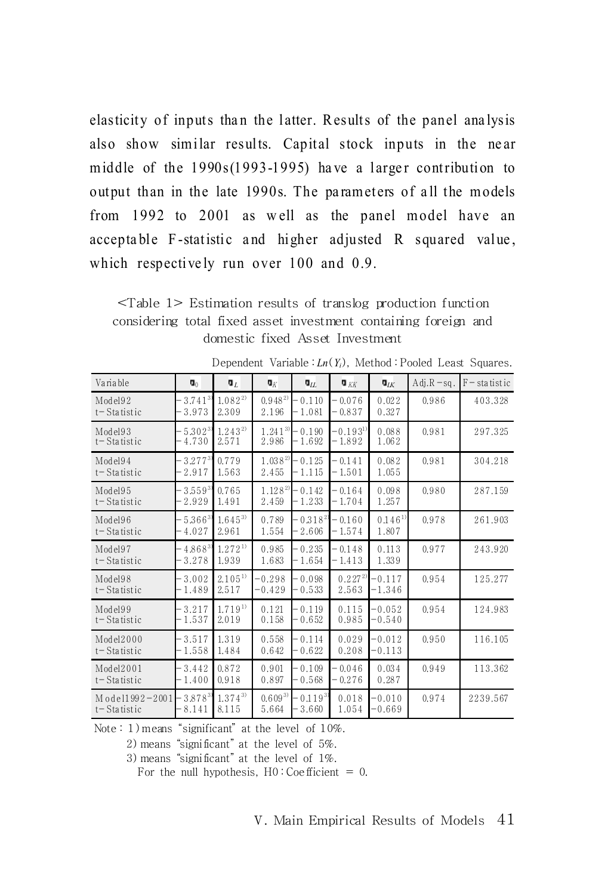elasticity of inputs than the latter. Results of the panel analysis also show similar results. Capital stock inputs in the near middle of the 1990s(1993-1995) have a larger contribution to output than in the late 1990s. The parameters of all the models from 1992 to 2001 as well as the panel model have an acceptable F-statistic and higher adjusted R squared value, which respectively run over 100 and 0.9.

<Table 1> Estimation results of translog production function considering total fixed asset investment containing foreign and domestic fixed Asset Investment

Dependent Variable : $Ln(Y_i)$, Method : Pooled Least Squares.

| Variable | $\beta_0$ | $\beta_L$ | $\beta_K$ | $\beta_{LL}$ | $\beta_{KK}$ | $\beta_{LK}$ | Adj.R－sq. | F－statistic |
|---|---|---|---|---|---|---|---|---|
| Model92<br>t－Statistic | －3.741[3]<br>－3.973 | 1.082[2]<br>2.309 | 0.948[2]<br>2.196 | －0.110<br>－1.081 | －0.076<br>－0.837 | 0.022<br>0.327 | 0.986 | 403.328 |
| Model93<br>t－Statistic | －5.302[3]<br>－4.730 | 1.243[2]<br>2.571 | 1.241[3]<br>2.986 | －0.190<br>－1.692 | －0.193[1]<br>－1.892 | 0.088<br>1.062 | 0.981 | 297.325 |
| Model94<br>t－Statistic | －3.277[3]<br>－2.917 | 0.779<br>1.563 | 1.038[2]<br>2.455 | －0.125<br>－1.115 | －0.141<br>－1.501 | 0.082<br>1.055 | 0.981 | 304.218 |
| Model95<br>t－Statistic | －3.559[3]<br>－2.929 | 0.765<br>1.491 | 1.128[2]<br>2.459 | －0.142<br>－1.233 | －0.164<br>－1.704 | 0.098<br>1.257 | 0.980 | 287.159 |
| Model96<br>t－Statistic | －5.366[3]<br>－4.027 | 1.645[3]<br>2.961 | 0.789<br>1.554 | －0.318[2]<br>－2.606 | －0.160<br>－1.574 | 0.146[1]<br>1.807 | 0.978 | 261.903 |
| Model97<br>t－Statistic | －4.868[3]<br>－3.278 | 1.272[1]<br>1.939 | 0.985<br>1.683 | －0.235<br>－1.654 | －0.148<br>－1.413 | 0.113<br>1.339 | 0.977 | 243.920 |
| Model98<br>t－Statistic | －3.002<br>－1.489 | 2.105[1]<br>2.517 | －0.298<br>－0.429 | －0.098<br>－0.533 | 0.227[2]<br>2.563 | －0.117<br>－1.346 | 0.954 | 125.277 |
| Model99<br>t－Statistic | －3.217<br>－1.537 | 1.719[1]<br>2.019 | 0.121<br>0.158 | －0.119<br>－0.652 | 0.115<br>0.985 | －0.052<br>－0.540 | 0.954 | 124.983 |
| Model2000<br>t－Statistic | －3.517<br>－1.558 | 1.319<br>1.484 | 0.558<br>0.642 | －0.114<br>－0.622 | 0.029<br>0.208 | －0.012<br>－0.113 | 0.950 | 116.105 |
| Model2001<br>t－Statistic | －3.442<br>－1.400 | 0.872<br>0.918 | 0.901<br>0.897 | －0.109<br>－0.568 | －0.046<br>－0.276 | 0.034<br>0.287 | 0.949 | 113.362 |
| Model1992－2001<br>t－Statistic | －3.878[3]<br>－8.141 | 1.374[3]<br>8.115 | 0.609[3]<br>5.664 | －0.119[3]<br>－3.660 | 0.018<br>1.054 | －0.010<br>－0.669 | 0.974 | 2239.567 |

Note : 1) means "significant" at the level of 10%.

2) means "significant" at the level of 5%.

3) means "significant" at the level of 1%.

For the null hypothesis, H0 : Coefficient = 0.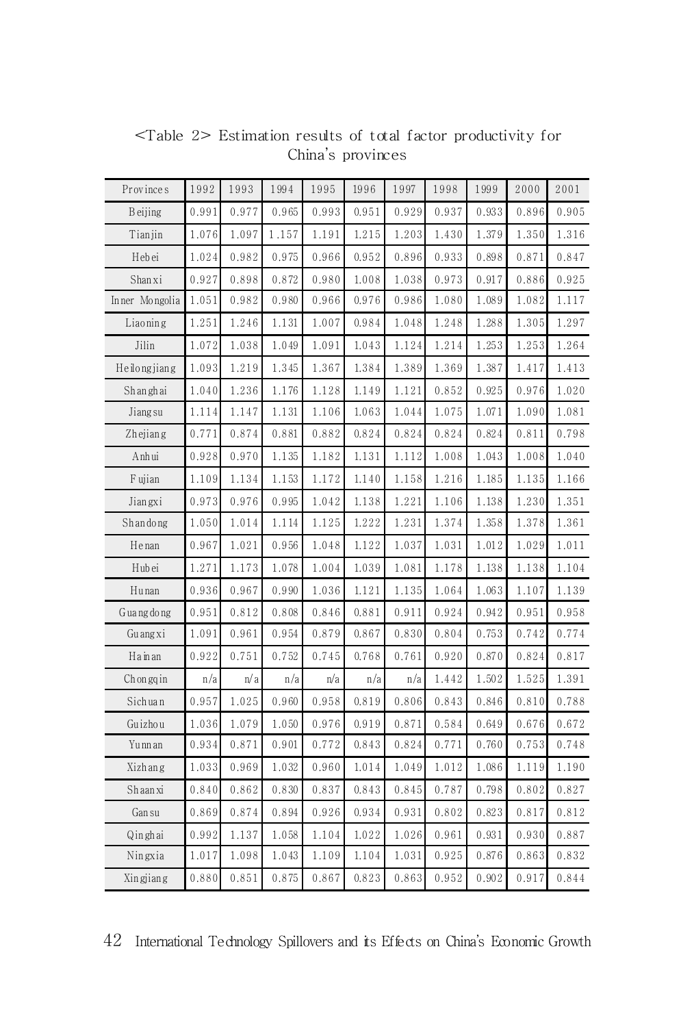<Table 2> Estimation results of total factor productivity for China's provinces

| Provinces | 1992 | 1993 | 1994 | 1995 | 1996 | 1997 | 1998 | 1999 | 2000 | 2001 |
|---|---|---|---|---|---|---|---|---|---|---|
| Beijing | 0.991 | 0.977 | 0.965 | 0.993 | 0.951 | 0.929 | 0.937 | 0.933 | 0.896 | 0.905 |
| Tianjin | 1.076 | 1.097 | 1.157 | 1.191 | 1.215 | 1.203 | 1.430 | 1.379 | 1.350 | 1.316 |
| Hebei | 1.024 | 0.982 | 0.975 | 0.966 | 0.952 | 0.896 | 0.933 | 0.898 | 0.871 | 0.847 |
| Shanxi | 0.927 | 0.898 | 0.872 | 0.980 | 1.008 | 1.038 | 0.973 | 0.917 | 0.886 | 0.925 |
| Inner Mongolia | 1.051 | 0.982 | 0.980 | 0.966 | 0.976 | 0.986 | 1.080 | 1.089 | 1.082 | 1.117 |
| Liaoning | 1.251 | 1.246 | 1.131 | 1.007 | 0.984 | 1.048 | 1.248 | 1.288 | 1.305 | 1.297 |
| Jilin | 1.072 | 1.038 | 1.049 | 1.091 | 1.043 | 1.124 | 1.214 | 1.253 | 1.253 | 1.264 |
| Heilongjiang | 1.093 | 1.219 | 1.345 | 1.367 | 1.384 | 1.389 | 1.369 | 1.387 | 1.417 | 1.413 |
| Shanghai | 1.040 | 1.236 | 1.176 | 1.128 | 1.149 | 1.121 | 0.852 | 0.925 | 0.976 | 1.020 |
| Jiangsu | 1.114 | 1.147 | 1.131 | 1.106 | 1.063 | 1.044 | 1.075 | 1.071 | 1.090 | 1.081 |
| Zhejiang | 0.771 | 0.874 | 0.881 | 0.882 | 0.824 | 0.824 | 0.824 | 0.824 | 0.811 | 0.798 |
| Anhui | 0.928 | 0.970 | 1.135 | 1.182 | 1.131 | 1.112 | 1.008 | 1.043 | 1.008 | 1.040 |
| Fujian | 1.109 | 1.134 | 1.153 | 1.172 | 1.140 | 1.158 | 1.216 | 1.185 | 1.135 | 1.166 |
| Jiangxi | 0.973 | 0.976 | 0.995 | 1.042 | 1.138 | 1.221 | 1.106 | 1.138 | 1.230 | 1.351 |
| Shandong | 1.050 | 1.014 | 1.114 | 1.125 | 1.222 | 1.231 | 1.374 | 1.358 | 1.378 | 1.361 |
| Henan | 0.967 | 1.021 | 0.956 | 1.048 | 1.122 | 1.037 | 1.031 | 1.012 | 1.029 | 1.011 |
| Hubei | 1.271 | 1.173 | 1.078 | 1.004 | 1.039 | 1.081 | 1.178 | 1.138 | 1.138 | 1.104 |
| Hunan | 0.936 | 0.967 | 0.990 | 1.036 | 1.121 | 1.135 | 1.064 | 1.063 | 1.107 | 1.139 |
| Guangdong | 0.951 | 0.812 | 0.808 | 0.846 | 0.881 | 0.911 | 0.924 | 0.942 | 0.951 | 0.958 |
| Guangxi | 1.091 | 0.961 | 0.954 | 0.879 | 0.867 | 0.830 | 0.804 | 0.753 | 0.742 | 0.774 |
| Hainan | 0.922 | 0.751 | 0.752 | 0.745 | 0.768 | 0.761 | 0.920 | 0.870 | 0.824 | 0.817 |
| Chongqin | n/a | n/a | n/a | n/a | n/a | n/a | 1.442 | 1.502 | 1.525 | 1.391 |
| Sichuan | 0.957 | 1.025 | 0.960 | 0.958 | 0.819 | 0.806 | 0.843 | 0.846 | 0.810 | 0.788 |
| Guizhou | 1.036 | 1.079 | 1.050 | 0.976 | 0.919 | 0.871 | 0.584 | 0.649 | 0.676 | 0.672 |
| Yunnan | 0.934 | 0.871 | 0.901 | 0.772 | 0.843 | 0.824 | 0.771 | 0.760 | 0.753 | 0.748 |
| Xizhang | 1.033 | 0.969 | 1.032 | 0.960 | 1.014 | 1.049 | 1.012 | 1.086 | 1.119 | 1.190 |
| Shaanxi | 0.840 | 0.862 | 0.830 | 0.837 | 0.843 | 0.845 | 0.787 | 0.798 | 0.802 | 0.827 |
| Gansu | 0.869 | 0.874 | 0.894 | 0.926 | 0.934 | 0.931 | 0.802 | 0.823 | 0.817 | 0.812 |
| Qinghai | 0.992 | 1.137 | 1.058 | 1.104 | 1.022 | 1.026 | 0.961 | 0.931 | 0.930 | 0.887 |
| Ningxia | 1.017 | 1.098 | 1.043 | 1.109 | 1.104 | 1.031 | 0.925 | 0.876 | 0.863 | 0.832 |
| Xingjiang | 0.880 | 0.851 | 0.875 | 0.867 | 0.823 | 0.863 | 0.952 | 0.902 | 0.917 | 0.844 |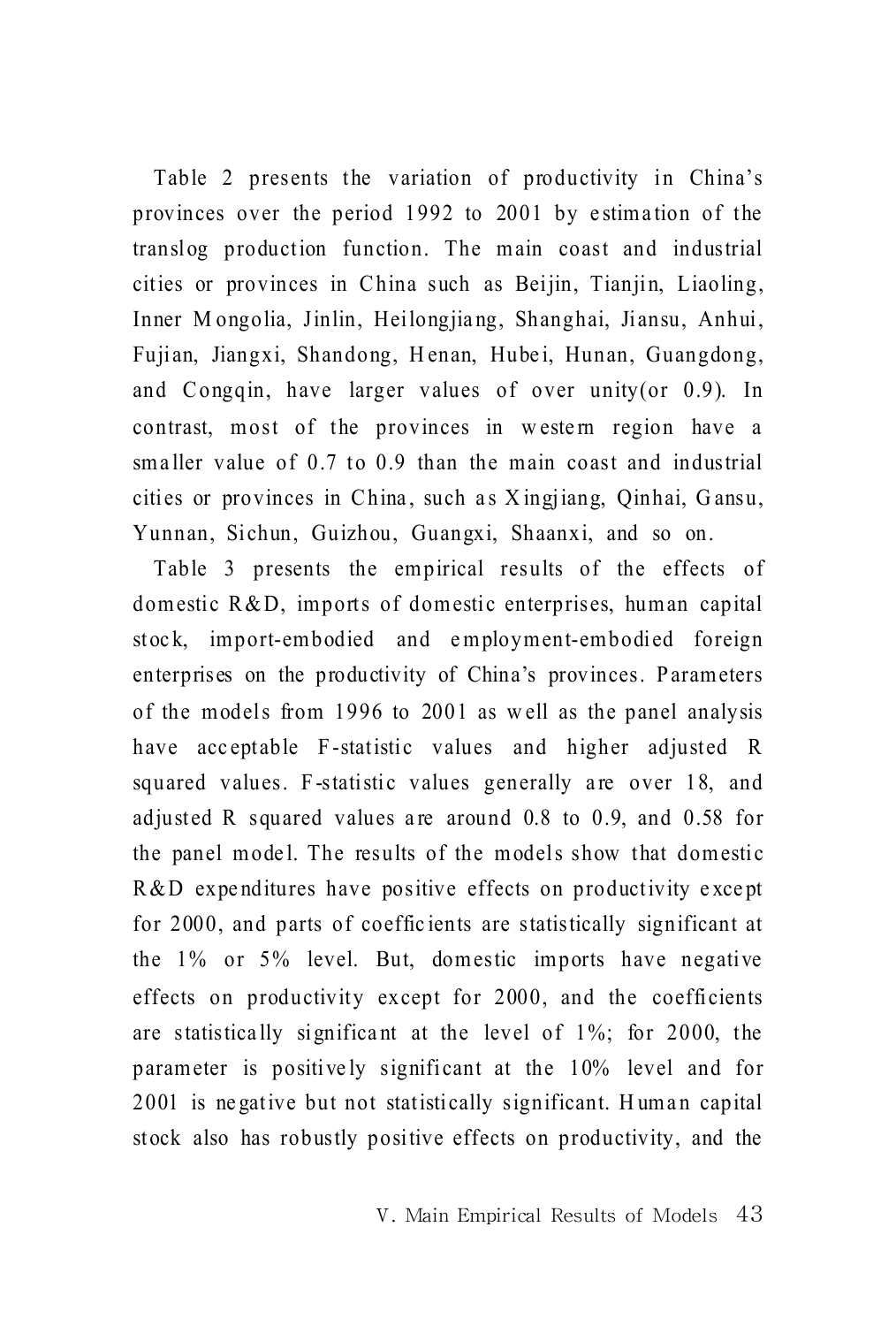Table 2 presents the variation of productivity in China's provinces over the period 1992 to 2001 by estimation of the translog production function. The main coast and industrial cities or provinces in China such as Beijin, Tianjin, Liaoling, Inner Mongolia, Jinlin, Heilongjiang, Shanghai, Jiansu, Anhui, Fujian, Jiangxi, Shandong, Henan, Hubei, Hunan, Guangdong, and Congqin, have larger values of over unity(or 0.9). In contrast, most of the provinces in western region have a smaller value of 0.7 to 0.9 than the main coast and industrial cities or provinces in China, such as Xingjiang, Qinhai, Gansu, Yunnan, Sichun, Guizhou, Guangxi, Shaanxi, and so on.

Table 3 presents the empirical results of the effects of domestic R&D, imports of domestic enterprises, human capital stock, import-embodied and employment-embodied foreign enterprises on the productivity of China's provinces. Parameters of the models from 1996 to 2001 as well as the panel analysis have acceptable F-statistic values and higher adjusted R squared values. F-statistic values generally are over 18, and adjusted R squared values are around 0.8 to 0.9, and 0.58 for the panel model. The results of the models show that domestic R&D expenditures have positive effects on productivity except for 2000, and parts of coefficients are statistically significant at the 1% or 5% level. But, domestic imports have negative effects on productivity except for 2000, and the coefficients are statistically significant at the level of 1%; for 2000, the parameter is positively significant at the 10% level and for 2001 is negative but not statistically significant. Human capital stock also has robustly positive effects on productivity, and the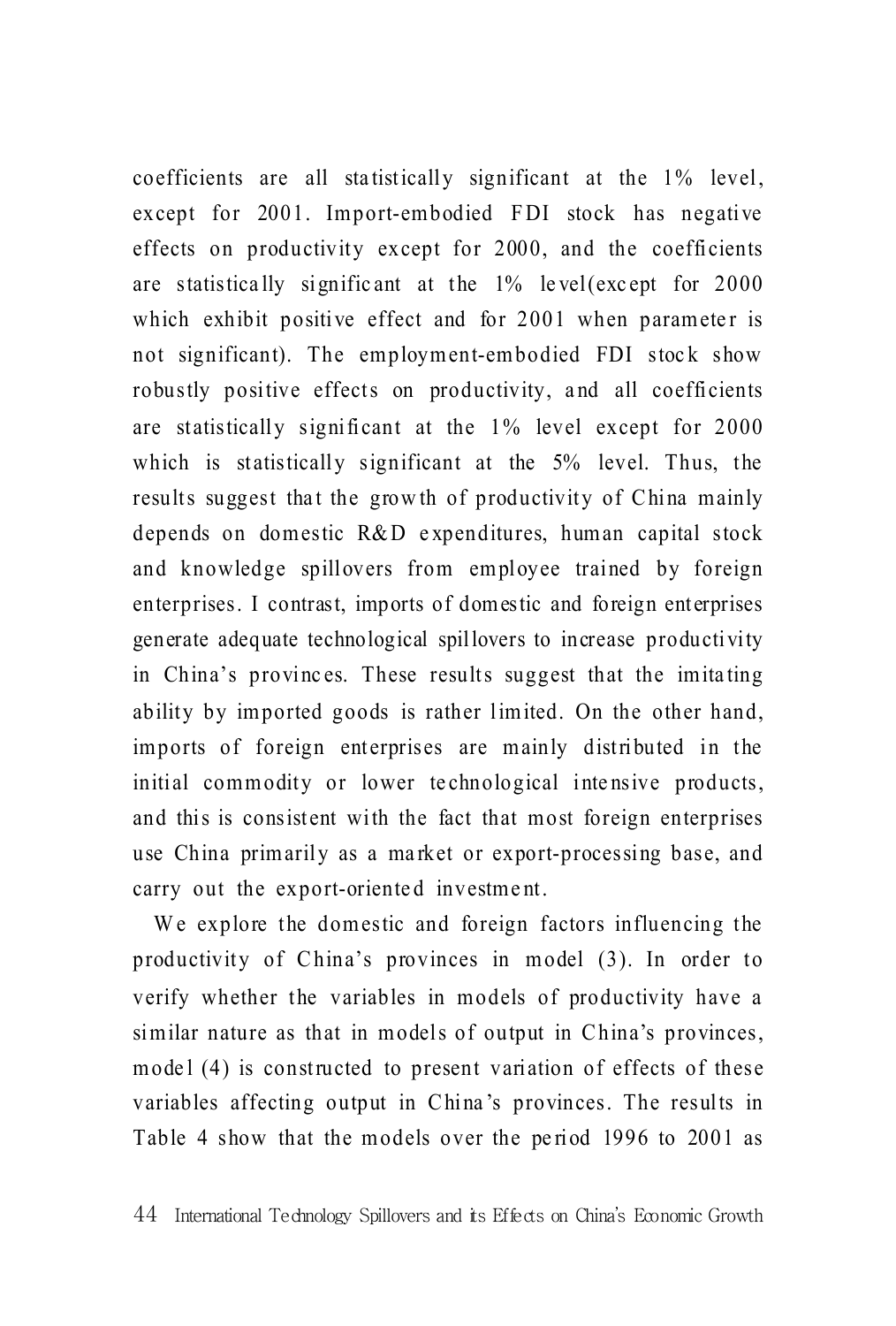coefficients are all statistically significant at the 1% level, except for 2001. Import-embodied FDI stock has negative effects on productivity except for 2000, and the coefficients are statistically significant at the 1% level(except for 2000 which exhibit positive effect and for 2001 when parameter is not significant). The employment-embodied FDI stock show robustly positive effects on productivity, and all coefficients are statistically significant at the 1% level except for 2000 which is statistically significant at the 5% level. Thus, the results suggest that the growth of productivity of China mainly depends on domestic R&D expenditures, human capital stock and knowledge spillovers from employee trained by foreign enterprises. I contrast, imports of domestic and foreign enterprises generate adequate technological spillovers to increase productivity in China's provinces. These results suggest that the imitating ability by imported goods is rather limited. On the other hand, imports of foreign enterprises are mainly distributed in the initial commodity or lower technological intensive products, and this is consistent with the fact that most foreign enterprises use China primarily as a market or export-processing base, and carry out the export-oriented investment.

We explore the domestic and foreign factors influencing the productivity of China's provinces in model (3). In order to verify whether the variables in models of productivity have a similar nature as that in models of output in China's provinces, model (4) is constructed to present variation of effects of these variables affecting output in China's provinces. The results in Table 4 show that the models over the period 1996 to 2001 as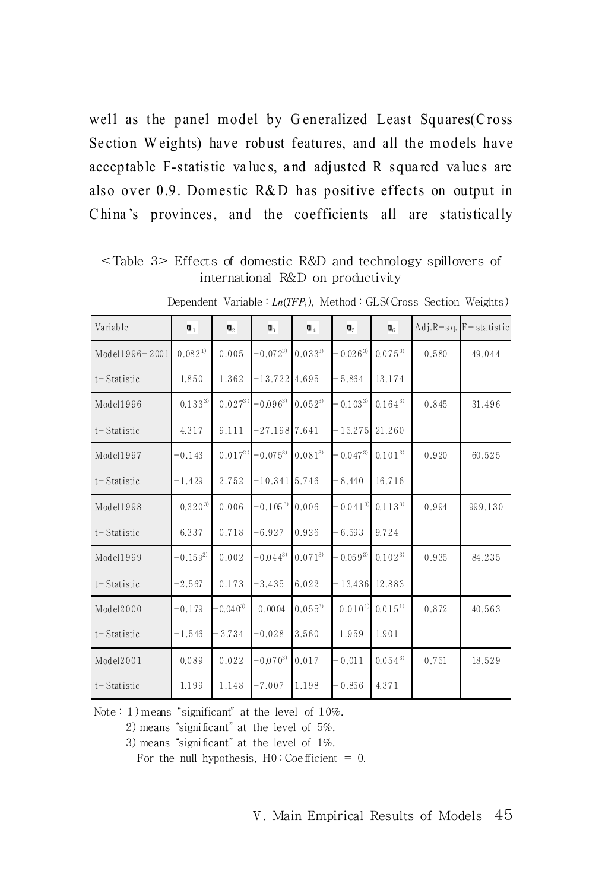well as the panel model by Generalized Least Squares(Cross Section Weights) have robust features, and all the models have acceptable F-statistic values, and adjusted R squared values are also over 0.9. Domestic R&D has positive effects on output in China's provinces, and the coefficients all are statistically

<Table 3> Effects of domestic R&D and technology spillovers of international R&D on productivity

Dependent Variable : $Ln(TFP_i)$, Method : GLS(Cross Section Weights)

| Variable | $\beta_1$ | $\beta_2$ | $\beta_3$ | $\beta_4$ | $\beta_5$ | $\beta_6$ | Adj.R-sq. | F-statistic |
|---|---|---|---|---|---|---|---|---|
| Model1996-2001 | 0.082[1] | 0.005 | -0.072[3] | 0.033[3] | -0.026[3] | 0.075[3] | 0.580 | 49.044 |
| t-Statistic | 1.850 | 1.362 | -13.722 | 4.695 | -5.864 | 13.174 | | |
| Model1996 | 0.133[3] | 0.027[3] | -0.096[3] | 0.052[3] | -0.103[3] | 0.164[3] | 0.845 | 31.496 |
| t-Statistic | 4.317 | 9.111 | -27.198 | 7.641 | -15.275 | 21.260 | | |
| Model1997 | -0.143 | 0.017[2] | -0.075[3] | 0.081[3] | -0.047[3] | 0.101[3] | 0.920 | 60.525 |
| t-Statistic | -1.429 | 2.752 | -10.341 | 5.746 | -8.440 | 16.716 | | |
| Model1998 | 0.320[3] | 0.006 | -0.105[3] | 0.006 | -0.041[3] | 0.113[3] | 0.994 | 999.130 |
| t-Statistic | 6.337 | 0.718 | -6.927 | 0.926 | -6.593 | 9.724 | | |
| Model1999 | -0.159[2] | 0.002 | -0.044[3] | 0.071[3] | -0.059[3] | 0.102[3] | 0.935 | 84.235 |
| t-Statistic | -2.567 | 0.173 | -3.435 | 6.022 | -13.436 | 12.883 | | |
| Model2000 | -0.179 | -0.040[3] | 0.0004 | 0.055[3] | 0.010[1] | 0.015[1] | 0.872 | 40.563 |
| t-Statistic | -1.546 | -3.734 | -0.028 | 3.560 | 1.959 | 1.901 | | |
| Model2001 | 0.089 | 0.022 | -0.070[3] | 0.017 | -0.011 | 0.054[3] | 0.751 | 18.529 |
| t-Statistic | 1.199 | 1.148 | -7.007 | 1.198 | -0.856 | 4.371 | | |

Note : 1) means "significant" at the level of 10%.
2) means "significant" at the level of 5%.
3) means "significant" at the level of 1%.
For the null hypothesis, H0 : Coefficient = 0.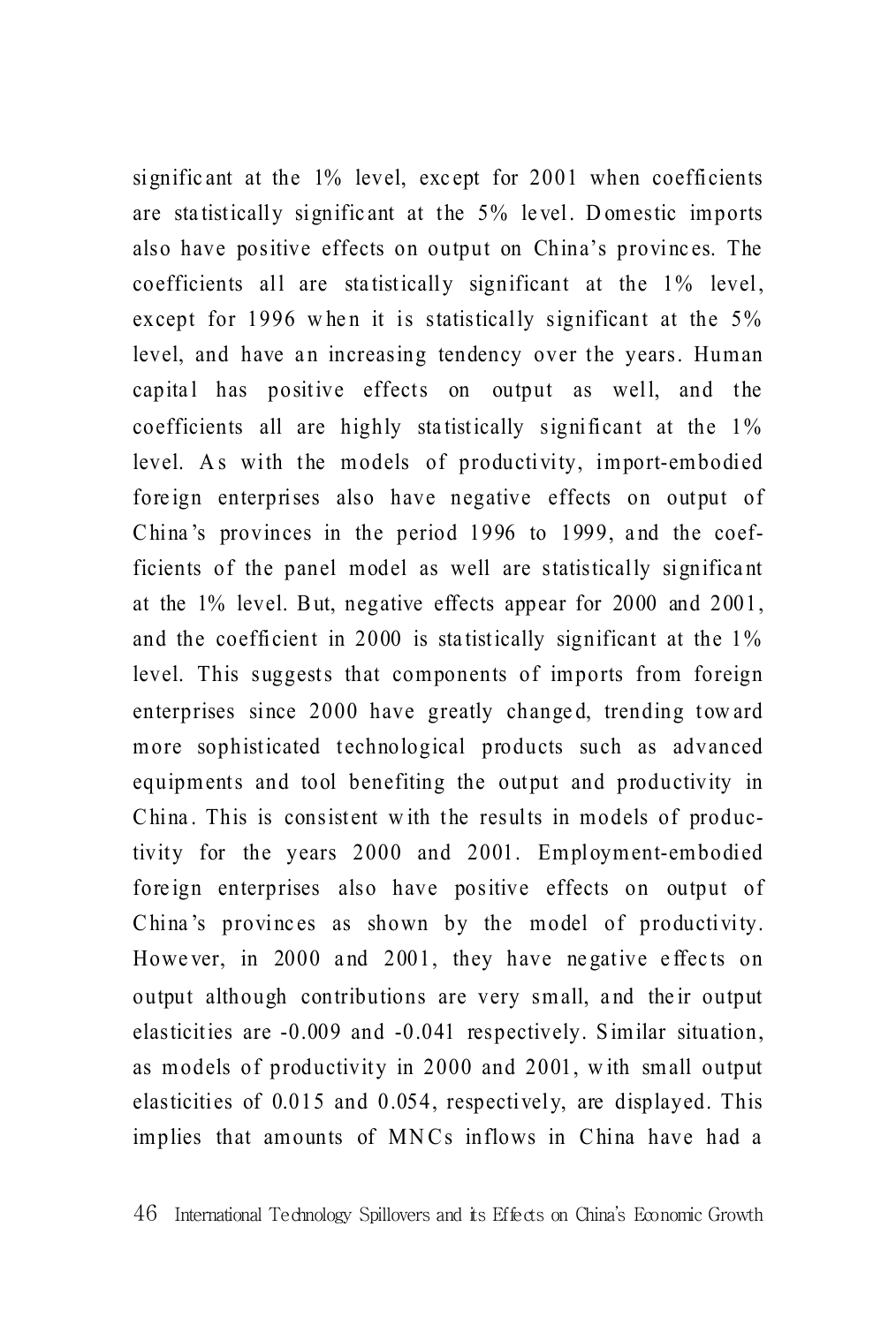significant at the 1% level, except for 2001 when coefficients are statistically significant at the 5% level. Domestic imports also have positive effects on output on China's provinces. The coefficients all are statistically significant at the 1% level, except for 1996 when it is statistically significant at the 5% level, and have an increasing tendency over the years. Human capital has positive effects on output as well, and the coefficients all are highly statistically significant at the 1% level. As with the models of productivity, import-embodied foreign enterprises also have negative effects on output of China's provinces in the period 1996 to 1999, and the coefficients of the panel model as well are statistically significant at the 1% level. But, negative effects appear for 2000 and 2001, and the coefficient in 2000 is statistically significant at the 1% level. This suggests that components of imports from foreign enterprises since 2000 have greatly changed, trending toward more sophisticated technological products such as advanced equipments and tool benefiting the output and productivity in China. This is consistent with the results in models of productivity for the years 2000 and 2001. Employment-embodied foreign enterprises also have positive effects on output of China's provinces as shown by the model of productivity. However, in 2000 and 2001, they have negative effects on output although contributions are very small, and their output elasticities are -0.009 and -0.041 respectively. Similar situation, as models of productivity in 2000 and 2001, with small output elasticities of 0.015 and 0.054, respectively, are displayed. This implies that amounts of MNCs inflows in China have had a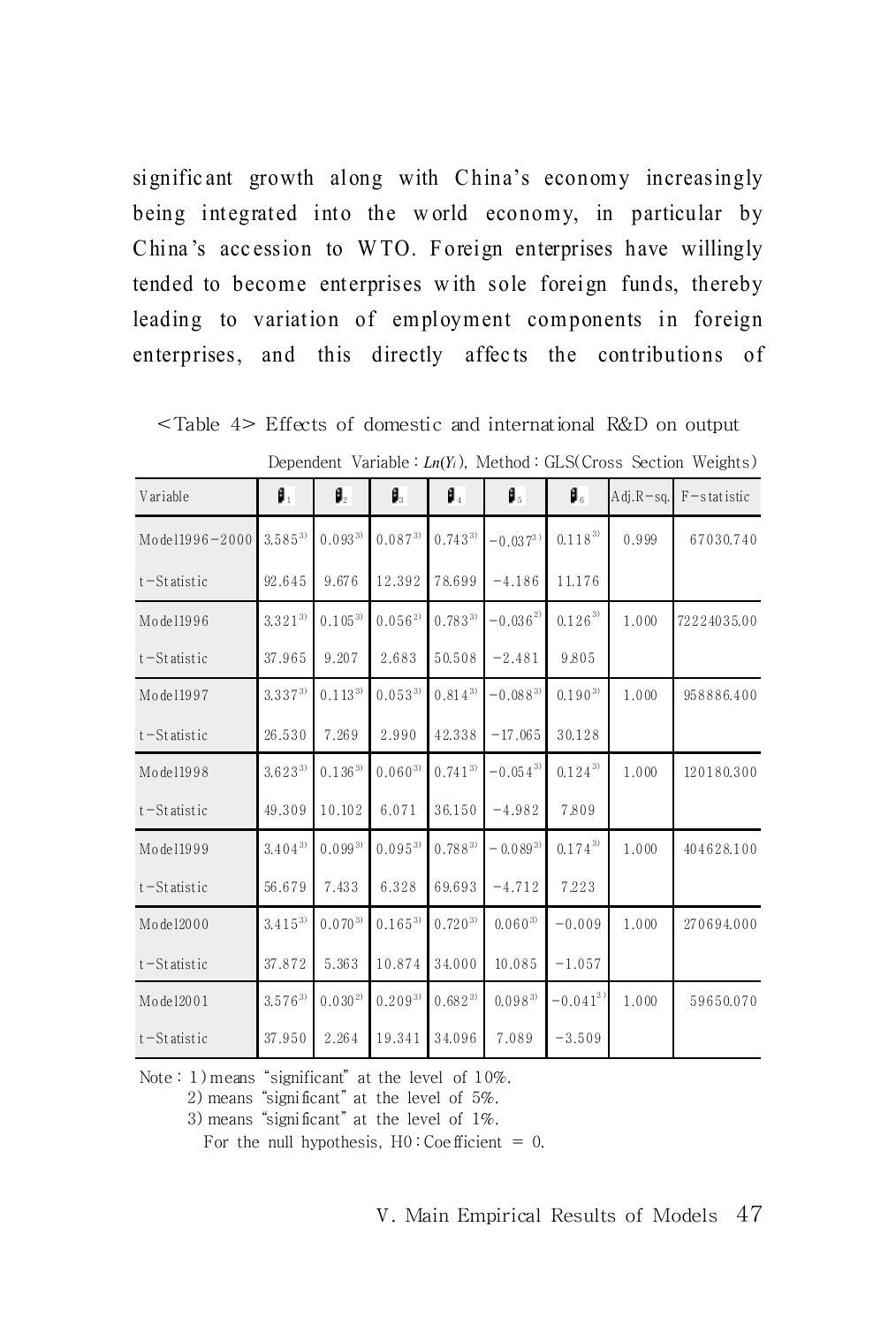significant growth along with China's economy increasingly being integrated into the world economy, in particular by China's accession to WTO. Foreign enterprises have willingly tended to become enterprises with sole foreign funds, thereby leading to variation of employment components in foreign enterprises, and this directly affects the contributions of

<Table 4> Effects of domestic and international R&D on output

Dependent Variable : $Ln(Y_i)$, Method : GLS(Cross Section Weights)

| Variable | $\beta_1$ | $\beta_2$ | $\beta_3$ | $\beta_4$ | $\beta_5$ | $\beta_6$ | Adj.R-sq. | F-statistic |
|---|---|---|---|---|---|---|---|---|
| Model1996-2000 | 3.585[3] | 0.093[3] | 0.087[3] | 0.743[3] | -0.037[3] | 0.118[3] | 0.999 | 67030.740 |
| t-Statistic | 92.645 | 9.676 | 12.392 | 78.699 | -4.186 | 11.176 | | |
| Model1996 | 3.321[3] | 0.105[3] | 0.056[2] | 0.783[3] | -0.036[2] | 0.126[3] | 1.000 | 72224035.00 |
| t-Statistic | 37.965 | 9.207 | 2.683 | 50.508 | -2.481 | 9.805 | | |
| Model1997 | 3.337[3] | 0.113[3] | 0.053[3] | 0.814[3] | -0.088[3] | 0.190[3] | 1.000 | 958886.400 |
| t-Statistic | 26.530 | 7.269 | 2.990 | 42.338 | -17.065 | 30.128 | | |
| Model1998 | 3.623[3] | 0.136[3] | 0.060[3] | 0.741[3] | -0.054[3] | 0.124[3] | 1.000 | 120180.300 |
| t-Statistic | 49.309 | 10.102 | 6.071 | 36.150 | -4.982 | 7.809 | | |
| Model1999 | 3.404[3] | 0.099[3] | 0.095[3] | 0.788[3] | -0.089[3] | 0.174[3] | 1.000 | 404628.100 |
| t-Statistic | 56.679 | 7.433 | 6.328 | 69.693 | -4.712 | 7.223 | | |
| Model2000 | 3.415[3] | 0.070[3] | 0.165[3] | 0.720[3] | 0.060[3] | -0.009 | 1.000 | 270694.000 |
| t-Statistic | 37.872 | 5.363 | 10.874 | 34.000 | 10.085 | -1.057 | | |
| Model2001 | 3.576[3] | 0.030[2] | 0.209[3] | 0.682[3] | 0.098[3] | -0.041[3] | 1.000 | 59650.070 |
| t-Statistic | 37.950 | 2.264 | 19.341 | 34.096 | 7.089 | -3.509 | | |

Note : 1) means "significant" at the level of 10%.
2) means "significant" at the level of 5%.
3) means "significant" at the level of 1%.
For the null hypothesis, H0 : Coefficient = 0.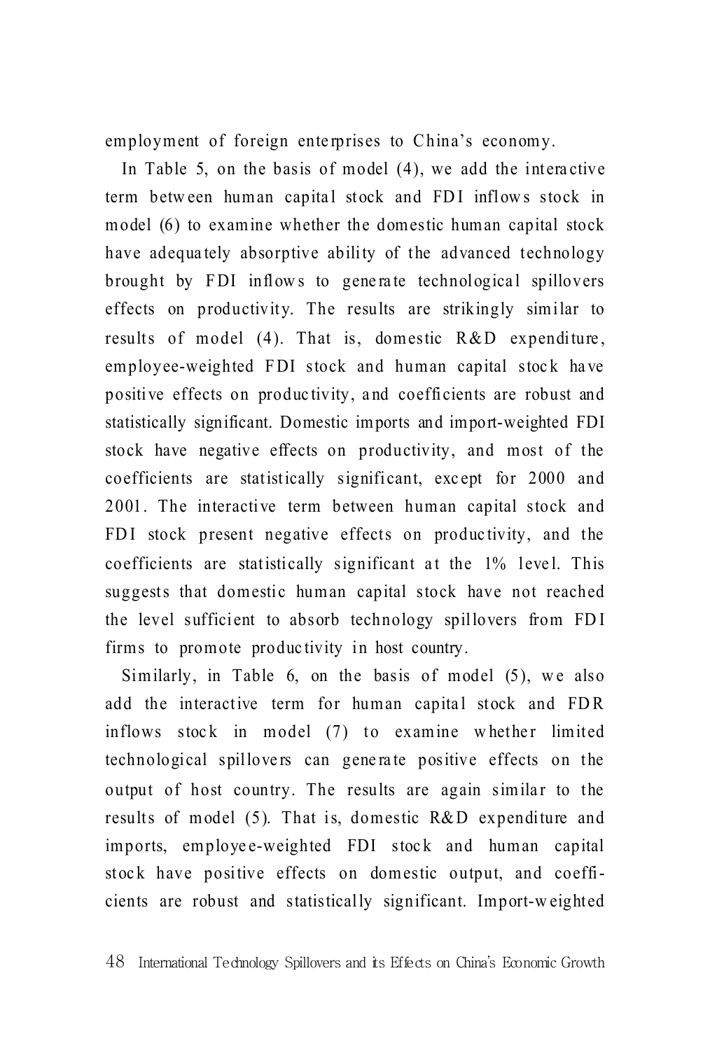employment of foreign enterprises to China's economy.

In Table 5, on the basis of model (4), we add the interactive term between human capital stock and FDI inflows stock in model (6) to examine whether the domestic human capital stock have adequately absorptive ability of the advanced technology brought by FDI inflows to generate technological spillovers effects on productivity. The results are strikingly similar to results of model (4). That is, domestic R&D expenditure, employee-weighted FDI stock and human capital stock have positive effects on productivity, and coefficients are robust and statistically significant. Domestic imports and import-weighted FDI stock have negative effects on productivity, and most of the coefficients are statistically significant, except for 2000 and 2001. The interactive term between human capital stock and FDI stock present negative effects on productivity, and the coefficients are statistically significant at the 1% level. This suggests that domestic human capital stock have not reached the level sufficient to absorb technology spillovers from FDI firms to promote productivity in host country.

Similarly, in Table 6, on the basis of model (5), we also add the interactive term for human capital stock and FDR inflows stock in model (7) to examine whether limited technological spillovers can generate positive effects on the output of host country. The results are again similar to the results of model (5). That is, domestic R&D expenditure and imports, employee-weighted FDI stock and human capital stock have positive effects on domestic output, and coefficients are robust and statistically significant. Import-weighted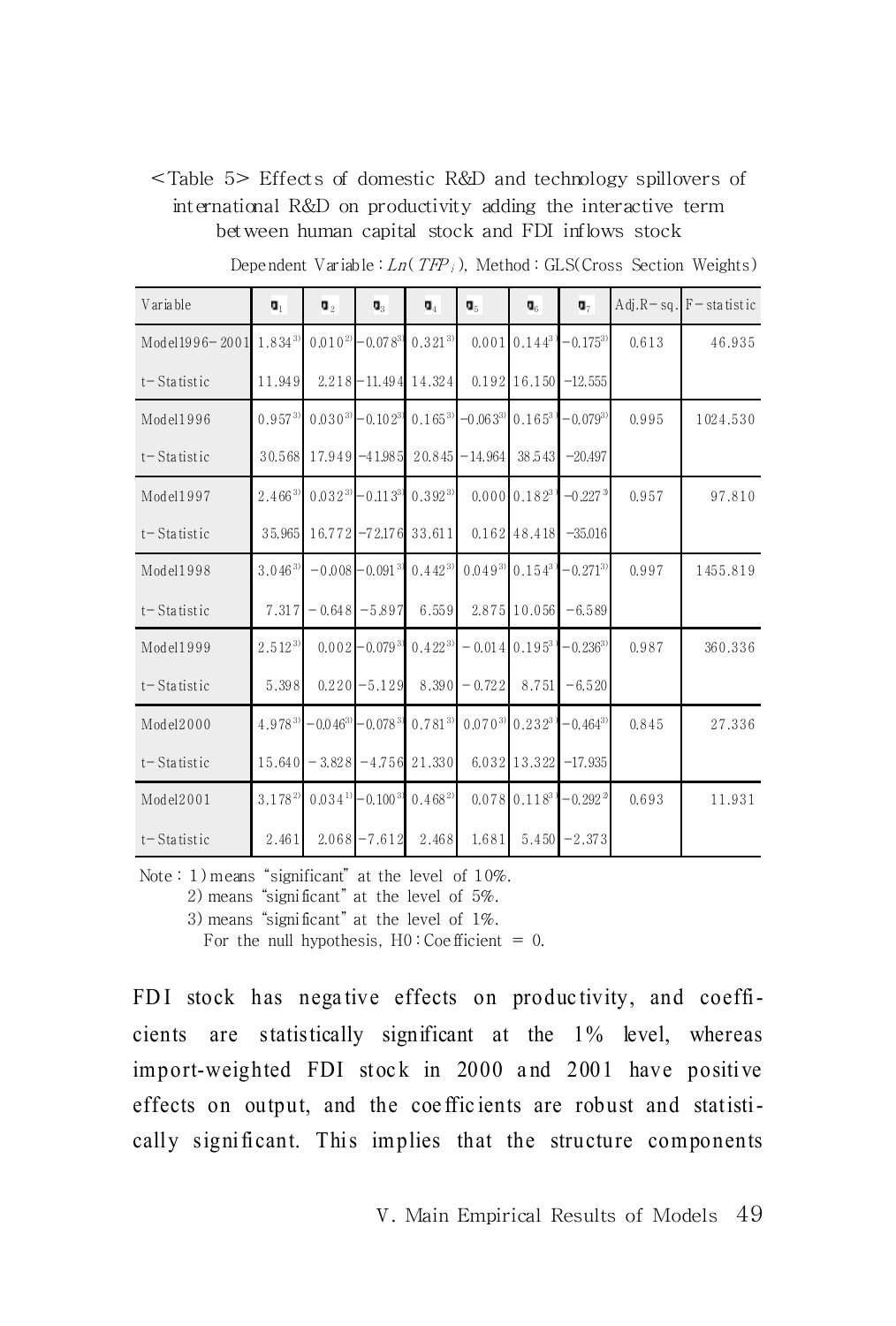<Table 5> Effects of domestic R&D and technology spillovers of international R&D on productivity adding the interactive term between human capital stock and FDI inflows stock

Dependent Variable : $Ln(TFP_i)$, Method : GLS(Cross Section Weights)

| Variable | $\beta_1$ | $\beta_2$ | $\beta_3$ | $\beta_4$ | $\beta_5$ | $\beta_6$ | $\beta_7$ | Adj.R-sq. | F-statistic |
|---|---|---|---|---|---|---|---|---|---|
| Model1996-2001 | 1.834[3] | 0.010[2] | -0.078[3] | 0.321[3] | 0.001 | 0.144[3] | -0.175[3] | 0.613 | 46.935 |
| t-Statistic | 11.949 | 2.218 | -11.494 | 14.324 | 0.192 | 16.150 | -12.555 | | |
| Model1996 | 0.957[3] | 0.030[3] | -0.102[3] | 0.165[3] | -0.063[3] | 0.165[3] | -0.079[3] | 0.995 | 1024.530 |
| t-Statistic | 30.568 | 17.949 | -41.985 | 20.845 | -14.964 | 38.543 | -20.497 | | |
| Model1997 | 2.466[3] | 0.032[3] | -0.113[3] | 0.392[3] | 0.000 | 0.182[3] | -0.227[3] | 0.957 | 97.810 |
| t-Statistic | 35.965 | 16.772 | -72.176 | 33.611 | 0.162 | 48.418 | -35.016 | | |
| Model1998 | 3.046[3] | -0.008 | -0.091[3] | 0.442[3] | 0.049[3] | 0.154[3] | -0.271[3] | 0.997 | 1455.819 |
| t-Statistic | 7.317 | -0.648 | -5.897 | 6.559 | 2.875 | 10.056 | -6.589 | | |
| Model1999 | 2.512[3] | 0.002 | -0.079[3] | 0.422[3] | -0.014 | 0.195[3] | -0.236[3] | 0.987 | 360.336 |
| t-Statistic | 5.398 | 0.220 | -5.129 | 8.390 | -0.722 | 8.751 | -6.520 | | |
| Model2000 | 4.978[3] | -0.046[3] | -0.078[3] | 0.781[3] | 0.070[3] | 0.232[3] | -0.464[3] | 0.845 | 27.336 |
| t-Statistic | 15.640 | -3.828 | -4.756 | 21.330 | 6.032 | 13.322 | -17.935 | | |
| Model2001 | 3.178[2] | 0.034[1] | -0.100[3] | 0.468[2] | 0.078 | 0.118[3] | -0.292[2] | 0.693 | 11.931 |
| t-Statistic | 2.461 | 2.068 | -7.612 | 2.468 | 1.681 | 5.450 | -2.373 | | |

Note : 1) means "significant" at the level of 10%.
2) means "significant" at the level of 5%.
3) means "significant" at the level of 1%.
For the null hypothesis, H0 : Coefficient = 0.

FDI stock has negative effects on productivity, and coefficients are statistically significant at the 1% level, whereas import-weighted FDI stock in 2000 and 2001 have positive effects on output, and the coefficients are robust and statistically significant. This implies that the structure components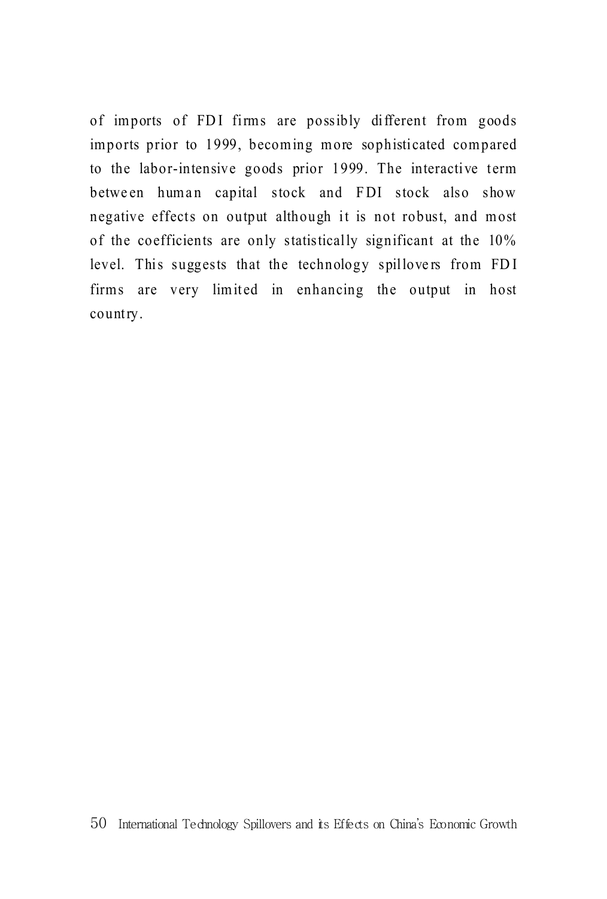of imports of FDI firms are possibly different from goods imports prior to 1999, becoming more sophisticated compared to the labor-intensive goods prior 1999. The interactive term between human capital stock and FDI stock also show negative effects on output although it is not robust, and most of the coefficients are only statistically significant at the 10% level. This suggests that the technology spillovers from FDI firms are very limited in enhancing the output in host country.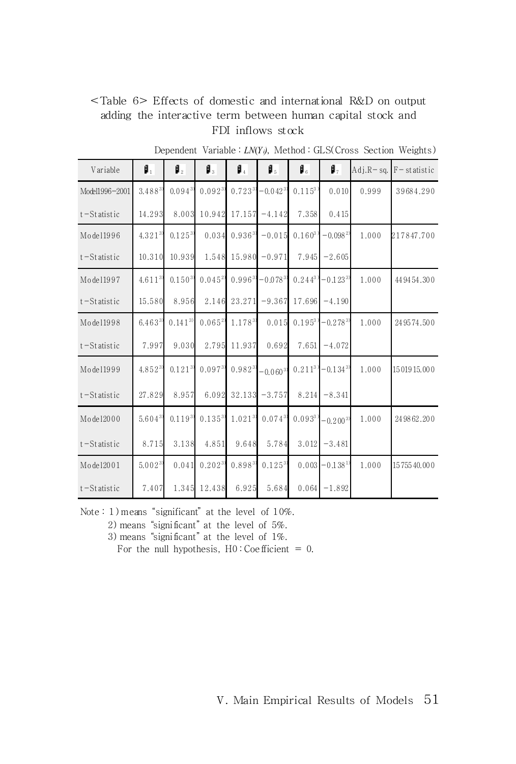<Table 6> Effects of domestic and international R&D on output adding the interactive term between human capital stock and FDI inflows stock

Dependent Variable : $LN(Y_i)$, Method : GLS(Cross Section Weights)

| Variable | $\beta_1$ | $\beta_2$ | $\beta_3$ | $\beta_4$ | $\beta_5$ | $\beta_6$ | $\beta_7$ | Adj.R-sq. | F-statistic |
|---|---|---|---|---|---|---|---|---|---|
| Model1996-2001 | 3.488[3] | 0.094[3] | 0.092[3] | 0.723[3] | -0.042[3] | 0.115[3] | 0.010 | 0.999 | 39684.290 |
| t-Statistic | 14.293 | 8.003 | 10.942 | 17.157 | -4.142 | 7.358 | 0.415 | | |
| Model1996 | 4.321[3] | 0.125[3] | 0.034 | 0.936[3] | -0.015 | 0.160[3] | -0.098[2] | 1.000 | 217847.700 |
| t-Statistic | 10.310 | 10.939 | 1.548 | 15.980 | -0.971 | 7.945 | -2.605 | | |
| Model1997 | 4.611[3] | 0.150[3] | 0.045[2] | 0.996[3] | -0.078[3] | 0.244[3] | -0.123[3] | 1.000 | 449454.300 |
| t-Statistic | 15.580 | 8.956 | 2.146 | 23.271 | -9.367 | 17.696 | -4.190 | | |
| Model1998 | 6.463[3] | 0.141[3] | 0.065[2] | 1.178[3] | 0.015 | 0.195[3] | -0.278[3] | 1.000 | 249574.500 |
| t-Statistic | 7.997 | 9.030 | 2.795 | 11.937 | 0.692 | 7.651 | -4.072 | | |
| Model1999 | 4.852[3] | 0.121[3] | 0.097[3] | 0.982[3] | -0.060[3] | 0.211[3] | -0.134[3] | 1.000 | 1501915.000 |
| t-Statistic | 27.829 | 8.957 | 6.092 | 32.133 | -3.757 | 8.214 | -8.341 | | |
| Model2000 | 5.604[3] | 0.119[3] | 0.135[3] | 1.021[3] | 0.074[3] | 0.093[3] | -0.200[3] | 1.000 | 249862.200 |
| t-Statistic | 8.715 | 3.138 | 4.851 | 9.648 | 5.784 | 3.012 | -3.481 | | |
| Model2001 | 5.002[3] | 0.041 | 0.202[3] | 0.898[3] | 0.125[3] | 0.003 | -0.138[1] | 1.000 | 1575540.000 |
| t-Statistic | 7.407 | 1.345 | 12.438 | 6.925 | 5.684 | 0.064 | -1.892 | | |

Note : 1) means "significant" at the level of 10%.
2) means "significant" at the level of 5%.
3) means "significant" at the level of 1%.
For the null hypothesis, H0 : Coefficient = 0.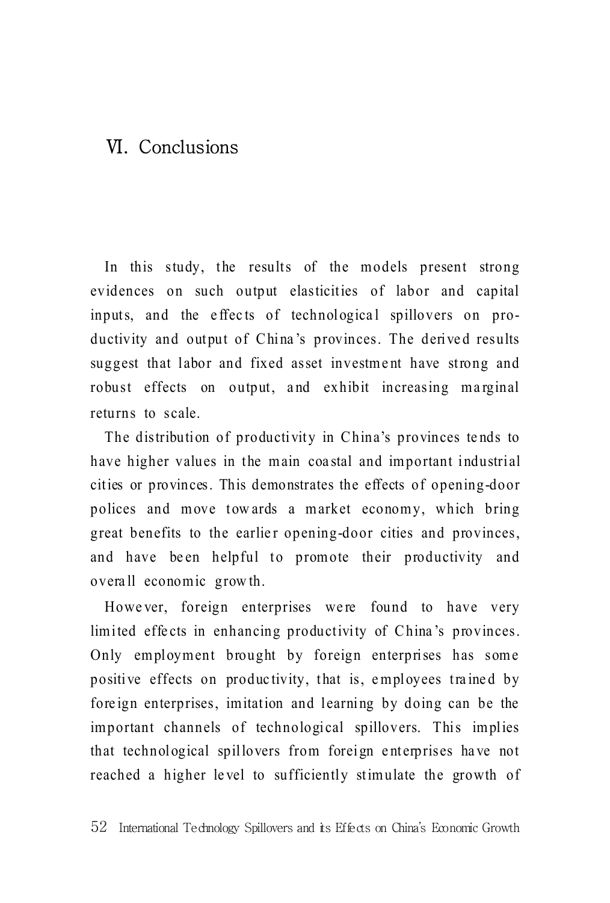# Ⅵ. Conclusions

In this study, the results of the models present strong evidences on such output elasticities of labor and capital inputs, and the effects of technological spillovers on productivity and output of China's provinces. The derived results suggest that labor and fixed asset investment have strong and robust effects on output, and exhibit increasing marginal returns to scale.

The distribution of productivity in China's provinces tends to have higher values in the main coastal and important industrial cities or provinces. This demonstrates the effects of opening-door polices and move towards a market economy, which bring great benefits to the earlier opening-door cities and provinces, and have been helpful to promote their productivity and overall economic growth.

However, foreign enterprises were found to have very limited effects in enhancing productivity of China's provinces. Only employment brought by foreign enterprises has some positive effects on productivity, that is, employees trained by foreign enterprises, imitation and learning by doing can be the important channels of technological spillovers. This implies that technological spillovers from foreign enterprises have not reached a higher level to sufficiently stimulate the growth of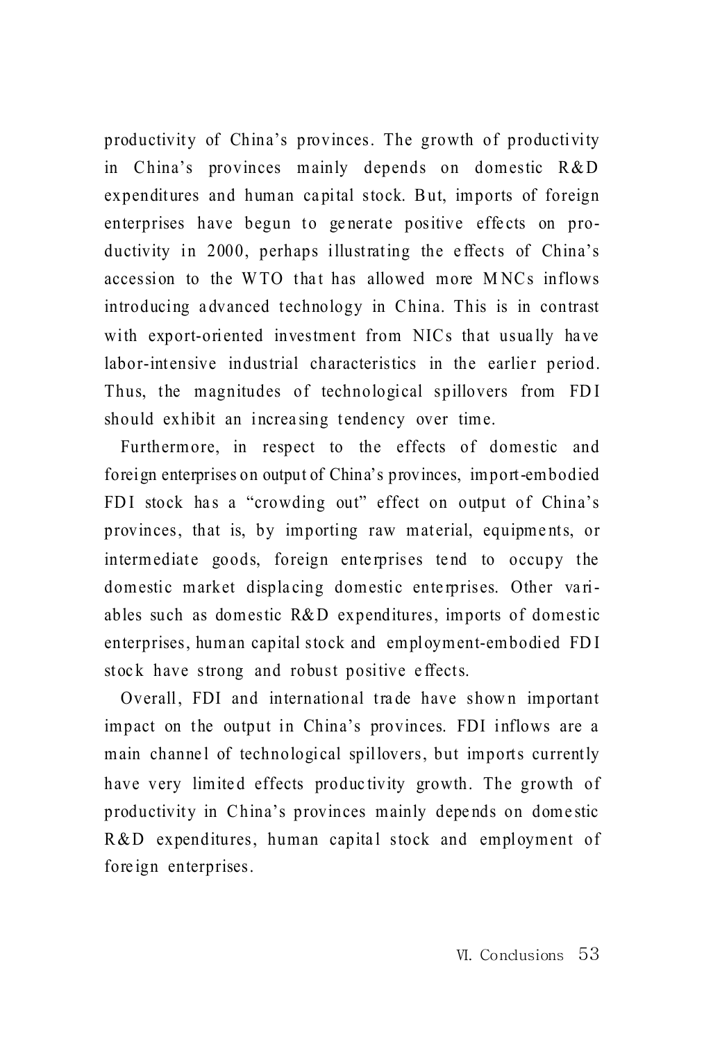productivity of China's provinces. The growth of productivity in China's provinces mainly depends on domestic R&D expenditures and human capital stock. But, imports of foreign enterprises have begun to generate positive effects on productivity in 2000, perhaps illustrating the effects of China's accession to the WTO that has allowed more MNCs inflows introducing advanced technology in China. This is in contrast with export-oriented investment from NICs that usually have labor-intensive industrial characteristics in the earlier period. Thus, the magnitudes of technological spillovers from FDI should exhibit an increasing tendency over time.

Furthermore, in respect to the effects of domestic and foreign enterprises on output of China's provinces, import-embodied FDI stock has a "crowding out" effect on output of China's provinces, that is, by importing raw material, equipments, or intermediate goods, foreign enterprises tend to occupy the domestic market displacing domestic enterprises. Other variables such as domestic R&D expenditures, imports of domestic enterprises, human capital stock and employment-embodied FDI stock have strong and robust positive effects.

Overall, FDI and international trade have shown important impact on the output in China's provinces. FDI inflows are a main channel of technological spillovers, but imports currently have very limited effects productivity growth. The growth of productivity in China's provinces mainly depends on domestic R&D expenditures, human capital stock and employment of foreign enterprises.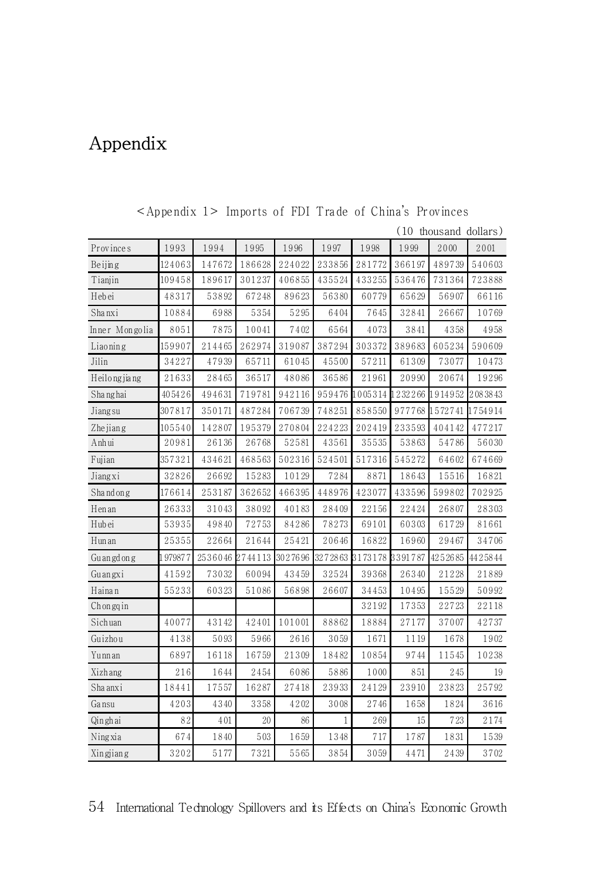# Appendix

<Appendix 1> Imports of FDI Trade of China's Provinces

(10 thousand dollars)

| Provinces | 1993 | 1994 | 1995 | 1996 | 1997 | 1998 | 1999 | 2000 | 2001 |
|---|---|---|---|---|---|---|---|---|---|
| Beijing | 124063 | 147672 | 186628 | 224022 | 233856 | 281772 | 366197 | 489739 | 540603 |
| Tianjin | 109458 | 189617 | 301237 | 406855 | 435524 | 433255 | 536476 | 731364 | 723888 |
| Hebei | 48317 | 53892 | 67248 | 89623 | 56380 | 60779 | 65629 | 56907 | 66116 |
| Shanxi | 10884 | 6988 | 5354 | 5295 | 6404 | 7645 | 32841 | 26667 | 10769 |
| Inner Mongolia | 8051 | 7875 | 10041 | 7402 | 6564 | 4073 | 3841 | 4358 | 4958 |
| Liaoning | 159907 | 214465 | 262974 | 319087 | 387294 | 303372 | 389683 | 605234 | 590609 |
| Jilin | 34227 | 47939 | 65711 | 61045 | 45500 | 57211 | 61309 | 73077 | 10473 |
| Heilongjiang | 21633 | 28465 | 36517 | 48086 | 36586 | 21961 | 20990 | 20674 | 19296 |
| Shanghai | 405426 | 494631 | 719781 | 942116 | 959476 | 1005314 | 1232266 | 1914952 | 2083843 |
| Jiangsu | 307817 | 350171 | 487284 | 706739 | 748251 | 858550 | 977768 | 1572741 | 1754914 |
| Zhejiang | 105540 | 142807 | 195379 | 270804 | 224223 | 202419 | 233593 | 404142 | 477217 |
| Anhui | 20981 | 26136 | 26768 | 52581 | 43561 | 35535 | 53863 | 54786 | 56030 |
| Fujian | 357321 | 434621 | 468563 | 502316 | 524501 | 517316 | 545272 | 64602 | 674669 |
| Jiangxi | 32826 | 26692 | 15283 | 10129 | 7284 | 8871 | 18643 | 15516 | 16821 |
| Shandong | 176614 | 253187 | 362652 | 466395 | 448976 | 423077 | 433596 | 599802 | 702925 |
| Henan | 26333 | 31043 | 38092 | 40183 | 28409 | 22156 | 22424 | 26807 | 28303 |
| Hubei | 53935 | 49840 | 72753 | 84286 | 78273 | 69101 | 60303 | 61729 | 81661 |
| Hunan | 25355 | 22664 | 21644 | 25421 | 20646 | 16822 | 16960 | 29467 | 34706 |
| Guangdong | 1979877 | 2536046 | 2744113 | 3027696 | 3272863 | 3173178 | 3391787 | 4252685 | 4425844 |
| Guangxi | 41592 | 73032 | 60094 | 43459 | 32524 | 39368 | 26340 | 21228 | 21889 |
| Hainan | 55233 | 60323 | 51086 | 56898 | 26607 | 34453 | 10495 | 15529 | 50992 |
| Chongqin | | | | | | 32192 | 17353 | 22723 | 22118 |
| Sichuan | 40077 | 43142 | 42401 | 101001 | 88862 | 18884 | 27177 | 37007 | 42737 |
| Guizhou | 4138 | 5093 | 5966 | 2616 | 3059 | 1671 | 1119 | 1678 | 1902 |
| Yunnan | 6897 | 16118 | 16759 | 21309 | 18482 | 10854 | 9744 | 11545 | 10238 |
| Xizhang | 216 | 1644 | 2454 | 6086 | 5886 | 1000 | 851 | 245 | 19 |
| Shaanxi | 18441 | 17557 | 16287 | 27418 | 23933 | 24129 | 23910 | 23823 | 25792 |
| Gansu | 4203 | 4340 | 3358 | 4202 | 3008 | 2746 | 1658 | 1824 | 3616 |
| Qinghai | 82 | 401 | 20 | 86 | 1 | 269 | 15 | 723 | 2174 |
| Ningxia | 674 | 1840 | 503 | 1659 | 1348 | 717 | 1787 | 1831 | 1539 |
| Xingjiang | 3202 | 5177 | 7321 | 5565 | 3854 | 3059 | 4471 | 2439 | 3702 |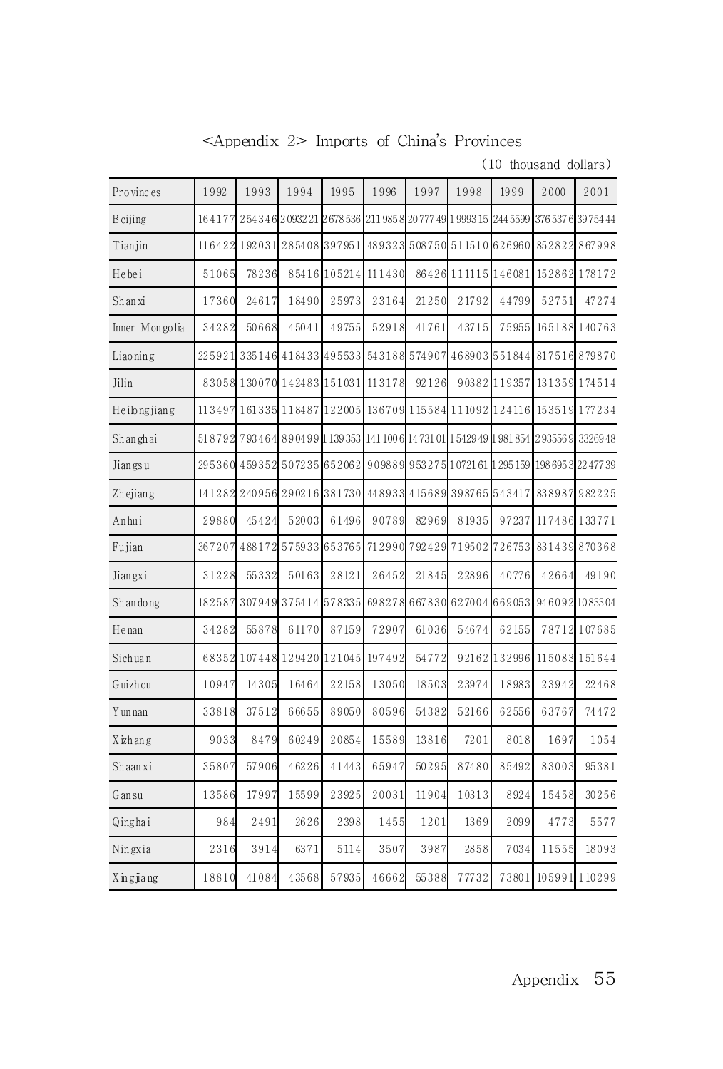<Appendix 2> Imports of China's Provinces

(10 thousand dollars)

| Provinces | 1992 | 1993 | 1994 | 1995 | 1996 | 1997 | 1998 | 1999 | 2000 | 2001 |
|---|---|---|---|---|---|---|---|---|---|---|
| Beijing | 164177 | 254346 | 2093221 | 2678536 | 2119858 | 2077749 | 1999315 | 2445599 | 3765376 | 3975444 |
| Tianjin | 116422 | 192031 | 285408 | 397951 | 489323 | 508750 | 511510 | 626960 | 852822 | 867998 |
| Hebei | 51065 | 78236 | 85416 | 105214 | 111430 | 86426 | 111115 | 146081 | 152862 | 178172 |
| Shanxi | 17360 | 24617 | 18490 | 25973 | 23164 | 21250 | 21792 | 44799 | 52751 | 47274 |
| Inner Mongolia | 34282 | 50668 | 45041 | 49755 | 52918 | 41761 | 43715 | 75955 | 165188 | 140763 |
| Liaoning | 225921 | 335146 | 418433 | 495533 | 543188 | 574907 | 468903 | 551844 | 817516 | 879870 |
| Jilin | 83058 | 130070 | 142483 | 151031 | 113178 | 92126 | 90382 | 119357 | 131359 | 174514 |
| Heilongjiang | 113497 | 161335 | 118487 | 122005 | 136709 | 115584 | 111092 | 124116 | 153519 | 177234 |
| Shanghai | 518792 | 793464 | 890499 | 1139353 | 1411006 | 1473101 | 1542949 | 1981854 | 2935569 | 3326948 |
| Jiangsu | 295360 | 459352 | 507235 | 652062 | 909889 | 953275 | 1072161 | 1295159 | 1986953 | 2247739 |
| Zhejiang | 141282 | 240956 | 290216 | 381730 | 448933 | 415689 | 398765 | 543417 | 838987 | 982225 |
| Anhui | 29880 | 45424 | 52003 | 61496 | 90789 | 82969 | 81935 | 97237 | 117486 | 133771 |
| Fujian | 367207 | 488172 | 575933 | 653765 | 712990 | 792429 | 719502 | 726753 | 831439 | 870368 |
| Jiangxi | 31228 | 55332 | 50163 | 28121 | 26452 | 21845 | 22896 | 40776 | 42664 | 49190 |
| Shandong | 182587 | 307949 | 375414 | 578335 | 698278 | 667830 | 627004 | 669053 | 946092 | 1083304 |
| Henan | 34282 | 55878 | 61170 | 87159 | 72907 | 61036 | 54674 | 62155 | 78712 | 107685 |
| Sichuan | 68352 | 107448 | 129420 | 121045 | 197492 | 54772 | 92162 | 132996 | 115083 | 151644 |
| Guizhou | 10947 | 14305 | 16464 | 22158 | 13050 | 18503 | 23974 | 18983 | 23942 | 22468 |
| Yunnan | 33818 | 37512 | 66655 | 89050 | 80596 | 54382 | 52166 | 62556 | 63767 | 74472 |
| Xizhang | 9033 | 8479 | 60249 | 20854 | 15589 | 13816 | 7201 | 8018 | 1697 | 1054 |
| Shaanxi | 35807 | 57906 | 46226 | 41443 | 65947 | 50295 | 87480 | 85492 | 83003 | 95381 |
| Gansu | 13586 | 17997 | 15599 | 23925 | 20031 | 11904 | 10313 | 8924 | 15458 | 30256 |
| Qinghai | 984 | 2491 | 2626 | 2398 | 1455 | 1201 | 1369 | 2099 | 4773 | 5577 |
| Ningxia | 2316 | 3914 | 6371 | 5114 | 3507 | 3987 | 2858 | 7034 | 11555 | 18093 |
| Xingjiang | 18810 | 41084 | 43568 | 57935 | 46662 | 55388 | 77732 | 73801 | 105991 | 110299 |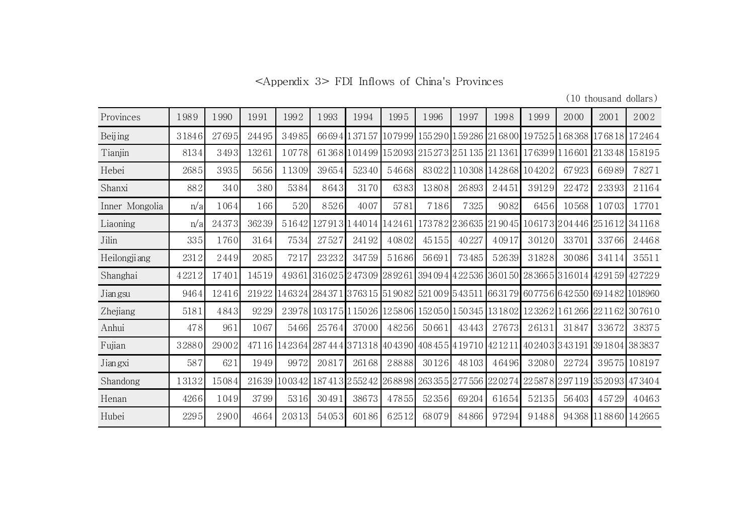<Appendix 3> FDI Inflows of China's Provinces

(10 thousand dollars)

| Provinces | 1989 | 1990 | 1991 | 1992 | 1993 | 1994 | 1995 | 1996 | 1997 | 1998 | 1999 | 2000 | 2001 | 2002 |
|---|---|---|---|---|---|---|---|---|---|---|---|---|---|---|
| Beijing | 31846 | 27695 | 24495 | 34985 | 66694 | 137157 | 107999 | 155290 | 159286 | 216800 | 197525 | 168368 | 176818 | 172464 |
| Tianjin | 8134 | 3493 | 13261 | 10778 | 61368 | 101499 | 152093 | 215273 | 251135 | 211361 | 176399 | 116601 | 213348 | 158195 |
| Hebei | 2685 | 3935 | 5656 | 11309 | 39654 | 52340 | 54668 | 83022 | 110308 | 142868 | 104202 | 67923 | 66989 | 78271 |
| Shanxi | 882 | 340 | 380 | 5384 | 8643 | 3170 | 6383 | 13808 | 26893 | 24451 | 39129 | 22472 | 23393 | 21164 |
| Inner Mongolia | n/a | 1064 | 166 | 520 | 8526 | 4007 | 5781 | 7186 | 7325 | 9082 | 6456 | 10568 | 10703 | 17701 |
| Liaoning | n/a | 24373 | 36239 | 51642 | 127913 | 144014 | 142461 | 173782 | 236635 | 219045 | 106173 | 204446 | 251612 | 341168 |
| Jilin | 335 | 1760 | 3164 | 7534 | 27527 | 24192 | 40802 | 45155 | 40227 | 40917 | 30120 | 33701 | 33766 | 24468 |
| Heilongjiang | 2312 | 2449 | 2085 | 7217 | 23232 | 34759 | 51686 | 56691 | 73485 | 52639 | 31828 | 30086 | 34114 | 35511 |
| Shanghai | 42212 | 17401 | 14519 | 49361 | 316025 | 247309 | 289261 | 394094 | 422536 | 360150 | 283665 | 316014 | 429159 | 427229 |
| Jiangsu | 9464 | 12416 | 21922 | 146324 | 284371 | 376315 | 519082 | 521009 | 543511 | 663179 | 607756 | 642550 | 691482 | 1018960 |
| Zhejiang | 5181 | 4843 | 9229 | 23978 | 103175 | 115026 | 125806 | 152050 | 150345 | 131802 | 123262 | 161266 | 221162 | 307610 |
| Anhui | 478 | 961 | 1067 | 5466 | 25764 | 37000 | 48256 | 50661 | 43443 | 27673 | 26131 | 31847 | 33672 | 38375 |
| Fujian | 32880 | 29002 | 47116 | 142364 | 287444 | 371318 | 404390 | 408455 | 419710 | 421211 | 402403 | 343191 | 391804 | 383837 |
| Jiangxi | 587 | 621 | 1949 | 9972 | 20817 | 26168 | 28888 | 30126 | 48103 | 46496 | 32080 | 22724 | 39575 | 108197 |
| Shandong | 13132 | 15084 | 21639 | 100342 | 187413 | 255242 | 268898 | 263355 | 277556 | 220274 | 225878 | 297119 | 352093 | 473404 |
| Henan | 4266 | 1049 | 3799 | 5316 | 30491 | 38673 | 47855 | 52356 | 69204 | 61654 | 52135 | 56403 | 45729 | 40463 |
| Hubei | 2295 | 2900 | 4664 | 20313 | 54053 | 60186 | 62512 | 68079 | 84866 | 97294 | 91488 | 94368 | 118860 | 142665 |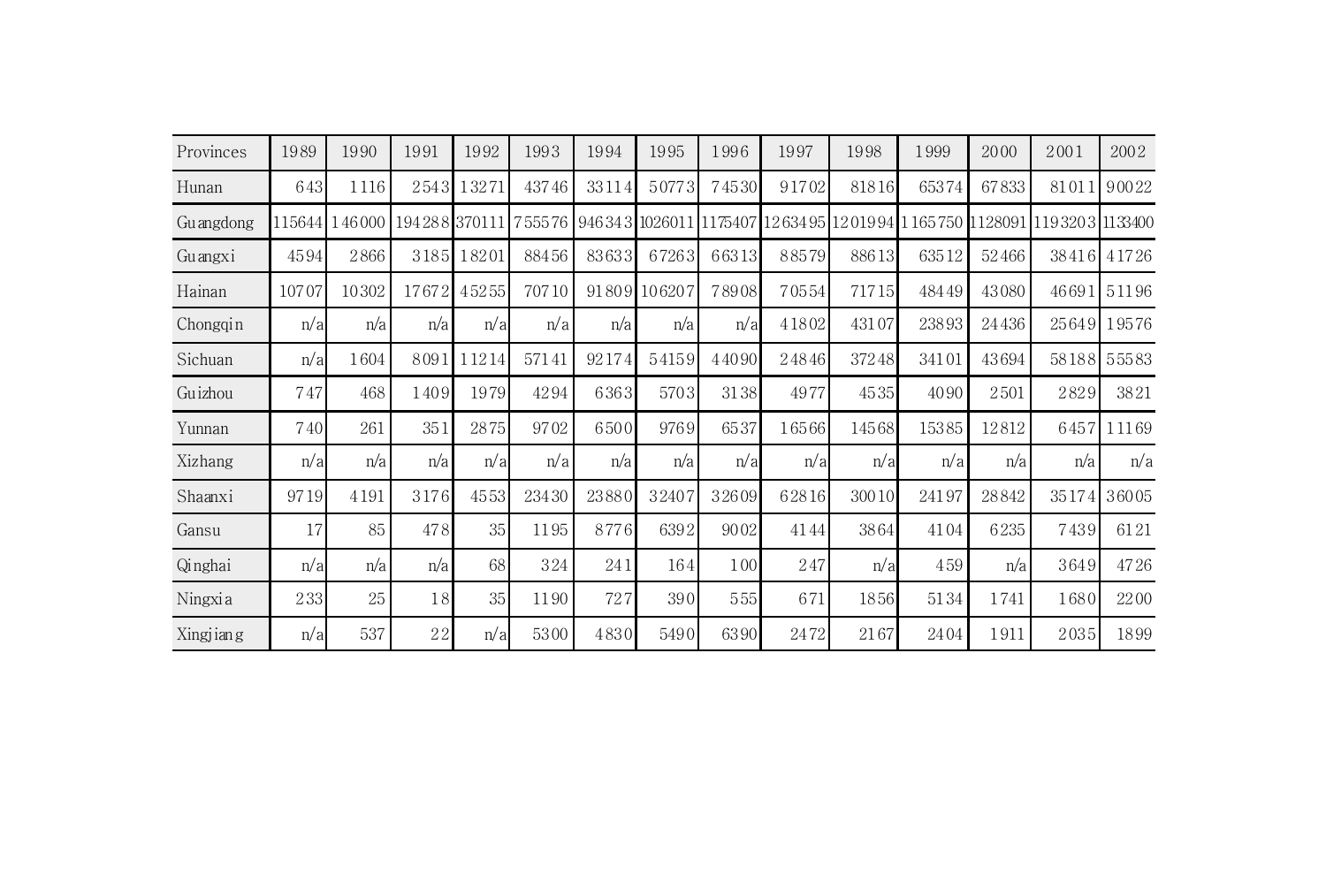| Provinces | 1989 | 1990 | 1991 | 1992 | 1993 | 1994 | 1995 | 1996 | 1997 | 1998 | 1999 | 2000 | 2001 | 2002 |
|---|---|---|---|---|---|---|---|---|---|---|---|---|---|---|
| Hunan | 643 | 1116 | 2543 | 13271 | 43746 | 33114 | 50773 | 74530 | 91702 | 81816 | 65374 | 67833 | 81011 | 90022 |
| Guangdong | 115644 | 146000 | 194288 | 370111 | 755576 | 946343 | 1026011 | 1175407 | 1263495 | 1201994 | 1165750 | 1128091 | 1193203 | 1133400 |
| Guangxi | 4594 | 2866 | 3185 | 18201 | 88456 | 83633 | 67263 | 66313 | 88579 | 88613 | 63512 | 52466 | 38416 | 41726 |
| Hainan | 10707 | 10302 | 17672 | 45255 | 70710 | 91809 | 106207 | 78908 | 70554 | 71715 | 48449 | 43080 | 46691 | 51196 |
| Chongqin | n/a | n/a | n/a | n/a | n/a | n/a | n/a | n/a | 41802 | 43107 | 23893 | 24436 | 25649 | 19576 |
| Sichuan | n/a | 1604 | 8091 | 11214 | 57141 | 92174 | 54159 | 44090 | 24846 | 37248 | 34101 | 43694 | 58188 | 55583 |
| Guizhou | 747 | 468 | 1409 | 1979 | 4294 | 6363 | 5703 | 3138 | 4977 | 4535 | 4090 | 2501 | 2829 | 3821 |
| Yunnan | 740 | 261 | 351 | 2875 | 9702 | 6500 | 9769 | 6537 | 16566 | 14568 | 15385 | 12812 | 6457 | 11169 |
| Xizhang | n/a | n/a | n/a | n/a | n/a | n/a | n/a | n/a | n/a | n/a | n/a | n/a | n/a | n/a |
| Shaanxi | 9719 | 4191 | 3176 | 4553 | 23430 | 23880 | 32407 | 32609 | 62816 | 30010 | 24197 | 28842 | 35174 | 36005 |
| Gansu | 17 | 85 | 478 | 35 | 1195 | 8776 | 6392 | 9002 | 4144 | 3864 | 4104 | 6235 | 7439 | 6121 |
| Qinghai | n/a | n/a | n/a | 68 | 324 | 241 | 164 | 100 | 247 | n/a | 459 | n/a | 3649 | 4726 |
| Ningxia | 233 | 25 | 18 | 35 | 1190 | 727 | 390 | 555 | 671 | 1856 | 5134 | 1741 | 1680 | 2200 |
| Xingjiang | n/a | 537 | 22 | n/a | 5300 | 4830 | 5490 | 6390 | 2472 | 2167 | 2404 | 1911 | 2035 | 1899 |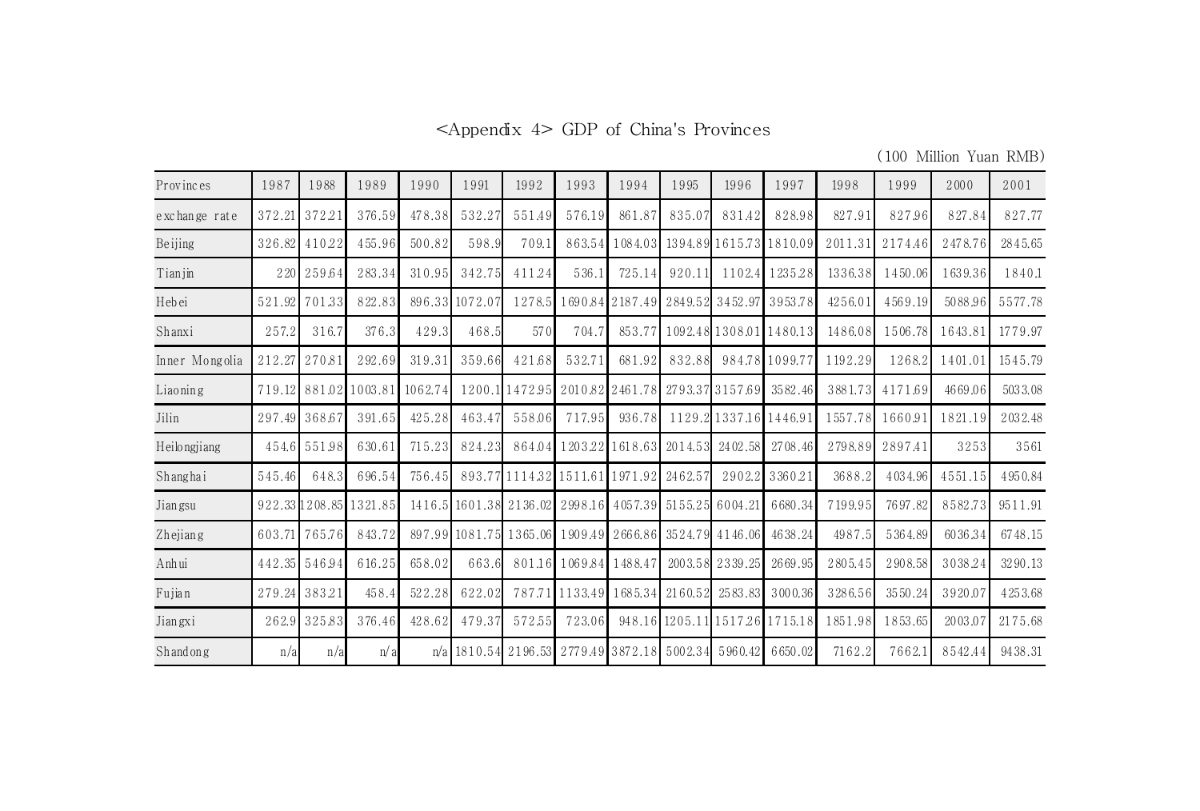<Appendix 4> GDP of China's Provinces

(100 Million Yuan RMB)

| Provinces | 1987 | 1988 | 1989 | 1990 | 1991 | 1992 | 1993 | 1994 | 1995 | 1996 | 1997 | 1998 | 1999 | 2000 | 2001 |
|---|---|---|---|---|---|---|---|---|---|---|---|---|---|---|---|
| exchange rate | 372.21 | 372.21 | 376.59 | 478.38 | 532.27 | 551.49 | 576.19 | 861.87 | 835.07 | 831.42 | 828.98 | 827.91 | 827.96 | 827.84 | 827.77 |
| Beijing | 326.82 | 410.22 | 455.96 | 500.82 | 598.9 | 709.1 | 863.54 | 1084.03 | 1394.89 | 1615.73 | 1810.09 | 2011.31 | 2174.46 | 2478.76 | 2845.65 |
| Tianjin | 220 | 259.64 | 283.34 | 310.95 | 342.75 | 411.24 | 536.1 | 725.14 | 920.11 | 1102.4 | 1235.28 | 1336.38 | 1450.06 | 1639.36 | 1840.1 |
| Hebei | 521.92 | 701.33 | 822.83 | 896.33 | 1072.07 | 1278.5 | 1690.84 | 2187.49 | 2849.52 | 3452.97 | 3953.78 | 4256.01 | 4569.19 | 5088.96 | 5577.78 |
| Shanxi | 257.2 | 316.7 | 376.3 | 429.3 | 468.5 | 570 | 704.7 | 853.77 | 1092.48 | 1308.01 | 1480.13 | 1486.08 | 1506.78 | 1643.81 | 1779.97 |
| Inner Mongolia | 212.27 | 270.81 | 292.69 | 319.31 | 359.66 | 421.68 | 532.71 | 681.92 | 832.88 | 984.78 | 1099.77 | 1192.29 | 1268.2 | 1401.01 | 1545.79 |
| Liaoning | 719.12 | 881.02 | 1003.81 | 1062.74 | 1200.1 | 1472.95 | 2010.82 | 2461.78 | 2793.37 | 3157.69 | 3582.46 | 3881.73 | 4171.69 | 4669.06 | 5033.08 |
| Jilin | 297.49 | 368.67 | 391.65 | 425.28 | 463.47 | 558.06 | 717.95 | 936.78 | 1129.2 | 1337.16 | 1446.91 | 1557.78 | 1660.91 | 1821.19 | 2032.48 |
| Heilongjiang | 454.6 | 551.98 | 630.61 | 715.23 | 824.23 | 864.04 | 1203.22 | 1618.63 | 2014.53 | 2402.58 | 2708.46 | 2798.89 | 2897.41 | 3253 | 3561 |
| Shanghai | 545.46 | 648.3 | 696.54 | 756.45 | 893.77 | 1114.32 | 1511.61 | 1971.92 | 2462.57 | 2902.2 | 3360.21 | 3688.2 | 4034.96 | 4551.15 | 4950.84 |
| Jiangsu | 922.33 | 1208.85 | 1321.85 | 1416.5 | 1601.38 | 2136.02 | 2998.16 | 4057.39 | 5155.25 | 6004.21 | 6680.34 | 7199.95 | 7697.82 | 8582.73 | 9511.91 |
| Zhejiang | 603.71 | 765.76 | 843.72 | 897.99 | 1081.75 | 1365.06 | 1909.49 | 2666.86 | 3524.79 | 4146.06 | 4638.24 | 4987.5 | 5364.89 | 6036.34 | 6748.15 |
| Anhui | 442.35 | 546.94 | 616.25 | 658.02 | 663.6 | 801.16 | 1069.84 | 1488.47 | 2003.58 | 2339.25 | 2669.95 | 2805.45 | 2908.58 | 3038.24 | 3290.13 |
| Fujian | 279.24 | 383.21 | 458.4 | 522.28 | 622.02 | 787.71 | 1133.49 | 1685.34 | 2160.52 | 2583.83 | 3000.36 | 3286.56 | 3550.24 | 3920.07 | 4253.68 |
| Jiangxi | 262.9 | 325.83 | 376.46 | 428.62 | 479.37 | 572.55 | 723.06 | 948.16 | 1205.11 | 1517.26 | 1715.18 | 1851.98 | 1853.65 | 2003.07 | 2175.68 |
| Shandong | n/a | n/a | n/a | n/a | 1810.54 | 2196.53 | 2779.49 | 3872.18 | 5002.34 | 5960.42 | 6650.02 | 7162.2 | 7662.1 | 8542.44 | 9438.31 |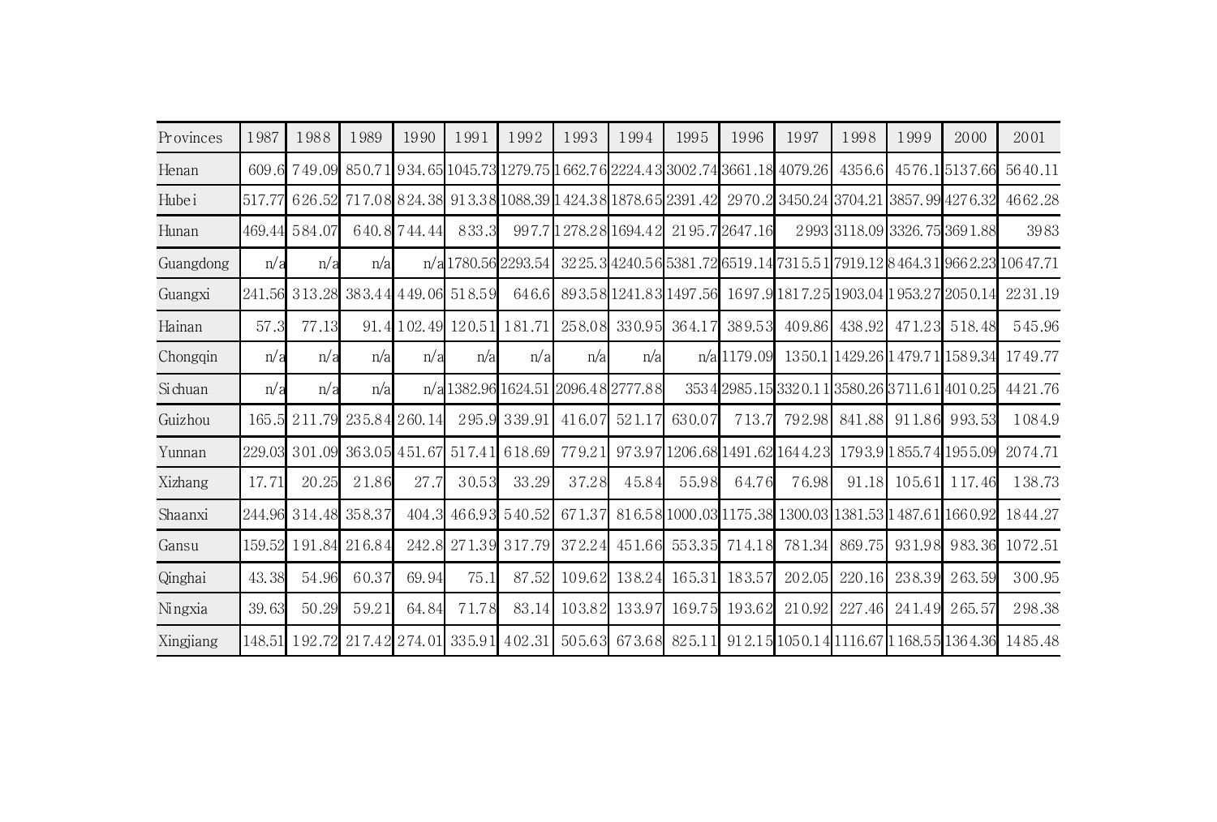| Provinces | 1987 | 1988 | 1989 | 1990 | 1991 | 1992 | 1993 | 1994 | 1995 | 1996 | 1997 | 1998 | 1999 | 2000 | 2001 |
|---|---|---|---|---|---|---|---|---|---|---|---|---|---|---|---|
| Henan | 609.6 | 749.09 | 850.71 | 934.65 | 1045.73 | 1279.75 | 1662.76 | 2224.43 | 3002.74 | 3661.18 | 4079.26 | 4356.6 | 4576.1 | 5137.66 | 5640.11 |
| Hubei | 517.77 | 626.52 | 717.08 | 824.38 | 913.38 | 1088.39 | 1424.38 | 1878.65 | 2391.42 | 2970.2 | 3450.24 | 3704.21 | 3857.99 | 4276.32 | 4662.28 |
| Hunan | 469.44 | 584.07 | 640.8 | 744.44 | 833.3 | 997.7 | 1278.28 | 1694.42 | 2195.7 | 2647.16 | 2993 | 3118.09 | 3326.75 | 3691.88 | 3983 |
| Guangdong | n/a | n/a | n/a | n/a | 1780.56 | 2293.54 | 3225.3 | 4240.56 | 5381.72 | 6519.14 | 7315.51 | 7919.12 | 8464.31 | 9662.23 | 10647.71 |
| Guangxi | 241.56 | 313.28 | 383.44 | 449.06 | 518.59 | 646.6 | 893.58 | 1241.83 | 1497.56 | 1697.9 | 1817.25 | 1903.04 | 1953.27 | 2050.14 | 2231.19 |
| Hainan | 57.3 | 77.13 | 91.4 | 102.49 | 120.51 | 181.71 | 258.08 | 330.95 | 364.17 | 389.53 | 409.86 | 438.92 | 471.23 | 518.48 | 545.96 |
| Chongqin | n/a | n/a | n/a | n/a | n/a | n/a | n/a | n/a | n/a | 1179.09 | 1350.1 | 1429.26 | 1479.71 | 1589.34 | 1749.77 |
| Sichuan | n/a | n/a | n/a | n/a | 1382.96 | 1624.51 | 2096.48 | 2777.88 | 3534 | 2985.15 | 3320.11 | 3580.26 | 3711.61 | 4010.25 | 4421.76 |
| Guizhou | 165.5 | 211.79 | 235.84 | 260.14 | 295.9 | 339.91 | 416.07 | 521.17 | 630.07 | 713.7 | 792.98 | 841.88 | 911.86 | 993.53 | 1084.9 |
| Yunnan | 229.03 | 301.09 | 363.05 | 451.67 | 517.41 | 618.69 | 779.21 | 973.97 | 1206.68 | 1491.62 | 1644.23 | 1793.9 | 1855.74 | 1955.09 | 2074.71 |
| Xizhang | 17.71 | 20.25 | 21.86 | 27.7 | 30.53 | 33.29 | 37.28 | 45.84 | 55.98 | 64.76 | 76.98 | 91.18 | 105.61 | 117.46 | 138.73 |
| Shaanxi | 244.96 | 314.48 | 358.37 | 404.3 | 466.93 | 540.52 | 671.37 | 816.58 | 1000.03 | 1175.38 | 1300.03 | 1381.53 | 1487.61 | 1660.92 | 1844.27 |
| Gansu | 159.52 | 191.84 | 216.84 | 242.8 | 271.39 | 317.79 | 372.24 | 451.66 | 553.35 | 714.18 | 781.34 | 869.75 | 931.98 | 983.36 | 1072.51 |
| Qinghai | 43.38 | 54.96 | 60.37 | 69.94 | 75.1 | 87.52 | 109.62 | 138.24 | 165.31 | 183.57 | 202.05 | 220.16 | 238.39 | 263.59 | 300.95 |
| Ningxia | 39.63 | 50.29 | 59.21 | 64.84 | 71.78 | 83.14 | 103.82 | 133.97 | 169.75 | 193.62 | 210.92 | 227.46 | 241.49 | 265.57 | 298.38 |
| Xingjiang | 148.51 | 192.72 | 217.42 | 274.01 | 335.91 | 402.31 | 505.63 | 673.68 | 825.11 | 912.15 | 1050.14 | 1116.67 | 1168.55 | 1364.36 | 1485.48 |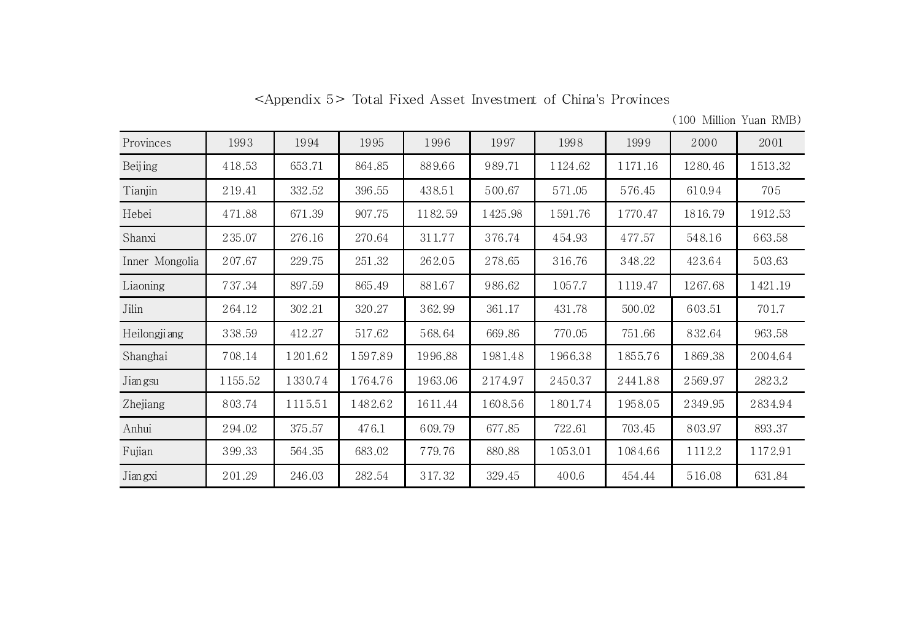<Appendix 5> Total Fixed Asset Investment of China's Provinces

(100 Million Yuan RMB)

| Provinces | 1993 | 1994 | 1995 | 1996 | 1997 | 1998 | 1999 | 2000 | 2001 |
|---|---|---|---|---|---|---|---|---|---|
| Beijing | 418.53 | 653.71 | 864.85 | 889.66 | 989.71 | 1124.62 | 1171.16 | 1280.46 | 1513.32 |
| Tianjin | 219.41 | 332.52 | 396.55 | 438.51 | 500.67 | 571.05 | 576.45 | 610.94 | 705 |
| Hebei | 471.88 | 671.39 | 907.75 | 1182.59 | 1425.98 | 1591.76 | 1770.47 | 1816.79 | 1912.53 |
| Shanxi | 235.07 | 276.16 | 270.64 | 311.77 | 376.74 | 454.93 | 477.57 | 548.16 | 663.58 |
| Inner Mongolia | 207.67 | 229.75 | 251.32 | 262.05 | 278.65 | 316.76 | 348.22 | 423.64 | 503.63 |
| Liaoning | 737.34 | 897.59 | 865.49 | 881.67 | 986.62 | 1057.7 | 1119.47 | 1267.68 | 1421.19 |
| Jilin | 264.12 | 302.21 | 320.27 | 362.99 | 361.17 | 431.78 | 500.02 | 603.51 | 701.7 |
| Heilongjiang | 338.59 | 412.27 | 517.62 | 568.64 | 669.86 | 770.05 | 751.66 | 832.64 | 963.58 |
| Shanghai | 708.14 | 1201.62 | 1597.89 | 1996.88 | 1981.48 | 1966.38 | 1855.76 | 1869.38 | 2004.64 |
| Jiangsu | 1155.52 | 1330.74 | 1764.76 | 1963.06 | 2174.97 | 2450.37 | 2441.88 | 2569.97 | 2823.2 |
| Zhejiang | 803.74 | 1115.51 | 1482.62 | 1611.44 | 1608.56 | 1801.74 | 1958.05 | 2349.95 | 2834.94 |
| Anhui | 294.02 | 375.57 | 476.1 | 609.79 | 677.85 | 722.61 | 703.45 | 803.97 | 893.37 |
| Fujian | 399.33 | 564.35 | 683.02 | 779.76 | 880.88 | 1053.01 | 1084.66 | 1112.2 | 1172.91 |
| Jiangxi | 201.29 | 246.03 | 282.54 | 317.32 | 329.45 | 400.6 | 454.44 | 516.08 | 631.84 |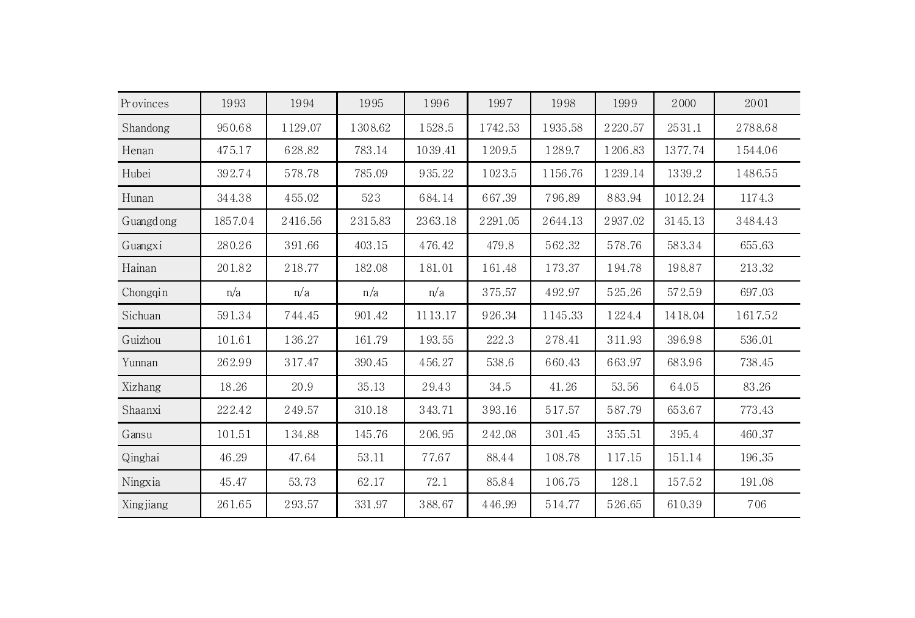| Provinces | 1993 | 1994 | 1995 | 1996 | 1997 | 1998 | 1999 | 2000 | 2001 |
|---|---|---|---|---|---|---|---|---|---|
| Shandong | 950.68 | 1129.07 | 1308.62 | 1528.5 | 1742.53 | 1935.58 | 2220.57 | 2531.1 | 2788.68 |
| Henan | 475.17 | 628.82 | 783.14 | 1039.41 | 1209.5 | 1289.7 | 1206.83 | 1377.74 | 1544.06 |
| Hubei | 392.74 | 578.78 | 785.09 | 935.22 | 1023.5 | 1156.76 | 1239.14 | 1339.2 | 1486.55 |
| Hunan | 344.38 | 455.02 | 523 | 684.14 | 667.39 | 796.89 | 883.94 | 1012.24 | 1174.3 |
| Guangdong | 1857.04 | 2416.56 | 2315.83 | 2363.18 | 2291.05 | 2644.13 | 2937.02 | 3145.13 | 3484.43 |
| Guangxi | 280.26 | 391.66 | 403.15 | 476.42 | 479.8 | 562.32 | 578.76 | 583.34 | 655.63 |
| Hainan | 201.82 | 218.77 | 182.08 | 181.01 | 161.48 | 173.37 | 194.78 | 198.87 | 213.32 |
| Chongqin | n/a | n/a | n/a | n/a | 375.57 | 492.97 | 525.26 | 572.59 | 697.03 |
| Sichuan | 591.34 | 744.45 | 901.42 | 1113.17 | 926.34 | 1145.33 | 1224.4 | 1418.04 | 1617.52 |
| Guizhou | 101.61 | 136.27 | 161.79 | 193.55 | 222.3 | 278.41 | 311.93 | 396.98 | 536.01 |
| Yunnan | 262.99 | 317.47 | 390.45 | 456.27 | 538.6 | 660.43 | 663.97 | 683.96 | 738.45 |
| Xizhang | 18.26 | 20.9 | 35.13 | 29.43 | 34.5 | 41.26 | 53.56 | 64.05 | 83.26 |
| Shaanxi | 222.42 | 249.57 | 310.18 | 343.71 | 393.16 | 517.57 | 587.79 | 653.67 | 773.43 |
| Gansu | 101.51 | 134.88 | 145.76 | 206.95 | 242.08 | 301.45 | 355.51 | 395.4 | 460.37 |
| Qinghai | 46.29 | 47.64 | 53.11 | 77.67 | 88.44 | 108.78 | 117.15 | 151.14 | 196.35 |
| Ningxia | 45.47 | 53.73 | 62.17 | 72.1 | 85.84 | 106.75 | 128.1 | 157.52 | 191.08 |
| Xingjiang | 261.65 | 293.57 | 331.97 | 388.67 | 446.99 | 514.77 | 526.65 | 610.39 | 706 |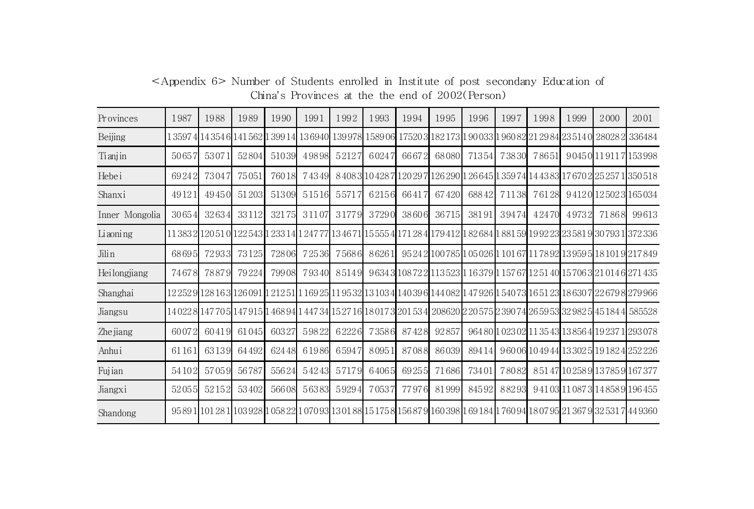<Appendix 6> Number of Students enrolled in Institute of post secondany Education of China's Provinces at the the end of 2002(Person)

| Provinces | 1987 | 1988 | 1989 | 1990 | 1991 | 1992 | 1993 | 1994 | 1995 | 1996 | 1997 | 1998 | 1999 | 2000 | 2001 |
|---|---|---|---|---|---|---|---|---|---|---|---|---|---|---|---|
| Beijing | 135974 | 143546 | 141562 | 139914 | 136940 | 139978 | 158906 | 175203 | 182173 | 190033 | 196082 | 212984 | 235140 | 280282 | 336484 |
| Tianjin | 50657 | 53071 | 52804 | 51039 | 49898 | 52127 | 60247 | 66672 | 68080 | 71354 | 73830 | 78651 | 90450 | 119117 | 153998 |
| Hebei | 69242 | 73047 | 75051 | 76018 | 74349 | 84083 | 104287 | 120297 | 126290 | 126645 | 135974 | 144383 | 176702 | 252571 | 350518 |
| Shanxi | 49121 | 49450 | 51203 | 51309 | 51516 | 55717 | 62156 | 66417 | 67420 | 68842 | 71138 | 76128 | 94120 | 125023 | 165034 |
| Inner Mongolia | 30654 | 32634 | 33112 | 32175 | 31107 | 31779 | 37290 | 38606 | 36715 | 38191 | 39474 | 42470 | 49732 | 71868 | 99613 |
| Liaoning | 113832 | 120510 | 122543 | 123314 | 124777 | 134671 | 155554 | 171284 | 179412 | 182684 | 188159 | 199223 | 235819 | 307931 | 372336 |
| Jilin | 68695 | 72933 | 73125 | 72806 | 72536 | 75686 | 86261 | 95242 | 100785 | 105026 | 110167 | 117892 | 139595 | 181019 | 217849 |
| Heilongjiang | 74678 | 78879 | 79224 | 79908 | 79340 | 85149 | 96343 | 108722 | 113523 | 116379 | 115767 | 125140 | 157063 | 210146 | 271435 |
| Shanghai | 122529 | 128163 | 126091 | 121251 | 116925 | 119532 | 131034 | 140396 | 144082 | 147926 | 154073 | 165123 | 186307 | 226798 | 279966 |
| Jiangsu | 140228 | 147705 | 147915 | 146894 | 144734 | 152716 | 180173 | 201534 | 208620 | 220575 | 239074 | 265953 | 329825 | 451844 | 585528 |
| Zhejiang | 60072 | 60419 | 61045 | 60327 | 59822 | 62226 | 73586 | 87428 | 92857 | 96480 | 102302 | 113543 | 138564 | 192371 | 293078 |
| Anhui | 61161 | 63139 | 64492 | 62448 | 61986 | 65947 | 80951 | 87088 | 86039 | 89414 | 96006 | 104944 | 133025 | 191824 | 252226 |
| Fujian | 54102 | 57059 | 56787 | 55624 | 54243 | 57179 | 64065 | 69255 | 71686 | 73401 | 78082 | 85147 | 102589 | 137859 | 167377 |
| Jiangxi | 52055 | 52152 | 53402 | 56608 | 56383 | 59294 | 70537 | 77976 | 81999 | 84592 | 88293 | 94103 | 110873 | 148589 | 196455 |
| Shandong | 95891 | 101281 | 103928 | 105822 | 107093 | 130188 | 151758 | 156879 | 160398 | 169184 | 176094 | 180795 | 213679 | 325317 | 449360 |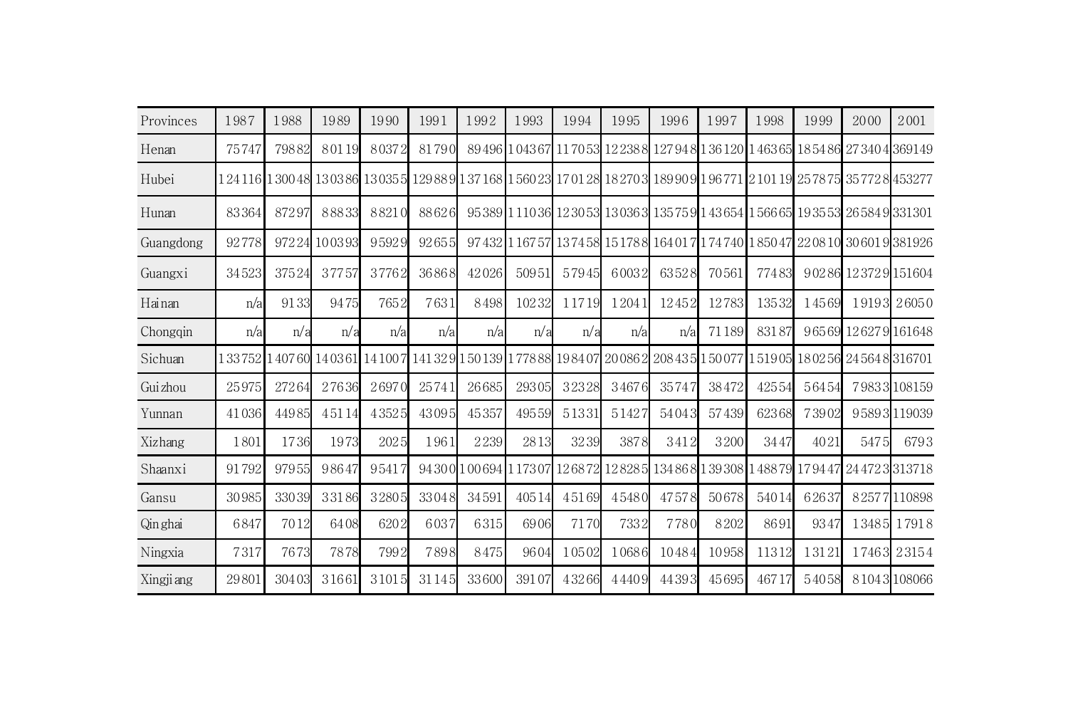| Provinces | 1987 | 1988 | 1989 | 1990 | 1991 | 1992 | 1993 | 1994 | 1995 | 1996 | 1997 | 1998 | 1999 | 2000 | 2001 |
|---|---|---|---|---|---|---|---|---|---|---|---|---|---|---|---|
| Henan | 75747 | 79882 | 80119 | 80372 | 81790 | 89496 | 104367 | 117053 | 122388 | 127948 | 136120 | 146365 | 185486 | 273404 | 369149 |
| Hubei | 124116 | 130048 | 130386 | 130355 | 129889 | 137168 | 156023 | 170128 | 182703 | 189909 | 196771 | 210119 | 257875 | 357728 | 453277 |
| Hunan | 83364 | 87297 | 88833 | 88210 | 88626 | 95389 | 111036 | 123053 | 130363 | 135759 | 143654 | 156665 | 193553 | 265849 | 331301 |
| Guangdong | 92778 | 97224 | 100393 | 95929 | 92655 | 97432 | 116757 | 137458 | 151788 | 164017 | 174740 | 185047 | 220810 | 306019 | 381926 |
| Guangxi | 34523 | 37524 | 37757 | 37762 | 36868 | 42026 | 50951 | 57945 | 60032 | 63528 | 70561 | 77483 | 90286 | 123729 | 151604 |
| Hainan | n/a | 9133 | 9475 | 7652 | 7631 | 8498 | 10232 | 11719 | 12041 | 12452 | 12783 | 13532 | 14569 | 19193 | 26050 |
| Chongqin | n/a | n/a | n/a | n/a | n/a | n/a | n/a | n/a | n/a | n/a | 71189 | 83187 | 96569 | 126279 | 161648 |
| Sichuan | 133752 | 140760 | 140361 | 141007 | 141329 | 150139 | 177888 | 198407 | 200862 | 208435 | 150077 | 151905 | 180256 | 245648 | 316701 |
| Guizhou | 25975 | 27264 | 27636 | 26970 | 25741 | 26685 | 29305 | 32328 | 34676 | 35747 | 38472 | 42554 | 56454 | 79833 | 108159 |
| Yunnan | 41036 | 44985 | 45114 | 43525 | 43095 | 45357 | 49559 | 51331 | 51427 | 54043 | 57439 | 62368 | 73902 | 95893 | 119039 |
| Xizhang | 1801 | 1736 | 1973 | 2025 | 1961 | 2239 | 2813 | 3239 | 3878 | 3412 | 3200 | 3447 | 4021 | 5475 | 6793 |
| Shaanxi | 91792 | 97955 | 98647 | 95417 | 94300 | 100694 | 117307 | 126872 | 128285 | 134868 | 139308 | 148879 | 179447 | 244723 | 313718 |
| Gansu | 30985 | 33039 | 33186 | 32805 | 33048 | 34591 | 40514 | 45169 | 45480 | 47578 | 50678 | 54014 | 62637 | 82577 | 110898 |
| Qinghai | 6847 | 7012 | 6408 | 6202 | 6037 | 6315 | 6906 | 7170 | 7332 | 7780 | 8202 | 8691 | 9347 | 13485 | 17918 |
| Ningxia | 7317 | 7673 | 7878 | 7992 | 7898 | 8475 | 9604 | 10502 | 10686 | 10484 | 10958 | 11312 | 13121 | 17463 | 23154 |
| Xingjiang | 29801 | 30403 | 31661 | 31015 | 31145 | 33600 | 39107 | 43266 | 44409 | 44393 | 45695 | 46717 | 54058 | 81043 | 108066 |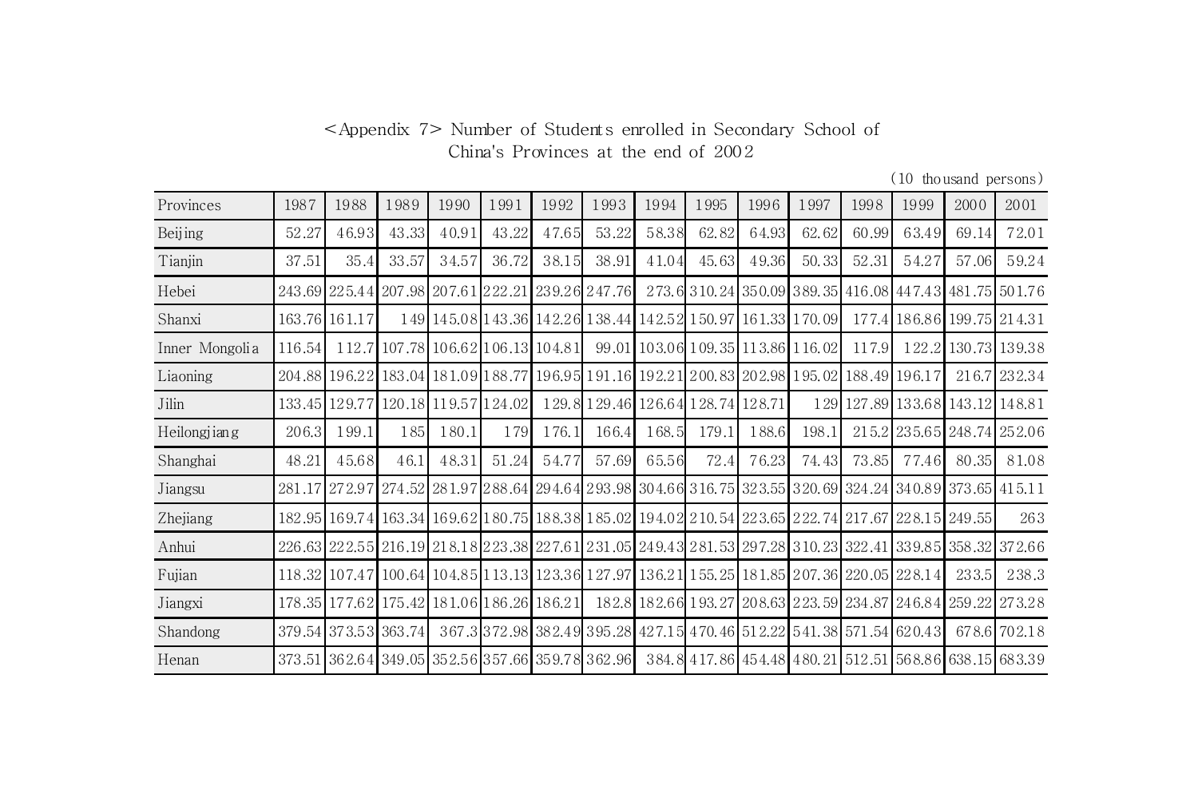<Appendix 7> Number of Students enrolled in Secondary School of China's Provinces at the end of 2002

(10 thousand persons)

| Provinces | 1987 | 1988 | 1989 | 1990 | 1991 | 1992 | 1993 | 1994 | 1995 | 1996 | 1997 | 1998 | 1999 | 2000 | 2001 |
|---|---|---|---|---|---|---|---|---|---|---|---|---|---|---|---|
| Beijing | 52.27 | 46.93 | 43.33 | 40.91 | 43.22 | 47.65 | 53.22 | 58.38 | 62.82 | 64.93 | 62.62 | 60.99 | 63.49 | 69.14 | 72.01 |
| Tianjin | 37.51 | 35.4 | 33.57 | 34.57 | 36.72 | 38.15 | 38.91 | 41.04 | 45.63 | 49.36 | 50.33 | 52.31 | 54.27 | 57.06 | 59.24 |
| Hebei | 243.69 | 225.44 | 207.98 | 207.61 | 222.21 | 239.26 | 247.76 | 273.6 | 310.24 | 350.09 | 389.35 | 416.08 | 447.43 | 481.75 | 501.76 |
| Shanxi | 163.76 | 161.17 | 149 | 145.08 | 143.36 | 142.26 | 138.44 | 142.52 | 150.97 | 161.33 | 170.09 | 177.4 | 186.86 | 199.75 | 214.31 |
| Inner Mongolia | 116.54 | 112.7 | 107.78 | 106.62 | 106.13 | 104.81 | 99.01 | 103.06 | 109.35 | 113.86 | 116.02 | 117.9 | 122.2 | 130.73 | 139.38 |
| Liaoning | 204.88 | 196.22 | 183.04 | 181.09 | 188.77 | 196.95 | 191.16 | 192.21 | 200.83 | 202.98 | 195.02 | 188.49 | 196.17 | 216.7 | 232.34 |
| Jilin | 133.45 | 129.77 | 120.18 | 119.57 | 124.02 | 129.8 | 129.46 | 126.64 | 128.74 | 128.71 | 129 | 127.89 | 133.68 | 143.12 | 148.81 |
| Heilongjiang | 206.3 | 199.1 | 185 | 180.1 | 179 | 176.1 | 166.4 | 168.5 | 179.1 | 188.6 | 198.1 | 215.2 | 235.65 | 248.74 | 252.06 |
| Shanghai | 48.21 | 45.68 | 46.1 | 48.31 | 51.24 | 54.77 | 57.69 | 65.56 | 72.4 | 76.23 | 74.43 | 73.85 | 77.46 | 80.35 | 81.08 |
| Jiangsu | 281.17 | 272.97 | 274.52 | 281.97 | 288.64 | 294.64 | 293.98 | 304.66 | 316.75 | 323.55 | 320.69 | 324.24 | 340.89 | 373.65 | 415.11 |
| Zhejiang | 182.95 | 169.74 | 163.34 | 169.62 | 180.75 | 188.38 | 185.02 | 194.02 | 210.54 | 223.65 | 222.74 | 217.67 | 228.15 | 249.55 | 263 |
| Anhui | 226.63 | 222.55 | 216.19 | 218.18 | 223.38 | 227.61 | 231.05 | 249.43 | 281.53 | 297.28 | 310.23 | 322.41 | 339.85 | 358.32 | 372.66 |
| Fujian | 118.32 | 107.47 | 100.64 | 104.85 | 113.13 | 123.36 | 127.97 | 136.21 | 155.25 | 181.85 | 207.36 | 220.05 | 228.14 | 233.5 | 238.3 |
| Jiangxi | 178.35 | 177.62 | 175.42 | 181.06 | 186.26 | 186.21 | 182.8 | 182.66 | 193.27 | 208.63 | 223.59 | 234.87 | 246.84 | 259.22 | 273.28 |
| Shandong | 379.54 | 373.53 | 363.74 | 367.3 | 372.98 | 382.49 | 395.28 | 427.15 | 470.46 | 512.22 | 541.38 | 571.54 | 620.43 | 678.6 | 702.18 |
| Henan | 373.51 | 362.64 | 349.05 | 352.56 | 357.66 | 359.78 | 362.96 | 384.8 | 417.86 | 454.48 | 480.21 | 512.51 | 568.86 | 638.15 | 683.39 |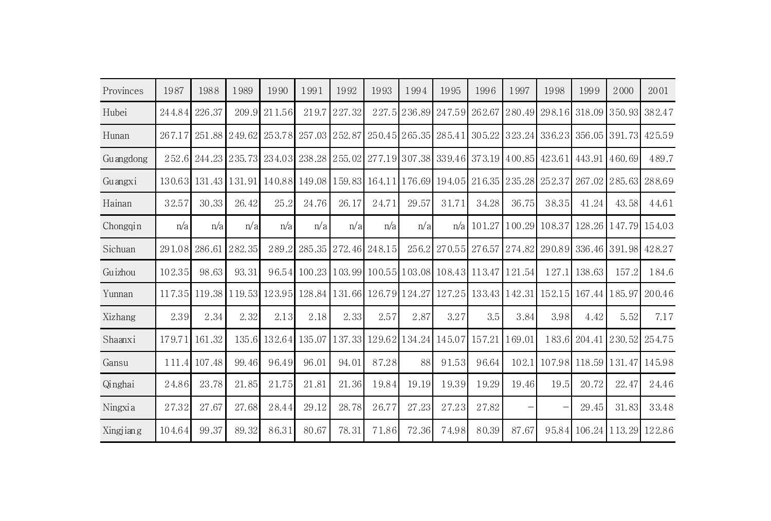| Provinces | 1987 | 1988 | 1989 | 1990 | 1991 | 1992 | 1993 | 1994 | 1995 | 1996 | 1997 | 1998 | 1999 | 2000 | 2001 |
|---|---|---|---|---|---|---|---|---|---|---|---|---|---|---|---|
| Hubei | 244.84 | 226.37 | 209.9 | 211.56 | 219.7 | 227.32 | 227.5 | 236.89 | 247.59 | 262.67 | 280.49 | 298.16 | 318.09 | 350.93 | 382.47 |
| Hunan | 267.17 | 251.88 | 249.62 | 253.78 | 257.03 | 252.87 | 250.45 | 265.35 | 285.41 | 305.22 | 323.24 | 336.23 | 356.05 | 391.73 | 425.59 |
| Guangdong | 252.6 | 244.23 | 235.73 | 234.03 | 238.28 | 255.02 | 277.19 | 307.38 | 339.46 | 373.19 | 400.85 | 423.61 | 443.91 | 460.69 | 489.7 |
| Guangxi | 130.63 | 131.43 | 131.91 | 140.88 | 149.08 | 159.83 | 164.11 | 176.69 | 194.05 | 216.35 | 235.28 | 252.37 | 267.02 | 285.63 | 288.69 |
| Hainan | 32.57 | 30.33 | 26.42 | 25.2 | 24.76 | 26.17 | 24.71 | 29.57 | 31.71 | 34.28 | 36.75 | 38.35 | 41.24 | 43.58 | 44.61 |
| Chongqin | n/a | n/a | n/a | n/a | n/a | n/a | n/a | n/a | n/a | 101.27 | 100.29 | 108.37 | 128.26 | 147.79 | 154.03 |
| Sichuan | 291.08 | 286.61 | 282.35 | 289.2 | 285.35 | 272.46 | 248.15 | 256.2 | 270.55 | 276.57 | 274.82 | 290.89 | 336.46 | 391.98 | 428.27 |
| Guizhou | 102.35 | 98.63 | 93.31 | 96.54 | 100.23 | 103.99 | 100.55 | 103.08 | 108.43 | 113.47 | 121.54 | 127.1 | 138.63 | 157.2 | 184.6 |
| Yunnan | 117.35 | 119.38 | 119.53 | 123.95 | 128.84 | 131.66 | 126.79 | 124.27 | 127.25 | 133.43 | 142.31 | 152.15 | 167.44 | 185.97 | 200.46 |
| Xizhang | 2.39 | 2.34 | 2.32 | 2.13 | 2.18 | 2.33 | 2.57 | 2.87 | 3.27 | 3.5 | 3.84 | 3.98 | 4.42 | 5.52 | 7.17 |
| Shaanxi | 179.71 | 161.32 | 135.6 | 132.64 | 135.07 | 137.33 | 129.62 | 134.24 | 145.07 | 157.21 | 169.01 | 183.6 | 204.41 | 230.52 | 254.75 |
| Gansu | 111.4 | 107.48 | 99.46 | 96.49 | 96.01 | 94.01 | 87.28 | 88 | 91.53 | 96.64 | 102.1 | 107.98 | 118.59 | 131.47 | 145.98 |
| Qinghai | 24.86 | 23.78 | 21.85 | 21.75 | 21.81 | 21.36 | 19.84 | 19.19 | 19.39 | 19.29 | 19.46 | 19.5 | 20.72 | 22.47 | 24.46 |
| Ningxia | 27.32 | 27.67 | 27.68 | 28.44 | 29.12 | 28.78 | 26.77 | 27.23 | 27.23 | 27.82 | – | – | 29.45 | 31.83 | 33.48 |
| Xingjiang | 104.64 | 99.37 | 89.32 | 86.31 | 80.67 | 78.31 | 71.86 | 72.36 | 74.98 | 80.39 | 87.67 | 95.84 | 106.24 | 113.29 | 122.86 |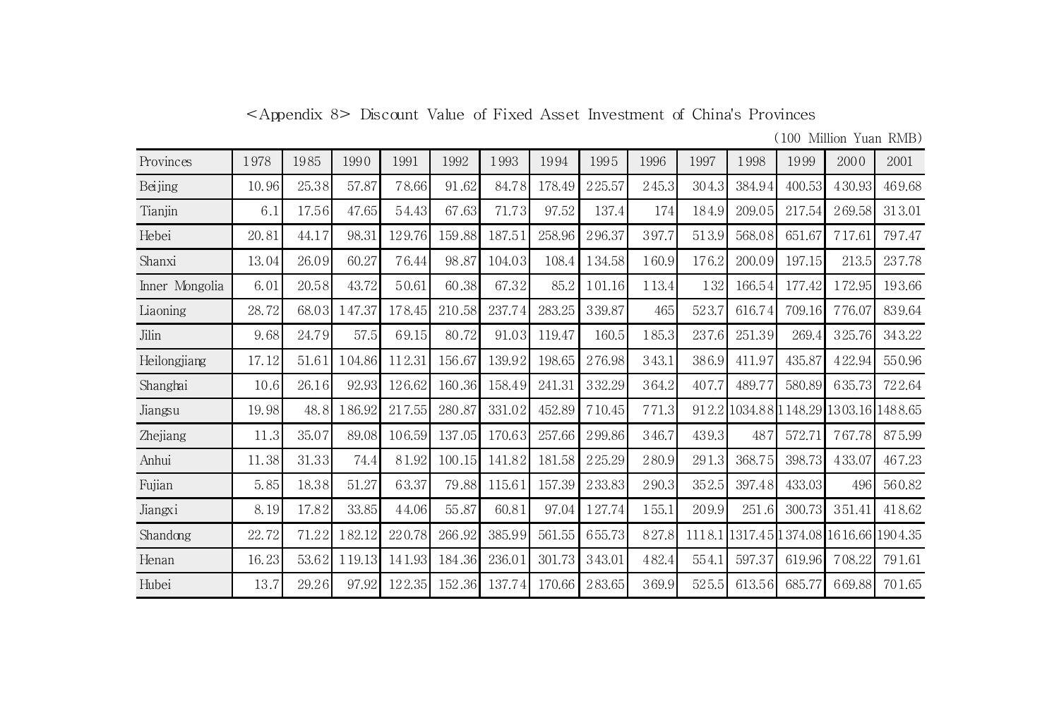<Appendix 8> Discount Value of Fixed Asset Investment of China's Provinces

(100 Million Yuan RMB)

| Provinces | 1978 | 1985 | 1990 | 1991 | 1992 | 1993 | 1994 | 1995 | 1996 | 1997 | 1998 | 1999 | 2000 | 2001 |
|---|---|---|---|---|---|---|---|---|---|---|---|---|---|---|
| Beijing | 10.96 | 25.38 | 57.87 | 78.66 | 91.62 | 84.78 | 178.49 | 225.57 | 245.3 | 304.3 | 384.94 | 400.53 | 430.93 | 469.68 |
| Tianjin | 6.1 | 17.56 | 47.65 | 54.43 | 67.63 | 71.73 | 97.52 | 137.4 | 174 | 184.9 | 209.05 | 217.54 | 269.58 | 313.01 |
| Hebei | 20.81 | 44.17 | 98.31 | 129.76 | 159.88 | 187.51 | 258.96 | 296.37 | 397.7 | 513.9 | 568.08 | 651.67 | 717.61 | 797.47 |
| Shanxi | 13.04 | 26.09 | 60.27 | 76.44 | 98.87 | 104.03 | 108.4 | 134.58 | 160.9 | 176.2 | 200.09 | 197.15 | 213.5 | 237.78 |
| Inner Mongolia | 6.01 | 20.58 | 43.72 | 50.61 | 60.38 | 67.32 | 85.2 | 101.16 | 113.4 | 132 | 166.54 | 177.42 | 172.95 | 193.66 |
| Liaoning | 28.72 | 68.03 | 147.37 | 178.45 | 210.58 | 237.74 | 283.25 | 339.87 | 465 | 523.7 | 616.74 | 709.16 | 776.07 | 839.64 |
| Jilin | 9.68 | 24.79 | 57.5 | 69.15 | 80.72 | 91.03 | 119.47 | 160.5 | 185.3 | 237.6 | 251.39 | 269.4 | 325.76 | 343.22 |
| Heilongjiang | 17.12 | 51.61 | 104.86 | 112.31 | 156.67 | 139.92 | 198.65 | 276.98 | 343.1 | 386.9 | 411.97 | 435.87 | 422.94 | 550.96 |
| Shanghai | 10.6 | 26.16 | 92.93 | 126.62 | 160.36 | 158.49 | 241.31 | 332.29 | 364.2 | 407.7 | 489.77 | 580.89 | 635.73 | 722.64 |
| Jiangsu | 19.98 | 48.8 | 186.92 | 217.55 | 280.87 | 331.02 | 452.89 | 710.45 | 771.3 | 912.2 | 1034.88 | 1148.29 | 1303.16 | 1488.65 |
| Zhejiang | 11.3 | 35.07 | 89.08 | 106.59 | 137.05 | 170.63 | 257.66 | 299.86 | 346.7 | 439.3 | 487 | 572.71 | 767.78 | 875.99 |
| Anhui | 11.38 | 31.33 | 74.4 | 81.92 | 100.15 | 141.82 | 181.58 | 225.29 | 280.9 | 291.3 | 368.75 | 398.73 | 433.07 | 467.23 |
| Fujian | 5.85 | 18.38 | 51.27 | 63.37 | 79.88 | 115.61 | 157.39 | 233.83 | 290.3 | 352.5 | 397.48 | 433.03 | 496 | 560.82 |
| Jiangxi | 8.19 | 17.82 | 33.85 | 44.06 | 55.87 | 60.81 | 97.04 | 127.74 | 155.1 | 209.9 | 251.6 | 300.73 | 351.41 | 418.62 |
| Shandong | 22.72 | 71.22 | 182.12 | 220.78 | 266.92 | 385.99 | 561.55 | 655.73 | 827.8 | 1118.1 | 1317.45 | 1374.08 | 1616.66 | 1904.35 |
| Henan | 16.23 | 53.62 | 119.13 | 141.93 | 184.36 | 236.01 | 301.73 | 343.01 | 482.4 | 554.1 | 597.37 | 619.96 | 708.22 | 791.61 |
| Hubei | 13.7 | 29.26 | 97.92 | 122.35 | 152.36 | 137.74 | 170.66 | 283.65 | 369.9 | 525.5 | 613.56 | 685.77 | 669.88 | 701.65 |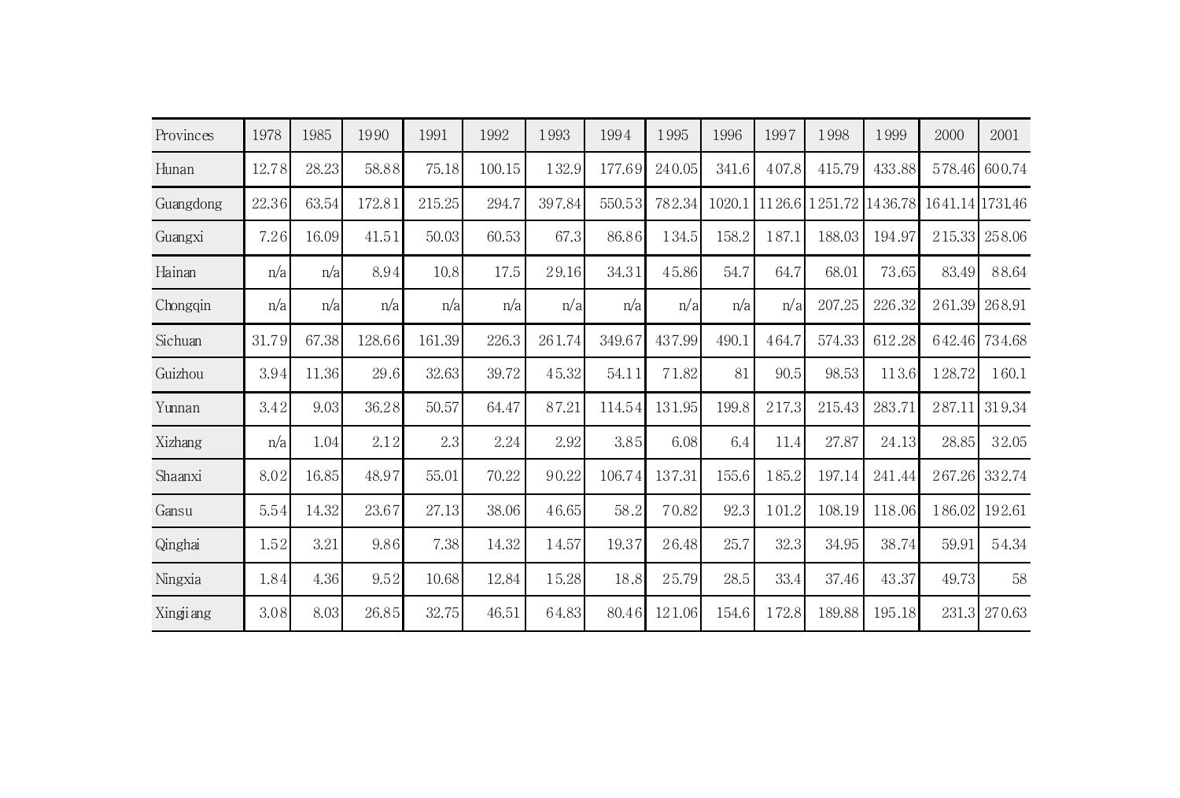| Provinces | 1978 | 1985 | 1990 | 1991 | 1992 | 1993 | 1994 | 1995 | 1996 | 1997 | 1998 | 1999 | 2000 | 2001 |
|---|---|---|---|---|---|---|---|---|---|---|---|---|---|---|
| Hunan | 12.78 | 28.23 | 58.88 | 75.18 | 100.15 | 132.9 | 177.69 | 240.05 | 341.6 | 407.8 | 415.79 | 433.88 | 578.46 | 600.74 |
| Guangdong | 22.36 | 63.54 | 172.81 | 215.25 | 294.7 | 397.84 | 550.53 | 782.34 | 1020.1 | 1126.6 | 1251.72 | 1436.78 | 1641.14 | 1731.46 |
| Guangxi | 7.26 | 16.09 | 41.51 | 50.03 | 60.53 | 67.3 | 86.86 | 134.5 | 158.2 | 187.1 | 188.03 | 194.97 | 215.33 | 258.06 |
| Hainan | n/a | n/a | 8.94 | 10.8 | 17.5 | 29.16 | 34.31 | 45.86 | 54.7 | 64.7 | 68.01 | 73.65 | 83.49 | 88.64 |
| Chongqin | n/a | n/a | n/a | n/a | n/a | n/a | n/a | n/a | n/a | n/a | 207.25 | 226.32 | 261.39 | 268.91 |
| Sichuan | 31.79 | 67.38 | 128.66 | 161.39 | 226.3 | 261.74 | 349.67 | 437.99 | 490.1 | 464.7 | 574.33 | 612.28 | 642.46 | 734.68 |
| Guizhou | 3.94 | 11.36 | 29.6 | 32.63 | 39.72 | 45.32 | 54.11 | 71.82 | 81 | 90.5 | 98.53 | 113.6 | 128.72 | 160.1 |
| Yunnan | 3.42 | 9.03 | 36.28 | 50.57 | 64.47 | 87.21 | 114.54 | 131.95 | 199.8 | 217.3 | 215.43 | 283.71 | 287.11 | 319.34 |
| Xizhang | n/a | 1.04 | 2.12 | 2.3 | 2.24 | 2.92 | 3.85 | 6.08 | 6.4 | 11.4 | 27.87 | 24.13 | 28.85 | 32.05 |
| Shaanxi | 8.02 | 16.85 | 48.97 | 55.01 | 70.22 | 90.22 | 106.74 | 137.31 | 155.6 | 185.2 | 197.14 | 241.44 | 267.26 | 332.74 |
| Gansu | 5.54 | 14.32 | 23.67 | 27.13 | 38.06 | 46.65 | 58.2 | 70.82 | 92.3 | 101.2 | 108.19 | 118.06 | 186.02 | 192.61 |
| Qinghai | 1.52 | 3.21 | 9.86 | 7.38 | 14.32 | 14.57 | 19.37 | 26.48 | 25.7 | 32.3 | 34.95 | 38.74 | 59.91 | 54.34 |
| Ningxia | 1.84 | 4.36 | 9.52 | 10.68 | 12.84 | 15.28 | 18.8 | 25.79 | 28.5 | 33.4 | 37.46 | 43.37 | 49.73 | 58 |
| Xingjiang | 3.08 | 8.03 | 26.85 | 32.75 | 46.51 | 64.83 | 80.46 | 121.06 | 154.6 | 172.8 | 189.88 | 195.18 | 231.3 | 270.63 |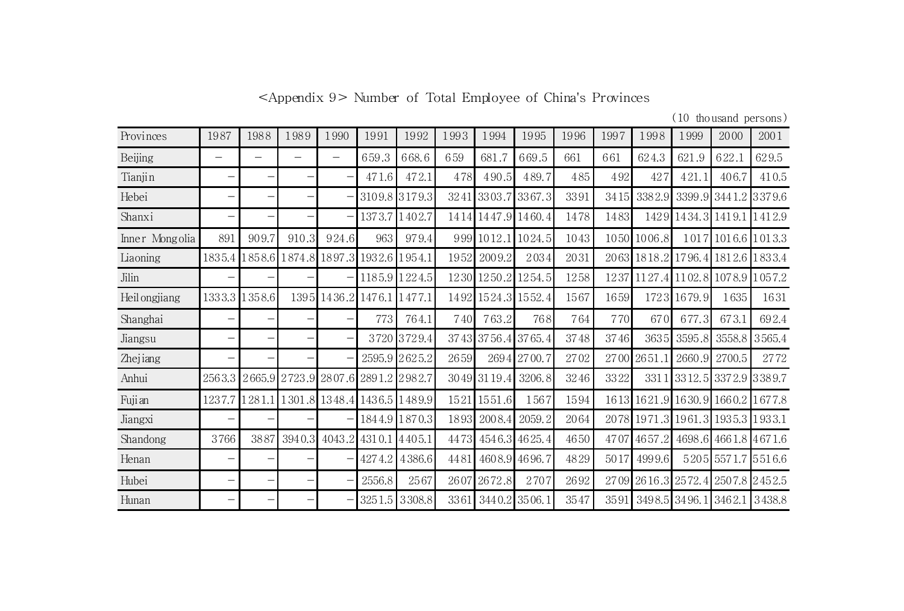<Appendix 9> Number of Total Employee of China's Provinces

(10 thousand persons)

| Provinces | 1987 | 1988 | 1989 | 1990 | 1991 | 1992 | 1993 | 1994 | 1995 | 1996 | 1997 | 1998 | 1999 | 2000 | 2001 |
|---|---|---|---|---|---|---|---|---|---|---|---|---|---|---|---|
| Beijing | – | – | – | – | 659.3 | 668.6 | 659 | 681.7 | 669.5 | 661 | 661 | 624.3 | 621.9 | 622.1 | 629.5 |
| Tianjin | – | – | – | – | 471.6 | 472.1 | 478 | 490.5 | 489.7 | 485 | 492 | 427 | 421.1 | 406.7 | 410.5 |
| Hebei | – | – | – | – | 3109.8 | 3179.3 | 3241 | 3303.7 | 3367.3 | 3391 | 3415 | 3382.9 | 3399.9 | 3441.2 | 3379.6 |
| Shanxi | – | – | – | – | 1373.7 | 1402.7 | 1414 | 1447.9 | 1460.4 | 1478 | 1483 | 1429 | 1434.3 | 1419.1 | 1412.9 |
| Inner Mongolia | 891 | 909.7 | 910.3 | 924.6 | 963 | 979.4 | 999 | 1012.1 | 1024.5 | 1043 | 1050 | 1006.8 | 1017 | 1016.6 | 1013.3 |
| Liaoning | 1835.4 | 1858.6 | 1874.8 | 1897.3 | 1932.6 | 1954.1 | 1952 | 2009.2 | 2034 | 2031 | 2063 | 1818.2 | 1796.4 | 1812.6 | 1833.4 |
| Jilin | – | – | – | – | 1185.9 | 1224.5 | 1230 | 1250.2 | 1254.5 | 1258 | 1237 | 1127.4 | 1102.8 | 1078.9 | 1057.2 |
| Heilongjiang | 1333.3 | 1358.6 | 1395 | 1436.2 | 1476.1 | 1477.1 | 1492 | 1524.3 | 1552.4 | 1567 | 1659 | 1723 | 1679.9 | 1635 | 1631 |
| Shanghai | – | – | – | – | 773 | 764.1 | 740 | 763.2 | 768 | 764 | 770 | 670 | 677.3 | 673.1 | 692.4 |
| Jiangsu | – | – | – | – | 3720 | 3729.4 | 3743 | 3756.4 | 3765.4 | 3748 | 3746 | 3635 | 3595.8 | 3558.8 | 3565.4 |
| Zhejiang | – | – | – | – | 2595.9 | 2625.2 | 2659 | 2694 | 2700.7 | 2702 | 2700 | 2651.1 | 2660.9 | 2700.5 | 2772 |
| Anhui | 2563.3 | 2665.9 | 2723.9 | 2807.6 | 2891.2 | 2982.7 | 3049 | 3119.4 | 3206.8 | 3246 | 3322 | 3311 | 3312.5 | 3372.9 | 3389.7 |
| Fujian | 1237.7 | 1281.1 | 1301.8 | 1348.4 | 1436.5 | 1489.9 | 1521 | 1551.6 | 1567 | 1594 | 1613 | 1621.9 | 1630.9 | 1660.2 | 1677.8 |
| Jiangxi | – | – | – | – | 1844.9 | 1870.3 | 1893 | 2008.4 | 2059.2 | 2064 | 2078 | 1971.3 | 1961.3 | 1935.3 | 1933.1 |
| Shandong | 3766 | 3887 | 3940.3 | 4043.2 | 4310.1 | 4405.1 | 4473 | 4546.3 | 4625.4 | 4650 | 4707 | 4657.2 | 4698.6 | 4661.8 | 4671.6 |
| Henan | – | – | – | – | 4274.2 | 4386.6 | 4481 | 4608.9 | 4696.7 | 4829 | 5017 | 4999.6 | 5205 | 5571.7 | 5516.6 |
| Hubei | – | – | – | – | 2556.8 | 2567 | 2607 | 2672.8 | 2707 | 2692 | 2709 | 2616.3 | 2572.4 | 2507.8 | 2452.5 |
| Hunan | – | – | – | – | 3251.5 | 3308.8 | 3361 | 3440.2 | 3506.1 | 3547 | 3591 | 3498.5 | 3496.1 | 3462.1 | 3438.8 |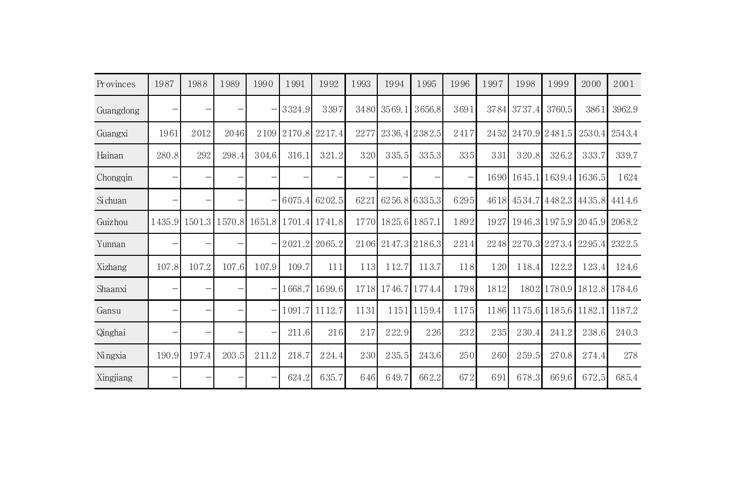| Provinces | 1987 | 1988 | 1989 | 1990 | 1991 | 1992 | 1993 | 1994 | 1995 | 1996 | 1997 | 1998 | 1999 | 2000 | 2001 |
|---|---|---|---|---|---|---|---|---|---|---|---|---|---|---|---|
| Guangdong | – | – | – | – | 3324.9 | 3397 | 3480 | 3569.1 | 3656.8 | 3691 | 3784 | 3737.4 | 3760.5 | 3861 | 3962.9 |
| Guangxi | 1961 | 2012 | 2046 | 2109 | 2170.8 | 2217.4 | 2277 | 2336.4 | 2382.5 | 2417 | 2452 | 2470.9 | 2481.5 | 2530.4 | 2543.4 |
| Hainan | 280.8 | 292 | 298.4 | 304.6 | 316.1 | 321.2 | 320 | 335.5 | 335.3 | 335 | 331 | 320.8 | 326.2 | 333.7 | 339.7 |
| Chongqin | – | – | – | – | – | – | – | – | – | – | 1690 | 1645.1 | 1639.4 | 1636.5 | 1624 |
| Sichuan | – | – | – | – | 6075.4 | 6202.5 | 6221 | 6256.8 | 6335.3 | 6295 | 4618 | 4534.7 | 4482.3 | 4435.8 | 4414.6 |
| Guizhou | 1435.9 | 1501.3 | 1570.8 | 1651.8 | 1701.4 | 1741.8 | 1770 | 1825.6 | 1857.1 | 1892 | 1927 | 1946.3 | 1975.9 | 2045.9 | 2068.2 |
| Yunnan | – | – | – | – | 2021.2 | 2065.2 | 2106 | 2147.3 | 2186.3 | 2214 | 2248 | 2270.3 | 2273.4 | 2295.4 | 2322.5 |
| Xizhang | 107.8 | 107.2 | 107.6 | 107.9 | 109.7 | 111 | 113 | 112.7 | 113.7 | 118 | 120 | 118.4 | 122.2 | 123.4 | 124.6 |
| Shaanxi | – | – | – | – | 1668.7 | 1699.6 | 1718 | 1746.7 | 1774.4 | 1798 | 1812 | 1802 | 1780.9 | 1812.8 | 1784.6 |
| Gansu | – | – | – | – | 1091.7 | 1112.7 | 1131 | 1151 | 1159.4 | 1175 | 1186 | 1175.6 | 1185.6 | 1182.1 | 1187.2 |
| Qinghai | – | – | – | – | 211.6 | 216 | 217 | 222.9 | 226 | 232 | 235 | 230.4 | 241.2 | 238.6 | 240.3 |
| Ningxia | 190.9 | 197.4 | 203.5 | 211.2 | 218.7 | 224.4 | 230 | 235.5 | 243.6 | 250 | 260 | 259.5 | 270.8 | 274.4 | 278 |
| Xingjiang | – | – | – | – | 624.2 | 635.7 | 646 | 649.7 | 662.2 | 672 | 691 | 678.3 | 669.6 | 672.5 | 685.4 |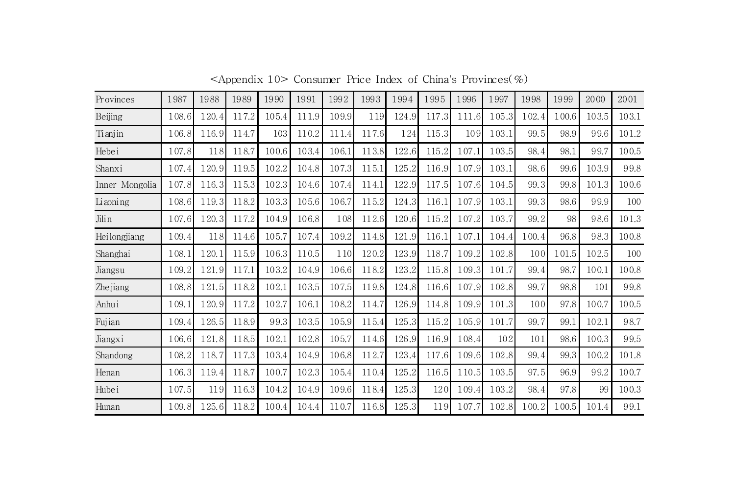<Appendix 10> Consumer Price Index of China's Provinces(%)

| Provinces | 1987 | 1988 | 1989 | 1990 | 1991 | 1992 | 1993 | 1994 | 1995 | 1996 | 1997 | 1998 | 1999 | 2000 | 2001 |
|---|---|---|---|---|---|---|---|---|---|---|---|---|---|---|---|
| Beijing | 108.6 | 120.4 | 117.2 | 105.4 | 111.9 | 109.9 | 119 | 124.9 | 117.3 | 111.6 | 105.3 | 102.4 | 100.6 | 103.5 | 103.1 |
| Tianjin | 106.8 | 116.9 | 114.7 | 103 | 110.2 | 111.4 | 117.6 | 124 | 115.3 | 109 | 103.1 | 99.5 | 98.9 | 99.6 | 101.2 |
| Hebei | 107.8 | 118 | 118.7 | 100.6 | 103.4 | 106.1 | 113.8 | 122.6 | 115.2 | 107.1 | 103.5 | 98.4 | 98.1 | 99.7 | 100.5 |
| Shanxi | 107.4 | 120.9 | 119.5 | 102.2 | 104.8 | 107.3 | 115.1 | 125.2 | 116.9 | 107.9 | 103.1 | 98.6 | 99.6 | 103.9 | 99.8 |
| Inner Mongolia | 107.8 | 116.3 | 115.3 | 102.3 | 104.6 | 107.4 | 114.1 | 122.9 | 117.5 | 107.6 | 104.5 | 99.3 | 99.8 | 101.3 | 100.6 |
| Liaoning | 108.6 | 119.3 | 118.2 | 103.3 | 105.6 | 106.7 | 115.2 | 124.3 | 116.1 | 107.9 | 103.1 | 99.3 | 98.6 | 99.9 | 100 |
| Jilin | 107.6 | 120.3 | 117.2 | 104.9 | 106.8 | 108 | 112.6 | 120.6 | 115.2 | 107.2 | 103.7 | 99.2 | 98 | 98.6 | 101.3 |
| Heilongjiang | 109.4 | 118 | 114.6 | 105.7 | 107.4 | 109.2 | 114.8 | 121.9 | 116.1 | 107.1 | 104.4 | 100.4 | 96.8 | 98.3 | 100.8 |
| Shanghai | 108.1 | 120.1 | 115.9 | 106.3 | 110.5 | 110 | 120.2 | 123.9 | 118.7 | 109.2 | 102.8 | 100 | 101.5 | 102.5 | 100 |
| Jiangsu | 109.2 | 121.9 | 117.1 | 103.2 | 104.9 | 106.6 | 118.2 | 123.2 | 115.8 | 109.3 | 101.7 | 99.4 | 98.7 | 100.1 | 100.8 |
| Zhejiang | 108.8 | 121.5 | 118.2 | 102.1 | 103.5 | 107.5 | 119.8 | 124.8 | 116.6 | 107.9 | 102.8 | 99.7 | 98.8 | 101 | 99.8 |
| Anhui | 109.1 | 120.9 | 117.2 | 102.7 | 106.1 | 108.2 | 114.7 | 126.9 | 114.8 | 109.9 | 101.3 | 100 | 97.8 | 100.7 | 100.5 |
| Fujian | 109.4 | 126.5 | 118.9 | 99.3 | 103.5 | 105.9 | 115.4 | 125.3 | 115.2 | 105.9 | 101.7 | 99.7 | 99.1 | 102.1 | 98.7 |
| Jiangxi | 106.6 | 121.8 | 118.5 | 102.1 | 102.8 | 105.7 | 114.6 | 126.9 | 116.9 | 108.4 | 102 | 101 | 98.6 | 100.3 | 99.5 |
| Shandong | 108.2 | 118.7 | 117.3 | 103.4 | 104.9 | 106.8 | 112.7 | 123.4 | 117.6 | 109.6 | 102.8 | 99.4 | 99.3 | 100.2 | 101.8 |
| Henan | 106.3 | 119.4 | 118.7 | 100.7 | 102.3 | 105.4 | 110.4 | 125.2 | 116.5 | 110.5 | 103.5 | 97.5 | 96.9 | 99.2 | 100.7 |
| Hubei | 107.5 | 119 | 116.3 | 104.2 | 104.9 | 109.6 | 118.4 | 125.3 | 120 | 109.4 | 103.2 | 98.4 | 97.8 | 99 | 100.3 |
| Hunan | 109.8 | 125.6 | 118.2 | 100.4 | 104.4 | 110.7 | 116.8 | 125.3 | 119 | 107.7 | 102.8 | 100.2 | 100.5 | 101.4 | 99.1 |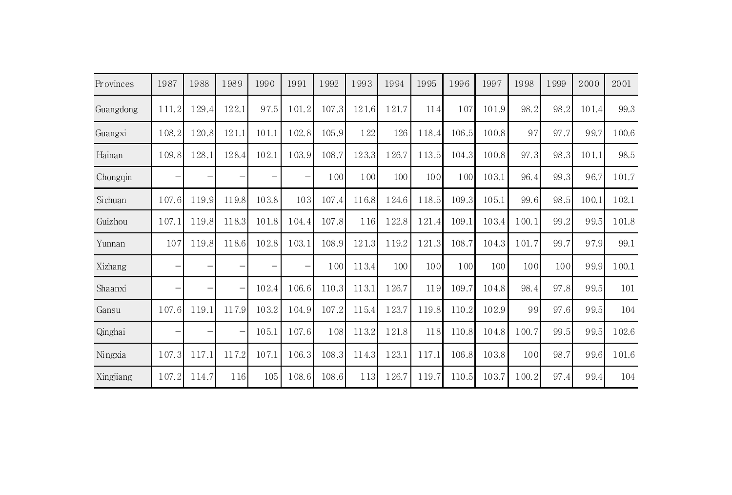| Provinces | 1987 | 1988 | 1989 | 1990 | 1991 | 1992 | 1993 | 1994 | 1995 | 1996 | 1997 | 1998 | 1999 | 2000 | 2001 |
|---|---|---|---|---|---|---|---|---|---|---|---|---|---|---|---|
| Guangdong | 111.2 | 129.4 | 122.1 | 97.5 | 101.2 | 107.3 | 121.6 | 121.7 | 114 | 107 | 101.9 | 98.2 | 98.2 | 101.4 | 99.3 |
| Guangxi | 108.2 | 120.8 | 121.1 | 101.1 | 102.8 | 105.9 | 122 | 126 | 118.4 | 106.5 | 100.8 | 97 | 97.7 | 99.7 | 100.6 |
| Hainan | 109.8 | 128.1 | 128.4 | 102.1 | 103.9 | 108.7 | 123.3 | 126.7 | 113.5 | 104.3 | 100.8 | 97.3 | 98.3 | 101.1 | 98.5 |
| Chongqin | – | – | – | – | – | 100 | 100 | 100 | 100 | 100 | 103.1 | 96.4 | 99.3 | 96.7 | 101.7 |
| Sichuan | 107.6 | 119.9 | 119.8 | 103.8 | 103 | 107.4 | 116.8 | 124.6 | 118.5 | 109.3 | 105.1 | 99.6 | 98.5 | 100.1 | 102.1 |
| Guizhou | 107.1 | 119.8 | 118.3 | 101.8 | 104.4 | 107.8 | 116 | 122.8 | 121.4 | 109.1 | 103.4 | 100.1 | 99.2 | 99.5 | 101.8 |
| Yunnan | 107 | 119.8 | 118.6 | 102.8 | 103.1 | 108.9 | 121.3 | 119.2 | 121.3 | 108.7 | 104.3 | 101.7 | 99.7 | 97.9 | 99.1 |
| Xizhang | – | – | – | – | – | 100 | 113.4 | 100 | 100 | 100 | 100 | 100 | 100 | 99.9 | 100.1 |
| Shaanxi | – | – | – | 102.4 | 106.6 | 110.3 | 113.1 | 126.7 | 119 | 109.7 | 104.8 | 98.4 | 97.8 | 99.5 | 101 |
| Gansu | 107.6 | 119.1 | 117.9 | 103.2 | 104.9 | 107.2 | 115.4 | 123.7 | 119.8 | 110.2 | 102.9 | 99 | 97.6 | 99.5 | 104 |
| Qinghai | – | – | – | 105.1 | 107.6 | 108 | 113.2 | 121.8 | 118 | 110.8 | 104.8 | 100.7 | 99.5 | 99.5 | 102.6 |
| Ningxia | 107.3 | 117.1 | 117.2 | 107.1 | 106.3 | 108.3 | 114.3 | 123.1 | 117.1 | 106.8 | 103.8 | 100 | 98.7 | 99.6 | 101.6 |
| Xingjiang | 107.2 | 114.7 | 116 | 105 | 108.6 | 108.6 | 113 | 126.7 | 119.7 | 110.5 | 103.7 | 100.2 | 97.4 | 99.4 | 104 |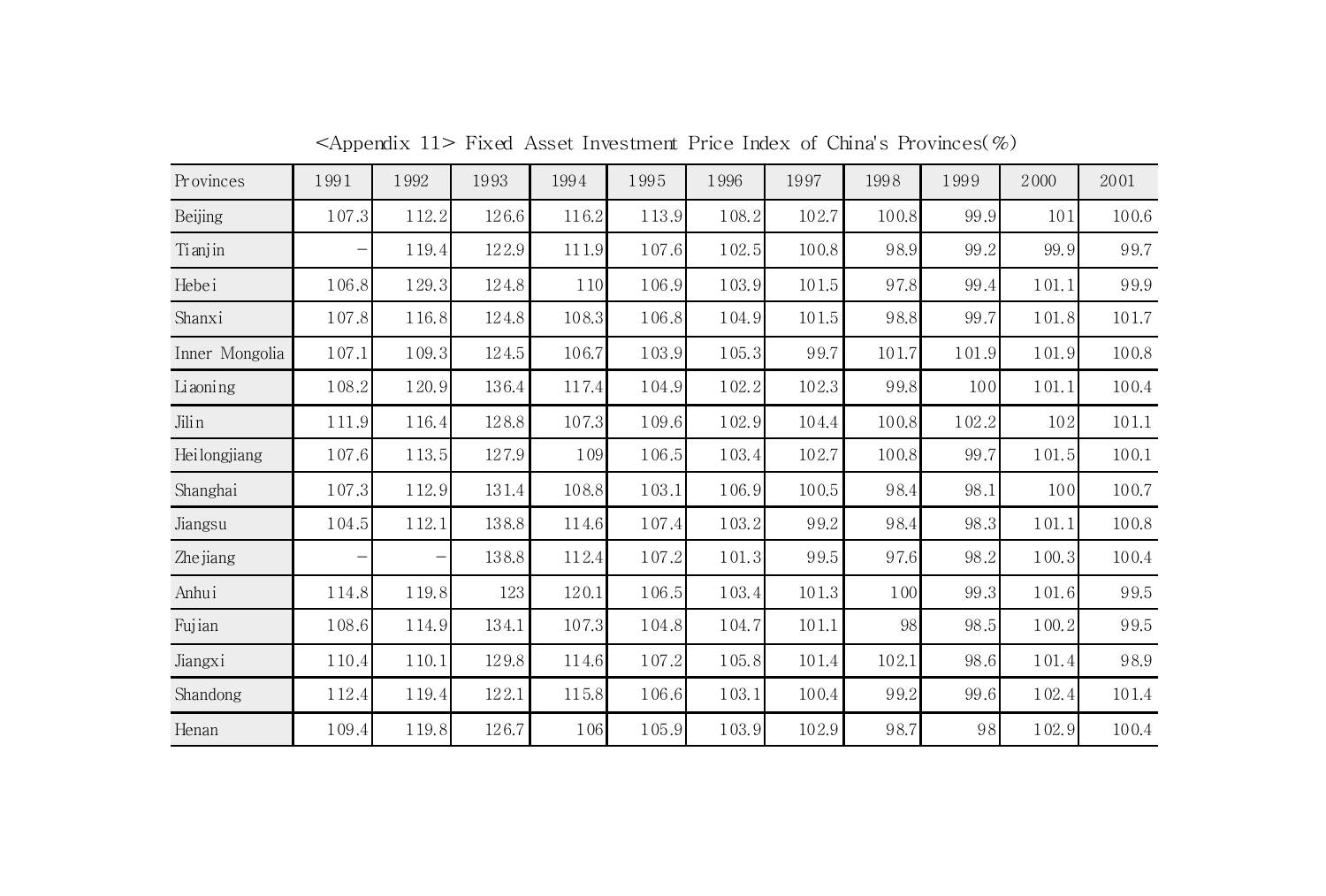<Appendix 11> Fixed Asset Investment Price Index of China's Provinces(%)

| Provinces | 1991 | 1992 | 1993 | 1994 | 1995 | 1996 | 1997 | 1998 | 1999 | 2000 | 2001 |
|---|---|---|---|---|---|---|---|---|---|---|---|
| Beijing | 107.3 | 112.2 | 126.6 | 116.2 | 113.9 | 108.2 | 102.7 | 100.8 | 99.9 | 101 | 100.6 |
| Tianjin | – | 119.4 | 122.9 | 111.9 | 107.6 | 102.5 | 100.8 | 98.9 | 99.2 | 99.9 | 99.7 |
| Hebei | 106.8 | 129.3 | 124.8 | 110 | 106.9 | 103.9 | 101.5 | 97.8 | 99.4 | 101.1 | 99.9 |
| Shanxi | 107.8 | 116.8 | 124.8 | 108.3 | 106.8 | 104.9 | 101.5 | 98.8 | 99.7 | 101.8 | 101.7 |
| Inner Mongolia | 107.1 | 109.3 | 124.5 | 106.7 | 103.9 | 105.3 | 99.7 | 101.7 | 101.9 | 101.9 | 100.8 |
| Liaoning | 108.2 | 120.9 | 136.4 | 117.4 | 104.9 | 102.2 | 102.3 | 99.8 | 100 | 101.1 | 100.4 |
| Jilin | 111.9 | 116.4 | 128.8 | 107.3 | 109.6 | 102.9 | 104.4 | 100.8 | 102.2 | 102 | 101.1 |
| Heilongjiang | 107.6 | 113.5 | 127.9 | 109 | 106.5 | 103.4 | 102.7 | 100.8 | 99.7 | 101.5 | 100.1 |
| Shanghai | 107.3 | 112.9 | 131.4 | 108.8 | 103.1 | 106.9 | 100.5 | 98.4 | 98.1 | 100 | 100.7 |
| Jiangsu | 104.5 | 112.1 | 138.8 | 114.6 | 107.4 | 103.2 | 99.2 | 98.4 | 98.3 | 101.1 | 100.8 |
| Zhejiang | – | – | 138.8 | 112.4 | 107.2 | 101.3 | 99.5 | 97.6 | 98.2 | 100.3 | 100.4 |
| Anhui | 114.8 | 119.8 | 123 | 120.1 | 106.5 | 103.4 | 101.3 | 100 | 99.3 | 101.6 | 99.5 |
| Fujian | 108.6 | 114.9 | 134.1 | 107.3 | 104.8 | 104.7 | 101.1 | 98 | 98.5 | 100.2 | 99.5 |
| Jiangxi | 110.4 | 110.1 | 129.8 | 114.6 | 107.2 | 105.8 | 101.4 | 102.1 | 98.6 | 101.4 | 98.9 |
| Shandong | 112.4 | 119.4 | 122.1 | 115.8 | 106.6 | 103.1 | 100.4 | 99.2 | 99.6 | 102.4 | 101.4 |
| Henan | 109.4 | 119.8 | 126.7 | 106 | 105.9 | 103.9 | 102.9 | 98.7 | 98 | 102.9 | 100.4 |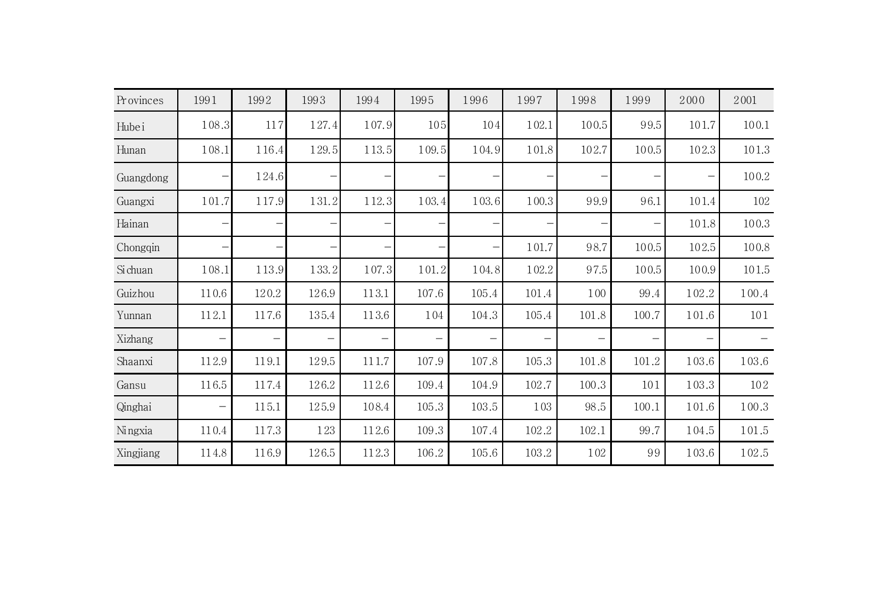| Provinces | 1991 | 1992 | 1993 | 1994 | 1995 | 1996 | 1997 | 1998 | 1999 | 2000 | 2001 |
|---|---|---|---|---|---|---|---|---|---|---|---|
| Hubei | 108.3 | 117 | 127.4 | 107.9 | 105 | 104 | 102.1 | 100.5 | 99.5 | 101.7 | 100.1 |
| Hunan | 108.1 | 116.4 | 129.5 | 113.5 | 109.5 | 104.9 | 101.8 | 102.7 | 100.5 | 102.3 | 101.3 |
| Guangdong | – | 124.6 | – | – | – | – | – | – | – | – | 100.2 |
| Guangxi | 101.7 | 117.9 | 131.2 | 112.3 | 103.4 | 103.6 | 100.3 | 99.9 | 96.1 | 101.4 | 102 |
| Hainan | – | – | – | – | – | – | – | – | – | 101.8 | 100.3 |
| Chongqin | – | – | – | – | – | – | 101.7 | 98.7 | 100.5 | 102.5 | 100.8 |
| Sichuan | 108.1 | 113.9 | 133.2 | 107.3 | 101.2 | 104.8 | 102.2 | 97.5 | 100.5 | 100.9 | 101.5 |
| Guizhou | 110.6 | 120.2 | 126.9 | 113.1 | 107.6 | 105.4 | 101.4 | 100 | 99.4 | 102.2 | 100.4 |
| Yunnan | 112.1 | 117.6 | 135.4 | 113.6 | 104 | 104.3 | 105.4 | 101.8 | 100.7 | 101.6 | 101 |
| Xizhang | – | – | – | – | – | – | – | – | – | – | – |
| Shaanxi | 112.9 | 119.1 | 129.5 | 111.7 | 107.9 | 107.8 | 105.3 | 101.8 | 101.2 | 103.6 | 103.6 |
| Gansu | 116.5 | 117.4 | 126.2 | 112.6 | 109.4 | 104.9 | 102.7 | 100.3 | 101 | 103.3 | 102 |
| Qinghai | – | 115.1 | 125.9 | 108.4 | 105.3 | 103.5 | 103 | 98.5 | 100.1 | 101.6 | 100.3 |
| Ningxia | 110.4 | 117.3 | 123 | 112.6 | 109.3 | 107.4 | 102.2 | 102.1 | 99.7 | 104.5 | 101.5 |
| Xingjiang | 114.8 | 116.9 | 126.5 | 112.3 | 106.2 | 105.6 | 103.2 | 102 | 99 | 103.6 | 102.5 |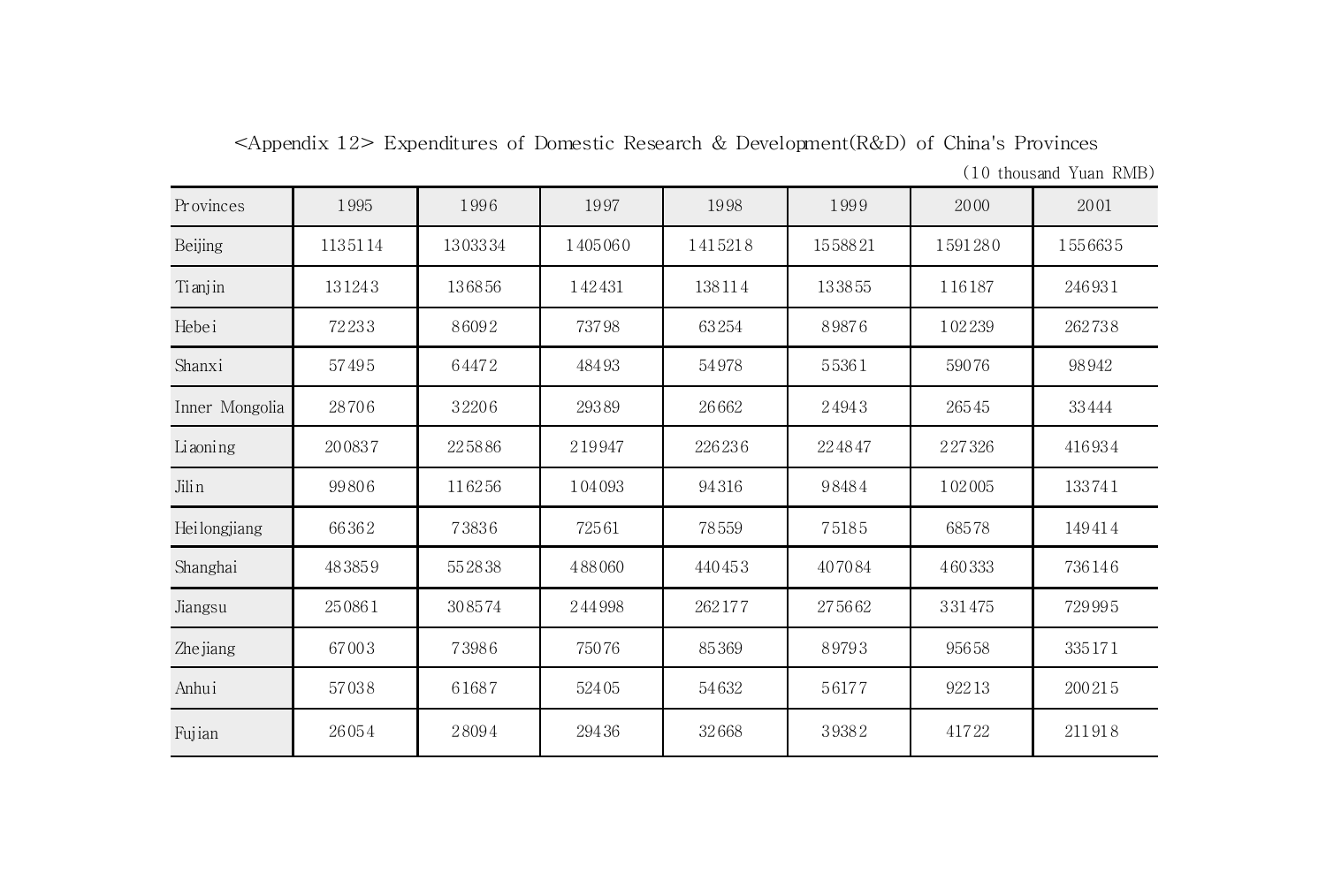<Appendix 12> Expenditures of Domestic Research & Development(R&D) of China's Provinces

(10 thousand Yuan RMB)

| Provinces | 1995 | 1996 | 1997 | 1998 | 1999 | 2000 | 2001 |
|---|---|---|---|---|---|---|---|
| Beijing | 1135114 | 1303334 | 1405060 | 1415218 | 1558821 | 1591280 | 1556635 |
| Tianjin | 131243 | 136856 | 142431 | 138114 | 133855 | 116187 | 246931 |
| Hebei | 72233 | 86092 | 73798 | 63254 | 89876 | 102239 | 262738 |
| Shanxi | 57495 | 64472 | 48493 | 54978 | 55361 | 59076 | 98942 |
| Inner Mongolia | 28706 | 32206 | 29389 | 26662 | 24943 | 26545 | 33444 |
| Liaoning | 200837 | 225886 | 219947 | 226236 | 224847 | 227326 | 416934 |
| Jilin | 99806 | 116256 | 104093 | 94316 | 98484 | 102005 | 133741 |
| Heilongjiang | 66362 | 73836 | 72561 | 78559 | 75185 | 68578 | 149414 |
| Shanghai | 483859 | 552838 | 488060 | 440453 | 407084 | 460333 | 736146 |
| Jiangsu | 250861 | 308574 | 244998 | 262177 | 275662 | 331475 | 729995 |
| Zhejiang | 67003 | 73986 | 75076 | 85369 | 89793 | 95658 | 335171 |
| Anhui | 57038 | 61687 | 52405 | 54632 | 56177 | 92213 | 200215 |
| Fujian | 26054 | 28094 | 29436 | 32668 | 39382 | 41722 | 211918 |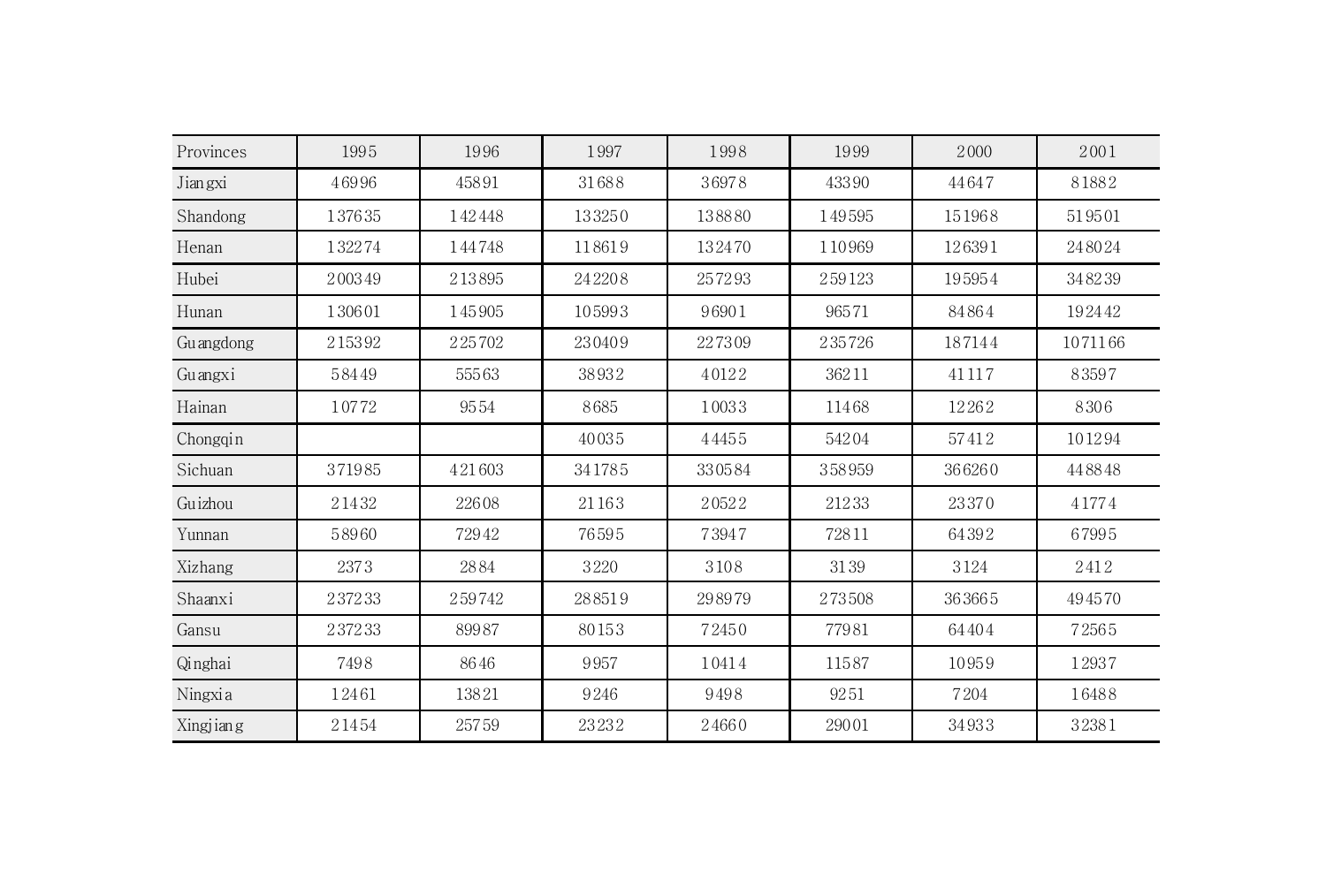| Provinces | 1995 | 1996 | 1997 | 1998 | 1999 | 2000 | 2001 |
| --- | --- | --- | --- | --- | --- | --- | --- |
| Jiangxi | 46996 | 45891 | 31688 | 36978 | 43390 | 44647 | 81882 |
| Shandong | 137635 | 142448 | 133250 | 138880 | 149595 | 151968 | 519501 |
| Henan | 132274 | 144748 | 118619 | 132470 | 110969 | 126391 | 248024 |
| Hubei | 200349 | 213895 | 242208 | 257293 | 259123 | 195954 | 348239 |
| Hunan | 130601 | 145905 | 105993 | 96901 | 96571 | 84864 | 192442 |
| Guangdong | 215392 | 225702 | 230409 | 227309 | 235726 | 187144 | 1071166 |
| Guangxi | 58449 | 55563 | 38932 | 40122 | 36211 | 41117 | 83597 |
| Hainan | 10772 | 9554 | 8685 | 10033 | 11468 | 12262 | 8306 |
| Chongqin | | | 40035 | 44455 | 54204 | 57412 | 101294 |
| Sichuan | 371985 | 421603 | 341785 | 330584 | 358959 | 366260 | 448848 |
| Guizhou | 21432 | 22608 | 21163 | 20522 | 21233 | 23370 | 41774 |
| Yunnan | 58960 | 72942 | 76595 | 73947 | 72811 | 64392 | 67995 |
| Xizhang | 2373 | 2884 | 3220 | 3108 | 3139 | 3124 | 2412 |
| Shaanxi | 237233 | 259742 | 288519 | 298979 | 273508 | 363665 | 494570 |
| Gansu | 237233 | 89987 | 80153 | 72450 | 77981 | 64404 | 72565 |
| Qinghai | 7498 | 8646 | 9957 | 10414 | 11587 | 10959 | 12937 |
| Ningxia | 12461 | 13821 | 9246 | 9498 | 9251 | 7204 | 16488 |
| Xingjiang | 21454 | 25759 | 23232 | 24660 | 29001 | 34933 | 32381 |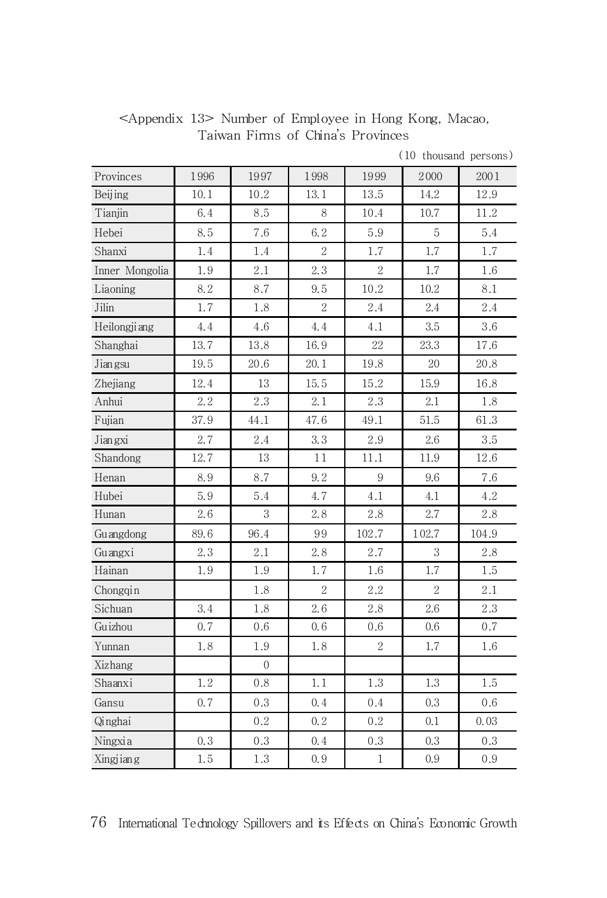<Appendix 13> Number of Employee in Hong Kong, Macao, Taiwan Firms of China's Provinces

(10 thousand persons)

| Provinces | 1996 | 1997 | 1998 | 1999 | 2000 | 2001 |
|---|---|---|---|---|---|---|
| Beijing | 10.1 | 10.2 | 13.1 | 13.5 | 14.2 | 12.9 |
| Tianjin | 6.4 | 8.5 | 8 | 10.4 | 10.7 | 11.2 |
| Hebei | 8.5 | 7.6 | 6.2 | 5.9 | 5 | 5.4 |
| Shanxi | 1.4 | 1.4 | 2 | 1.7 | 1.7 | 1.7 |
| Inner Mongolia | 1.9 | 2.1 | 2.3 | 2 | 1.7 | 1.6 |
| Liaoning | 8.2 | 8.7 | 9.5 | 10.2 | 10.2 | 8.1 |
| Jilin | 1.7 | 1.8 | 2 | 2.4 | 2.4 | 2.4 |
| Heilongjiang | 4.4 | 4.6 | 4.4 | 4.1 | 3.5 | 3.6 |
| Shanghai | 13.7 | 13.8 | 16.9 | 22 | 23.3 | 17.6 |
| Jiangsu | 19.5 | 20.6 | 20.1 | 19.8 | 20 | 20.8 |
| Zhejiang | 12.4 | 13 | 15.5 | 15.2 | 15.9 | 16.8 |
| Anhui | 2.2 | 2.3 | 2.1 | 2.3 | 2.1 | 1.8 |
| Fujian | 37.9 | 44.1 | 47.6 | 49.1 | 51.5 | 61.3 |
| Jiangxi | 2.7 | 2.4 | 3.3 | 2.9 | 2.6 | 3.5 |
| Shandong | 12.7 | 13 | 11 | 11.1 | 11.9 | 12.6 |
| Henan | 8.9 | 8.7 | 9.2 | 9 | 9.6 | 7.6 |
| Hubei | 5.9 | 5.4 | 4.7 | 4.1 | 4.1 | 4.2 |
| Hunan | 2.6 | 3 | 2.8 | 2.8 | 2.7 | 2.8 |
| Guangdong | 89.6 | 96.4 | 99 | 102.7 | 102.7 | 104.9 |
| Guangxi | 2.3 | 2.1 | 2.8 | 2.7 | 3 | 2.8 |
| Hainan | 1.9 | 1.9 | 1.7 | 1.6 | 1.7 | 1.5 |
| Chongqin | | 1.8 | 2 | 2.2 | 2 | 2.1 |
| Sichuan | 3.4 | 1.8 | 2.6 | 2.8 | 2.6 | 2.3 |
| Guizhou | 0.7 | 0.6 | 0.6 | 0.6 | 0.6 | 0.7 |
| Yunnan | 1.8 | 1.9 | 1.8 | 2 | 1.7 | 1.6 |
| Xizhang | | 0 | | | | |
| Shaanxi | 1.2 | 0.8 | 1.1 | 1.3 | 1.3 | 1.5 |
| Gansu | 0.7 | 0.3 | 0.4 | 0.4 | 0.3 | 0.6 |
| Qinghai | | 0.2 | 0.2 | 0.2 | 0.1 | 0.03 |
| Ningxia | 0.3 | 0.3 | 0.4 | 0.3 | 0.3 | 0.3 |
| Xingjiang | 1.5 | 1.3 | 0.9 | 1 | 0.9 | 0.9 |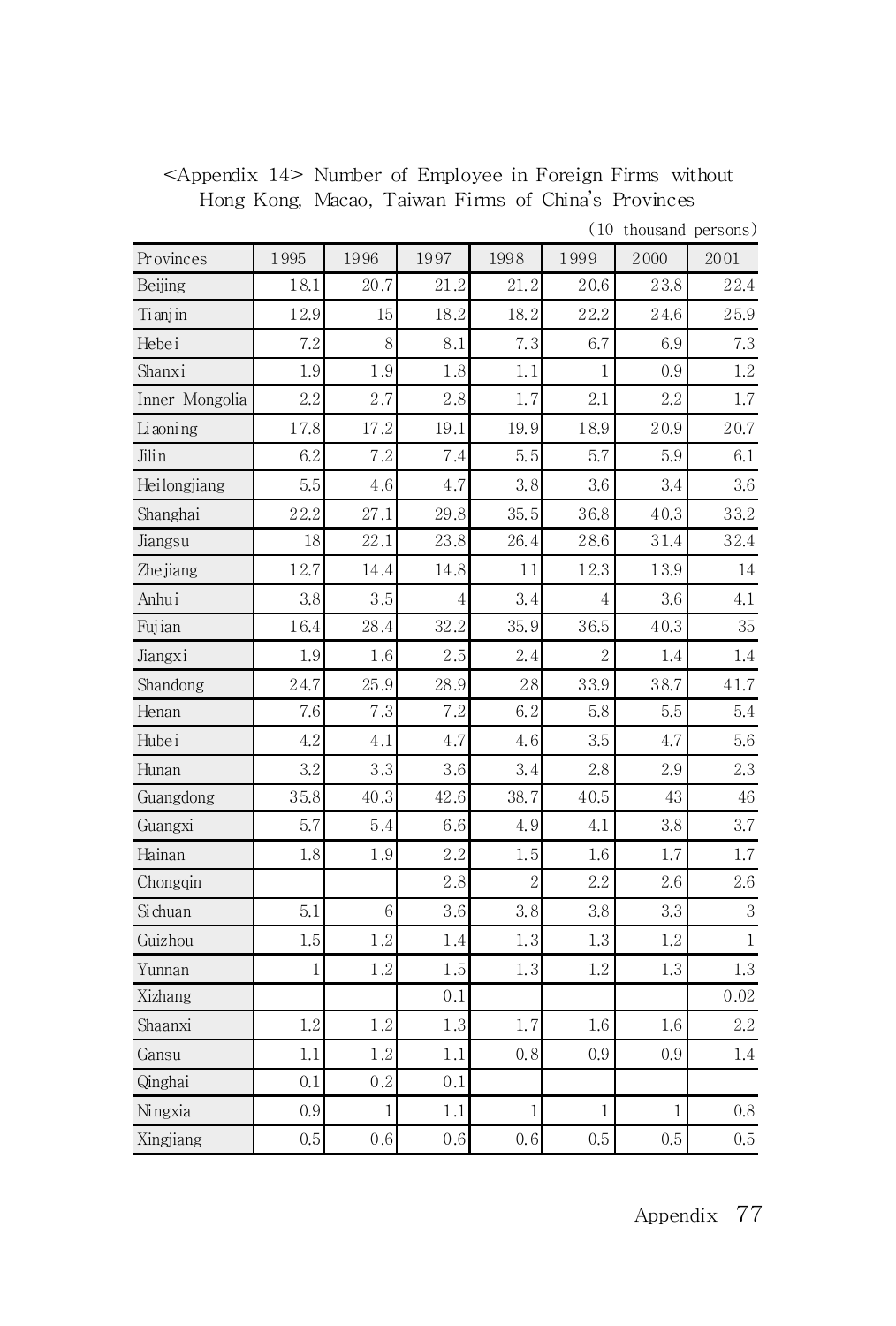<Appendix 14> Number of Employee in Foreign Firms without Hong Kong, Macao, Taiwan Firms of China's Provinces

(10 thousand persons)

| Provinces | 1995 | 1996 | 1997 | 1998 | 1999 | 2000 | 2001 |
|---|---|---|---|---|---|---|---|
| Beijing | 18.1 | 20.7 | 21.2 | 21.2 | 20.6 | 23.8 | 22.4 |
| Tianjin | 12.9 | 15 | 18.2 | 18.2 | 22.2 | 24.6 | 25.9 |
| Hebei | 7.2 | 8 | 8.1 | 7.3 | 6.7 | 6.9 | 7.3 |
| Shanxi | 1.9 | 1.9 | 1.8 | 1.1 | 1 | 0.9 | 1.2 |
| Inner Mongolia | 2.2 | 2.7 | 2.8 | 1.7 | 2.1 | 2.2 | 1.7 |
| Liaoning | 17.8 | 17.2 | 19.1 | 19.9 | 18.9 | 20.9 | 20.7 |
| Jilin | 6.2 | 7.2 | 7.4 | 5.5 | 5.7 | 5.9 | 6.1 |
| Heilongjiang | 5.5 | 4.6 | 4.7 | 3.8 | 3.6 | 3.4 | 3.6 |
| Shanghai | 22.2 | 27.1 | 29.8 | 35.5 | 36.8 | 40.3 | 33.2 |
| Jiangsu | 18 | 22.1 | 23.8 | 26.4 | 28.6 | 31.4 | 32.4 |
| Zhejiang | 12.7 | 14.4 | 14.8 | 11 | 12.3 | 13.9 | 14 |
| Anhui | 3.8 | 3.5 | 4 | 3.4 | 4 | 3.6 | 4.1 |
| Fujian | 16.4 | 28.4 | 32.2 | 35.9 | 36.5 | 40.3 | 35 |
| Jiangxi | 1.9 | 1.6 | 2.5 | 2.4 | 2 | 1.4 | 1.4 |
| Shandong | 24.7 | 25.9 | 28.9 | 28 | 33.9 | 38.7 | 41.7 |
| Henan | 7.6 | 7.3 | 7.2 | 6.2 | 5.8 | 5.5 | 5.4 |
| Hubei | 4.2 | 4.1 | 4.7 | 4.6 | 3.5 | 4.7 | 5.6 |
| Hunan | 3.2 | 3.3 | 3.6 | 3.4 | 2.8 | 2.9 | 2.3 |
| Guangdong | 35.8 | 40.3 | 42.6 | 38.7 | 40.5 | 43 | 46 |
| Guangxi | 5.7 | 5.4 | 6.6 | 4.9 | 4.1 | 3.8 | 3.7 |
| Hainan | 1.8 | 1.9 | 2.2 | 1.5 | 1.6 | 1.7 | 1.7 |
| Chongqin | | | 2.8 | 2 | 2.2 | 2.6 | 2.6 |
| Sichuan | 5.1 | 6 | 3.6 | 3.8 | 3.8 | 3.3 | 3 |
| Guizhou | 1.5 | 1.2 | 1.4 | 1.3 | 1.3 | 1.2 | 1 |
| Yunnan | 1 | 1.2 | 1.5 | 1.3 | 1.2 | 1.3 | 1.3 |
| Xizhang | | | 0.1 | | | | 0.02 |
| Shaanxi | 1.2 | 1.2 | 1.3 | 1.7 | 1.6 | 1.6 | 2.2 |
| Gansu | 1.1 | 1.2 | 1.1 | 0.8 | 0.9 | 0.9 | 1.4 |
| Qinghai | 0.1 | 0.2 | 0.1 | | | | |
| Ningxia | 0.9 | 1 | 1.1 | 1 | 1 | 1 | 0.8 |
| Xingjiang | 0.5 | 0.6 | 0.6 | 0.6 | 0.5 | 0.5 | 0.5 |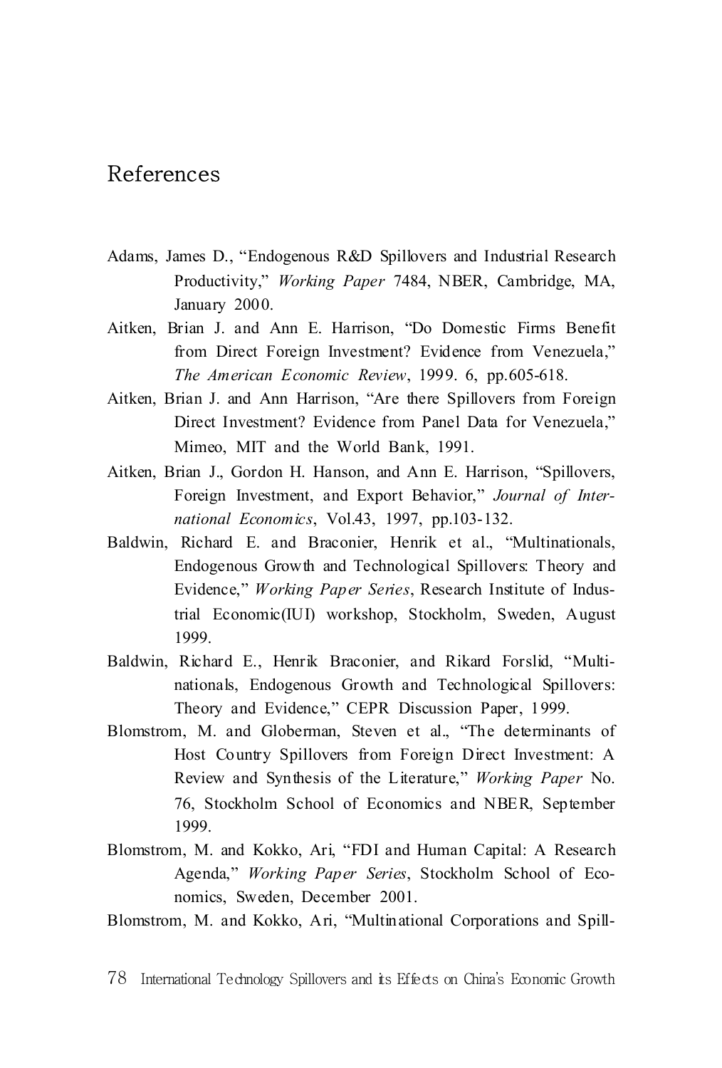# References

Adams, James D., "Endogenous R&D Spillovers and Industrial Research Productivity," *Working Paper* 7484, NBER, Cambridge, MA, January 2000.

Aitken, Brian J. and Ann E. Harrison, "Do Domestic Firms Benefit from Direct Foreign Investment? Evidence from Venezuela," *The American Economic Review*, 1999. 6, pp.605-618.

Aitken, Brian J. and Ann Harrison, "Are there Spillovers from Foreign Direct Investment? Evidence from Panel Data for Venezuela," Mimeo, MIT and the World Bank, 1991.

Aitken, Brian J., Gordon H. Hanson, and Ann E. Harrison, "Spillovers, Foreign Investment, and Export Behavior," *Journal of International Economics*, Vol.43, 1997, pp.103-132.

Baldwin, Richard E. and Braconier, Henrik et al., "Multinationals, Endogenous Growth and Technological Spillovers: Theory and Evidence," *Working Paper Series*, Research Institute of Industrial Economic(IUI) workshop, Stockholm, Sweden, August 1999.

Baldwin, Richard E., Henrik Braconier, and Rikard Forslid, "Multinationals, Endogenous Growth and Technological Spillovers: Theory and Evidence," CEPR Discussion Paper, 1999.

Blomstrom, M. and Globerman, Steven et al., "The determinants of Host Country Spillovers from Foreign Direct Investment: A Review and Synthesis of the Literature," *Working Paper* No. 76, Stockholm School of Economics and NBER, September 1999.

Blomstrom, M. and Kokko, Ari, "FDI and Human Capital: A Research Agenda," *Working Paper Series*, Stockholm School of Economics, Sweden, December 2001.

Blomstrom, M. and Kokko, Ari, "Multinational Corporations and Spill-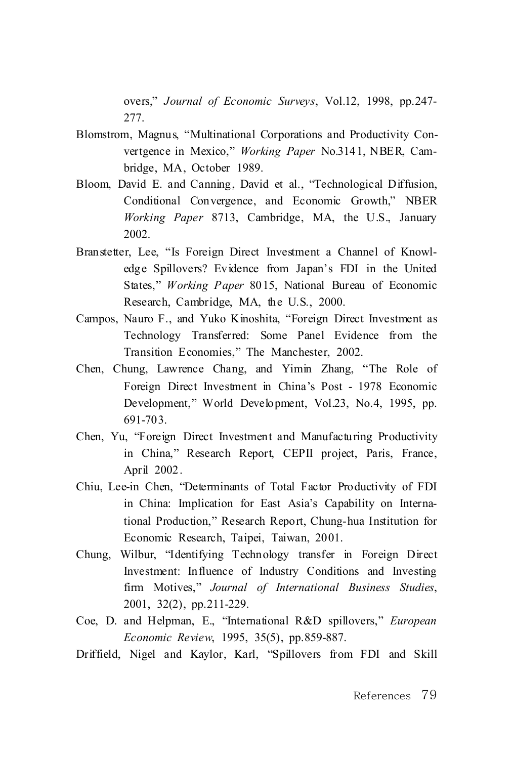overs," *Journal of Economic Surveys*, Vol.12, 1998, pp.247-277.

Blomstrom, Magnus, "Multinational Corporations and Productivity Convertgence in Mexico," *Working Paper* No.3141, NBER, Cambridge, MA, October 1989.

Bloom, David E. and Canning, David et al., "Technological Diffusion, Conditional Convergence, and Economic Growth," NBER *Working Paper* 8713, Cambridge, MA, the U.S., January 2002.

Branstetter, Lee, "Is Foreign Direct Investment a Channel of Knowledge Spillovers? Evidence from Japan's FDI in the United States," *Working Paper* 8015, National Bureau of Economic Research, Cambridge, MA, the U.S., 2000.

Campos, Nauro F., and Yuko Kinoshita, "Foreign Direct Investment as Technology Transferred: Some Panel Evidence from the Transition Economies," The Manchester, 2002.

Chen, Chung, Lawrence Chang, and Yimin Zhang, "The Role of Foreign Direct Investment in China's Post - 1978 Economic Development," World Development, Vol.23, No.4, 1995, pp. 691-703.

Chen, Yu, "Foreign Direct Investment and Manufacturing Productivity in China," Research Report, CEPII project, Paris, France, April 2002.

Chiu, Lee-in Chen, "Determinants of Total Factor Productivity of FDI in China: Implication for East Asia's Capability on International Production," Research Report, Chung-hua Institution for Economic Research, Taipei, Taiwan, 2001.

Chung, Wilbur, "Identifying Technology transfer in Foreign Direct Investment: Influence of Industry Conditions and Investing firm Motives," *Journal of International Business Studies*, 2001, 32(2), pp.211-229.

Coe, D. and Helpman, E., "International R&D spillovers," *European Economic Review*, 1995, 35(5), pp.859-887.

Driffield, Nigel and Kaylor, Karl, "Spillovers from FDI and Skill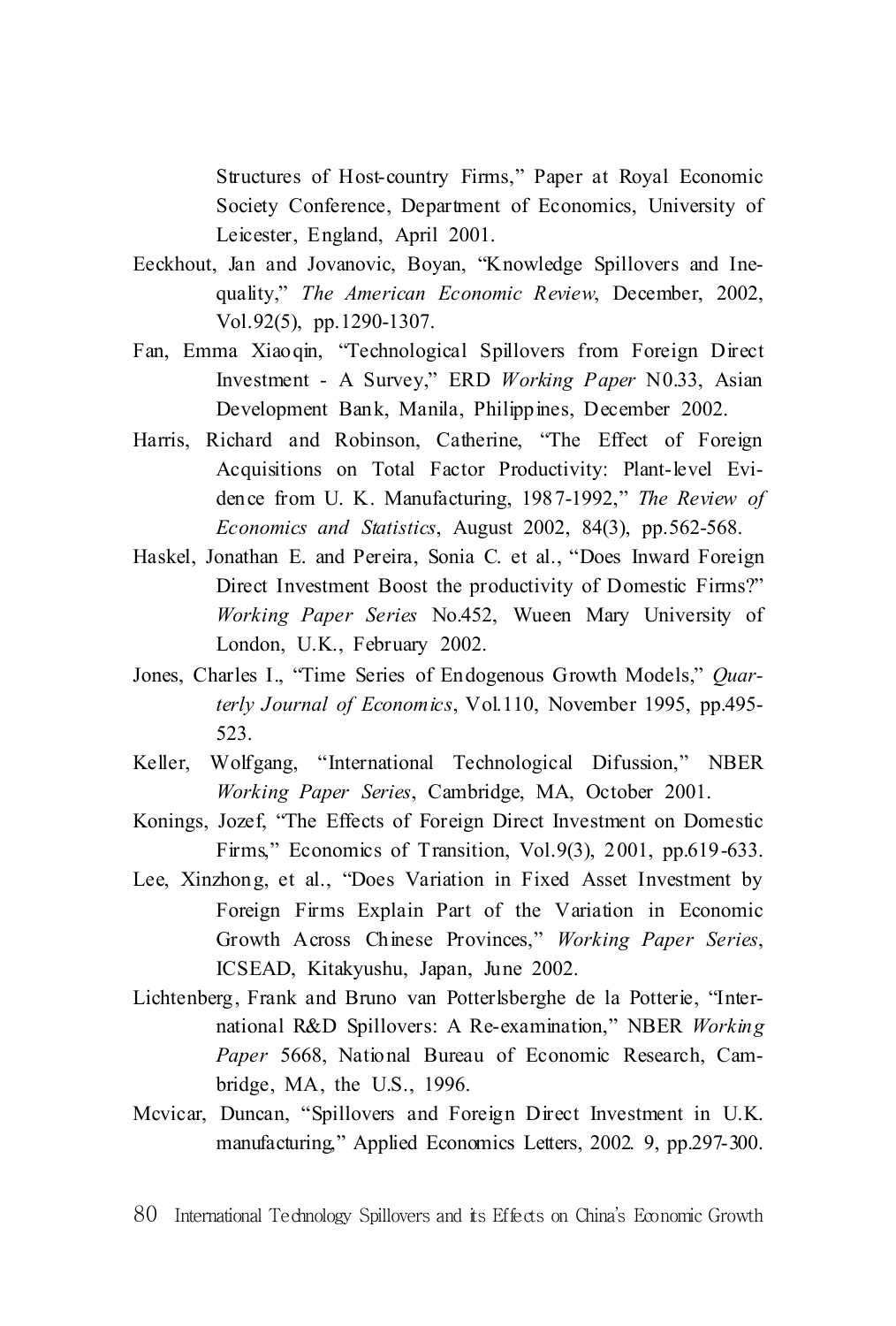Structures of Host-country Firms," Paper at Royal Economic Society Conference, Department of Economics, University of Leicester, England, April 2001.

Eeckhout, Jan and Jovanovic, Boyan, "Knowledge Spillovers and Inequality," *The American Economic Review*, December, 2002, Vol.92(5), pp.1290-1307.

Fan, Emma Xiaoqin, "Technological Spillovers from Foreign Direct Investment - A Survey," ERD *Working Paper* N0.33, Asian Development Bank, Manila, Philippines, December 2002.

Harris, Richard and Robinson, Catherine, "The Effect of Foreign Acquisitions on Total Factor Productivity: Plant-level Evidence from U. K. Manufacturing, 1987-1992," *The Review of Economics and Statistics*, August 2002, 84(3), pp.562-568.

Haskel, Jonathan E. and Pereira, Sonia C. et al., "Does Inward Foreign Direct Investment Boost the productivity of Domestic Firms?" *Working Paper Series* No.452, Wueen Mary University of London, U.K., February 2002.

Jones, Charles I., "Time Series of Endogenous Growth Models," *Quarterly Journal of Economics*, Vol.110, November 1995, pp.495-523.

Keller, Wolfgang, "International Technological Difussion," NBER *Working Paper Series*, Cambridge, MA, October 2001.

Konings, Jozef, "The Effects of Foreign Direct Investment on Domestic Firms," Economics of Transition, Vol.9(3), 2001, pp.619-633.

Lee, Xinzhong, et al., "Does Variation in Fixed Asset Investment by Foreign Firms Explain Part of the Variation in Economic Growth Across Chinese Provinces," *Working Paper Series*, ICSEAD, Kitakyushu, Japan, June 2002.

Lichtenberg, Frank and Bruno van Potterlsberghe de la Potterie, "International R&D Spillovers: A Re-examination," NBER *Working Paper* 5668, National Bureau of Economic Research, Cambridge, MA, the U.S., 1996.

Mcvicar, Duncan, "Spillovers and Foreign Direct Investment in U.K. manufacturing," Applied Economics Letters, 2002. 9, pp.297-300.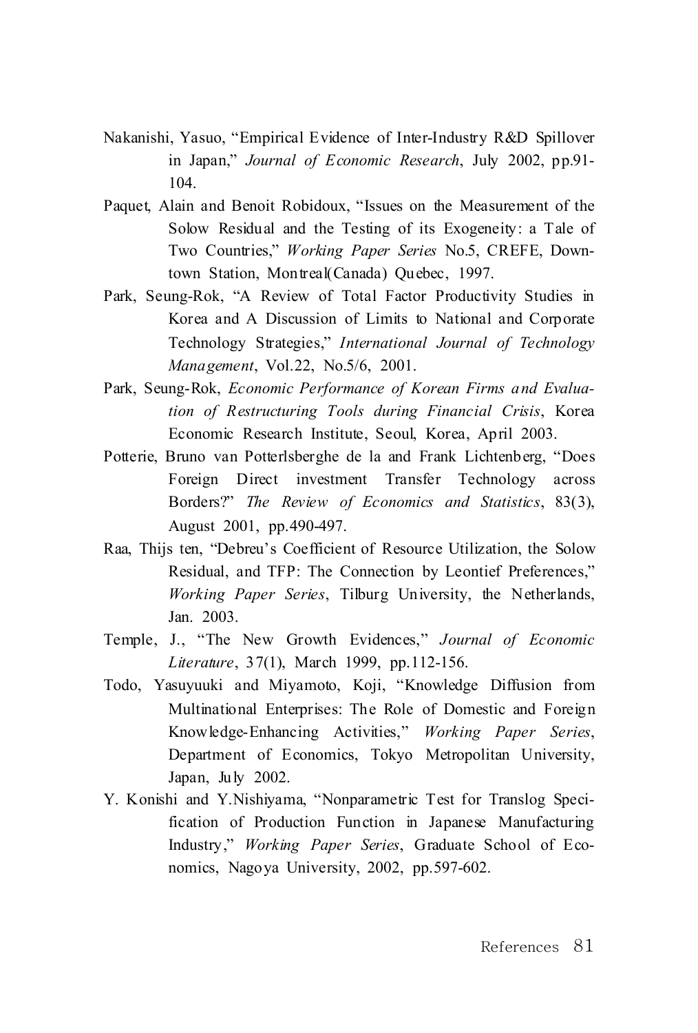Nakanishi, Yasuo, "Empirical Evidence of Inter-Industry R&D Spillover in Japan," *Journal of Economic Research*, July 2002, pp.91-104.

Paquet, Alain and Benoit Robidoux, "Issues on the Measurement of the Solow Residual and the Testing of its Exogeneity: a Tale of Two Countries," *Working Paper Series* No.5, CREFE, Downtown Station, Montreal(Canada) Quebec, 1997.

Park, Seung-Rok, "A Review of Total Factor Productivity Studies in Korea and A Discussion of Limits to National and Corporate Technology Strategies," *International Journal of Technology Management*, Vol.22, No.5/6, 2001.

Park, Seung-Rok, *Economic Performance of Korean Firms and Evaluation of Restructuring Tools during Financial Crisis*, Korea Economic Research Institute, Seoul, Korea, April 2003.

Potterie, Bruno van Potterlsberghe de la and Frank Lichtenberg, "Does Foreign Direct investment Transfer Technology across Borders?" *The Review of Economics and Statistics*, 83(3), August 2001, pp.490-497.

Raa, Thijs ten, "Debreu's Coefficient of Resource Utilization, the Solow Residual, and TFP: The Connection by Leontief Preferences," *Working Paper Series*, Tilburg University, the Netherlands, Jan. 2003.

Temple, J., "The New Growth Evidences," *Journal of Economic Literature*, 37(1), March 1999, pp.112-156.

Todo, Yasuyuki and Miyamoto, Koji, "Knowledge Diffusion from Multinational Enterprises: The Role of Domestic and Foreign Knowledge-Enhancing Activities," *Working Paper Series*, Department of Economics, Tokyo Metropolitan University, Japan, July 2002.

Y. Konishi and Y.Nishiyama, "Nonparametric Test for Translog Specification of Production Function in Japanese Manufacturing Industry," *Working Paper Series*, Graduate School of Economics, Nagoya University, 2002, pp.597-602.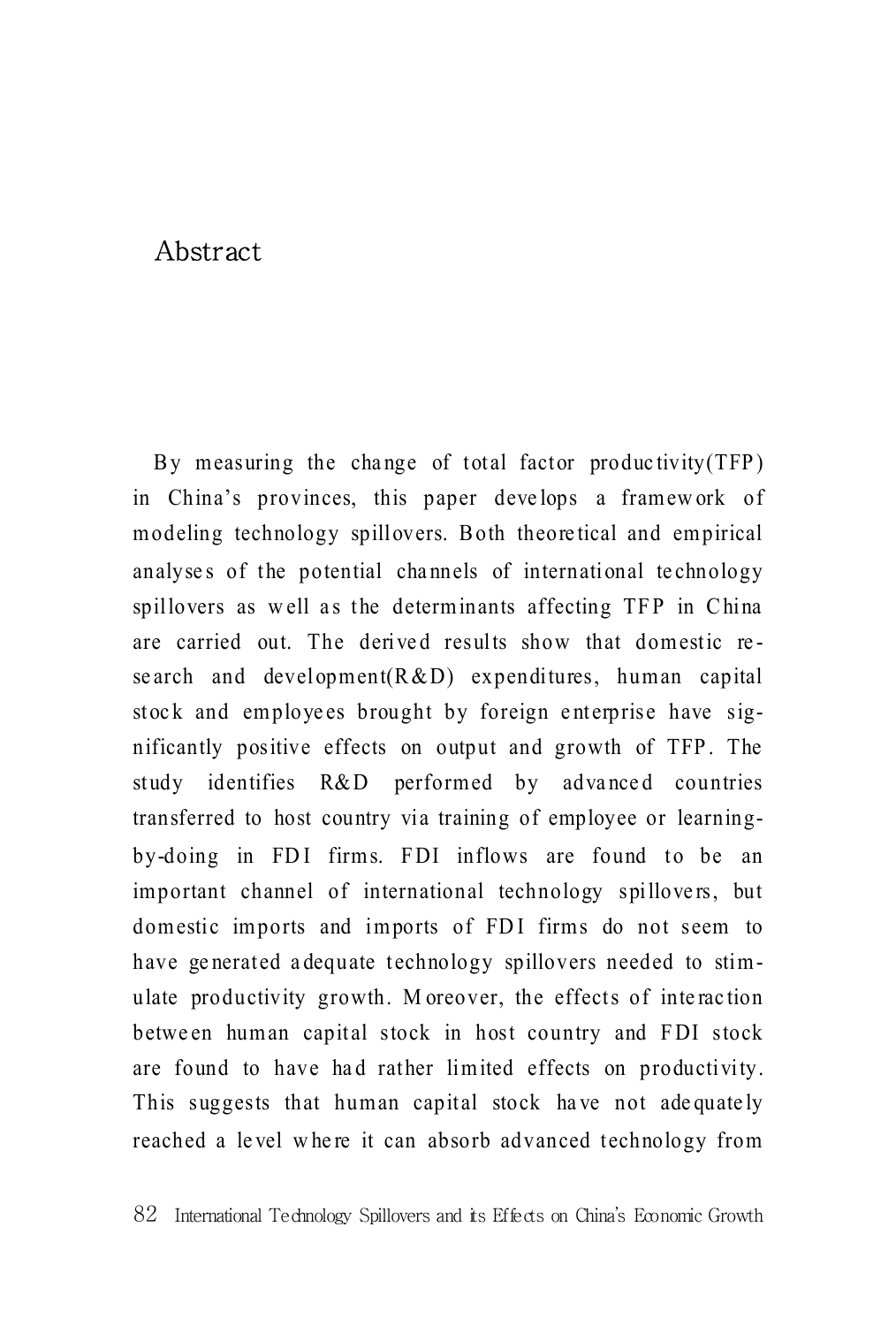# Abstract

By measuring the change of total factor productivity(TFP) in China's provinces, this paper develops a framework of modeling technology spillovers. Both theoretical and empirical analyses of the potential channels of international technology spillovers as well as the determinants affecting TFP in China are carried out. The derived results show that domestic research and development(R&D) expenditures, human capital stock and employees brought by foreign enterprise have significantly positive effects on output and growth of TFP. The study identifies R&D performed by advanced countries transferred to host country via training of employee or learning-by-doing in FDI firms. FDI inflows are found to be an important channel of international technology spillovers, but domestic imports and imports of FDI firms do not seem to have generated adequate technology spillovers needed to stimulate productivity growth. Moreover, the effects of interaction between human capital stock in host country and FDI stock are found to have had rather limited effects on productivity. This suggests that human capital stock have not adequately reached a level where it can absorb advanced technology from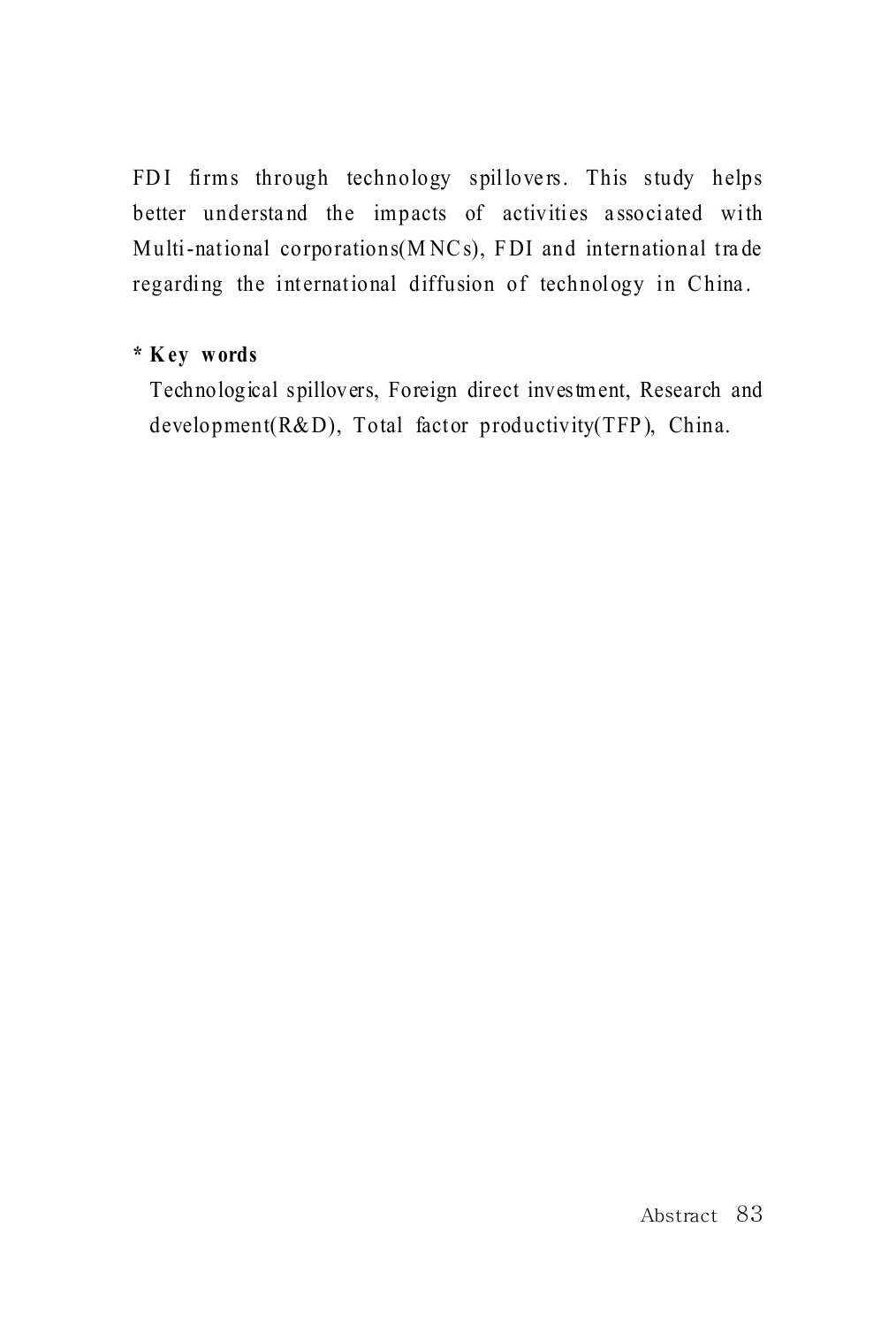FDI firms through technology spillovers. This study helps better understand the impacts of activities associated with Multi-national corporations(MNCs), FDI and international trade regarding the international diffusion of technology in China.

**\* Key words**

Technological spillovers, Foreign direct investment, Research and development(R&D), Total factor productivity(TFP), China.